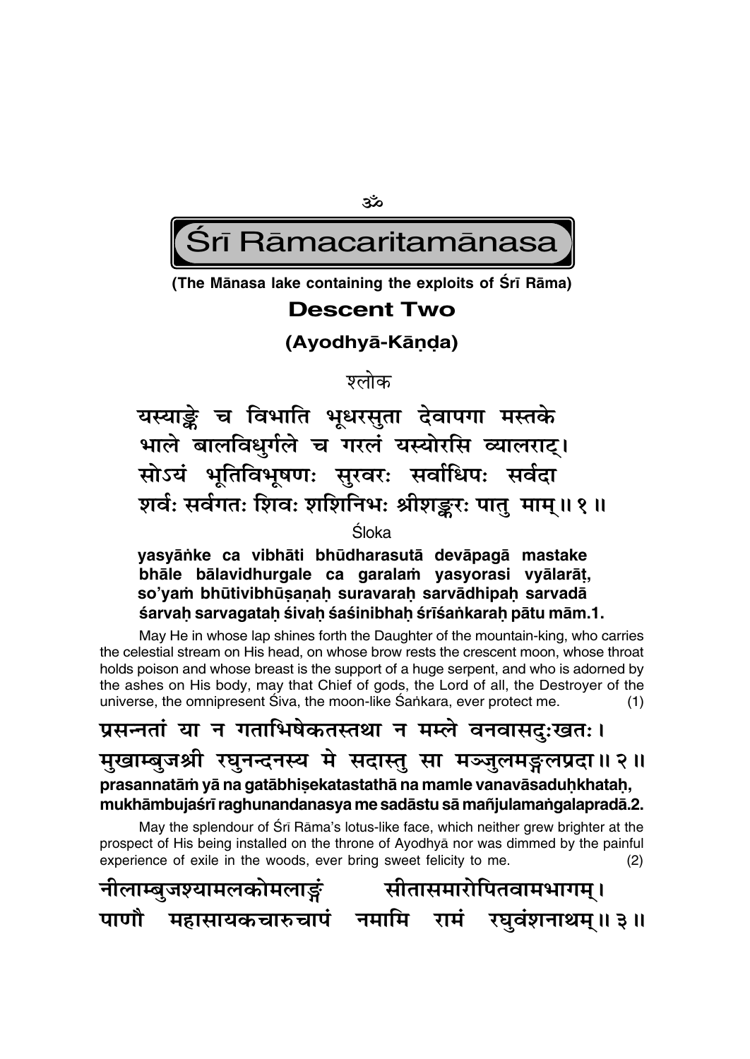ॐ

# Śrī Rāmacaritamānasa

**(The Mānasa lake containing the exploits of Śrī Rāma)**

## Descent Two

### (Ayodhyā-Kāṇḍa)

श्लोक

**यस्याङ्के च विभाति भूधरसुता देवापगा मस्तके**
**भाले बालविधुर्गले च गरलं यस्योरसि व्यालराट्।**
**सोऽयं भूतिविभूषणः सुरवरः सर्वाधिपः सर्वदा**
**शर्वः सर्वगतः शिवः शशिनिभः श्रीशङ्करः पातु माम्॥ १॥**

Śloka

**yasyāṅke ca vibhāti bhūdharasutā devāpagā mastake**
**bhāle bālavidhurgale ca garalaṁ yasyorasi vyālarāṭ,**
**so'yaṁ bhūtivibhūṣaṇaḥ suravaraḥ sarvādhipaḥ sarvadā**
**śarvaḥ sarvagataḥ śivaḥ śaśinibhaḥ śrīśaṅkaraḥ pātu mām.1.**

May He in whose lap shines forth the Daughter of the mountain-king, who carries the celestial stream on His head, on whose brow rests the crescent moon, whose throat holds poison and whose breast is the support of a huge serpent, and who is adorned by the ashes on His body, may that Chief of gods, the Lord of all, the Destroyer of the universe, the omnipresent Śiva, the moon-like Śaṅkara, ever protect me. (1)

**प्रसन्नतां या न गताभिषेकतस्तथा न मम्ले वनवासदुःखतः।**
**मुखाम्बुजश्री रघुनन्दनस्य मे सदास्तु सा मञ्जुलमङ्गलप्रदा॥ २॥**
**prasannatāṁ yā na gatābhiṣekatastathā na mamle vanavāsaduḥkhataḥ,**
**mukhāmbujaśrī raghunandanasya me sadāstu sā mañjulamaṅgalapradā.2.**

May the splendour of Śrī Rāma's lotus-like face, which neither grew brighter at the prospect of His being installed on the throne of Ayodhyā nor was dimmed by the painful experience of exile in the woods, ever bring sweet felicity to me. (2)

**नीलाम्बुजश्यामलकोमलाङ्गं सीतासमारोपितवामभागम्।**
**पाणौ महासायकचारुचापं नमामि रामं रघुवंशनाथम्॥ ३॥**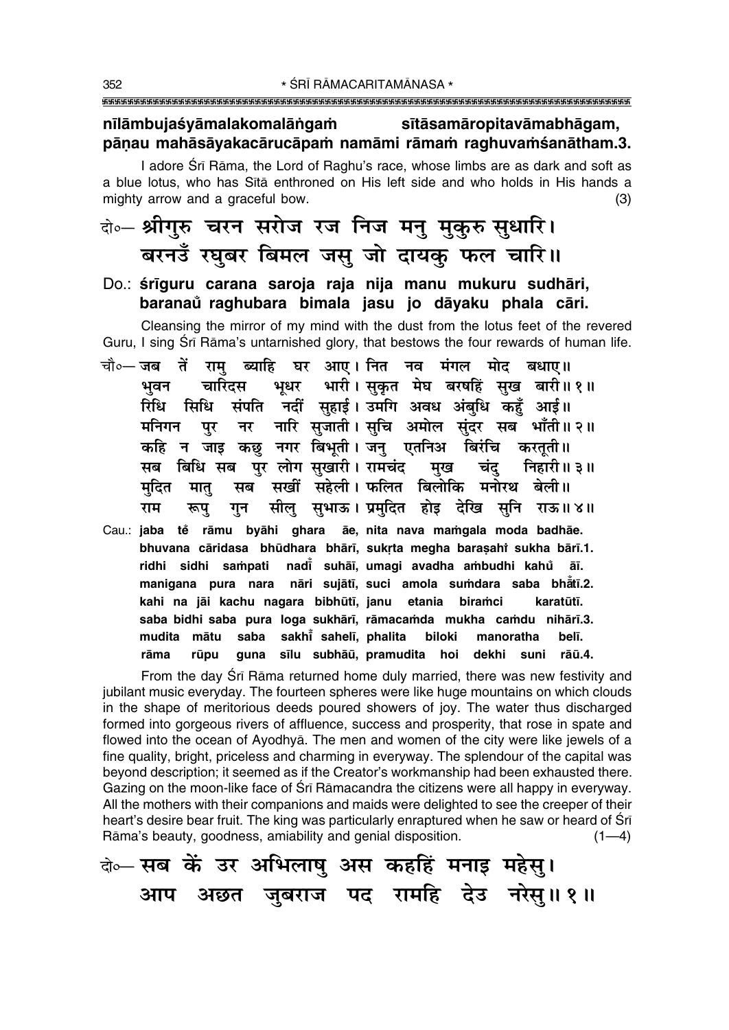**nīlāmbujaśyāmalakomalāṅgaṁ sītāsamāropitavāmabhāgam, pāṇau mahāsāyakacārucāpaṁ namāmi rāmaṁ raghuvaṁśanātham.3.**

I adore Śrī Rāma, the Lord of Raghu's race, whose limbs are as dark and soft as a blue lotus, who has Sītā enthroned on His left side and who holds in His hands a mighty arrow and a graceful bow. (3)

**दो०— श्रीगुरु चरन सरोज रज निज मनु मुकुरु सुधारि।**
**बरनउँ रघुबर बिमल जसु जो दायकु फल चारि॥**

**Do.: śrīguru carana saroja raja nija manu mukuru sudhāri, baranaů raghubara bimala jasu jo dāyaku phala cāri.**

Cleansing the mirror of my mind with the dust from the lotus feet of the revered Guru, I sing Śrī Rāma's untarnished glory, that bestows the four rewards of human life.

चौ०— जब तें रामु ब्याहि घर आए। नित नव मंगल मोद बधाए॥
भुवन चारिदस भूधर भारी। सुकृत मेघ बरषहिं सुख बारी॥ १॥
रिधि सिधि संपति नदीं सुहाई। उमगि अवध अंबुधि कहुँ आई॥
मनिगन पुर नर नारि सुजाती। सुचि अमोल सुंदर सब भाँती॥ २॥
कहि न जाइ कछु नगर बिभूती। जनु एतनिअ बिरंचि करतूती॥
सब बिधि सब पुर लोग सुखारी। रामचंद मुख चंदु निहारी॥ ३॥
मुदित मातु सब सखीं सहेली। फलित बिलोकि मनोरथ बेली॥
राम रूपु गुन सीलु सुभाऊ। प्रमुदित होइ देखि सुनि राऊ॥ ४॥

Cau.: **jaba tẽ rāmu byāhi ghara āe, nita nava maṁgala moda badhāe. bhuvana cāridasa bhūdhara bhārī, sukṛta megha baraṣahiṁ sukha bārī.1. ridhi sidhi saṁpati nadī̃ suhāī, umagi avadha aṁbudhi kahů āī. manigana pura nara nāri sujātī, suci amola suṁdara saba bhā̃tī.2. kahi na jāi kachu nagara bibhūtī, janu etania biraṁci karatūtī. saba bidhi saba pura loga sukhārī, rāmacaṁda mukha caṁdu nihārī.3. mudita mātu saba sakhī̃ sahelī, phalita biloki manoratha belī. rāma rūpu guna sīlu subhāū, pramudita hoi dekhi suni rāū.4.**

From the day Śrī Rāma returned home duly married, there was new festivity and jubilant music everyday. The fourteen spheres were like huge mountains on which clouds in the shape of meritorious deeds poured showers of joy. The water thus discharged formed into gorgeous rivers of affluence, success and prosperity, that rose in spate and flowed into the ocean of Ayodhyā. The men and women of the city were like jewels of a fine quality, bright, priceless and charming in everyway. The splendour of the capital was beyond description; it seemed as if the Creator's workmanship had been exhausted there. Gazing on the moon-like face of Śrī Rāmacandra the citizens were all happy in everyway. All the mothers with their companions and maids were delighted to see the creeper of their heart's desire bear fruit. The king was particularly enraptured when he saw or heard of Śrī Rāma's beauty, goodness, amiability and genial disposition. (1—4)

**दो०— सब कें उर अभिलाषु अस कहहिं मनाइ महेसु।**
**आप अछत जुबराज पद रामहि देउ नरेसु॥ १॥**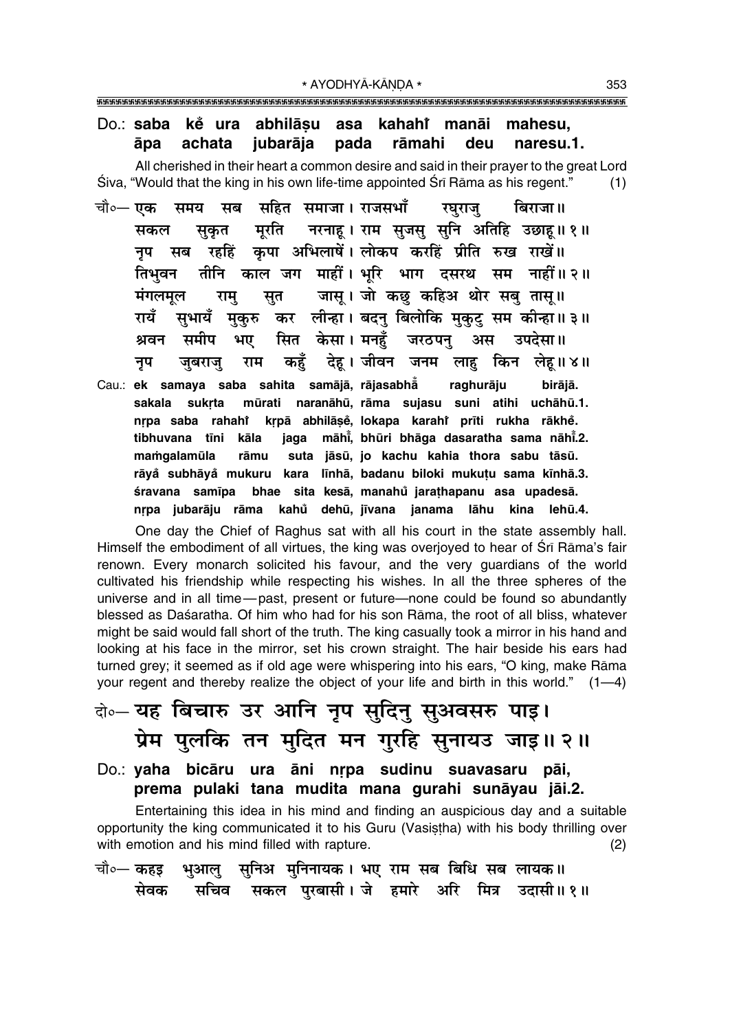Do.: **saba kẽ ura abhilāṣu asa kahahi̐ manāi mahesu,**
**āpa achata jubarāja pada rāmahi deu naresu.1.**

All cherished in their heart a common desire and said in their prayer to the great Lord Śiva, "Would that the king in his own life-time appointed Śrī Rāma as his regent." (1)

चौ०— एक समय सब सहित समाजा। राजसभाँ रघुराजु बिराजा॥
सकल सुकृत मूरति नरनाहू। राम सुजसु सुनि अतिहि उछाहू॥ १॥
नृप सब रहहिं कृपा अभिलाषें। लोकप करहिं प्रीति रुख राखें॥
तिभुवन तीनि काल जग माहीं। भूरि भाग दसरथ सम नाहीं॥ २॥
मंगलमूल रामु सुत जासू। जो कछु कहिअ थोर सबु तासू॥
रायँ सुभायँ मुकुरु कर लीन्हा। बदनु बिलोकि मुकुटु सम कीन्हा॥ ३॥
श्रवन समीप भए सित केसा। मनहुँ जरठपनु अस उपदेसा॥
नृप जुबराजु राम कहुँ देहू। जीवन जनम लाहु किन लेहू॥ ४॥

Cau.: **ek samaya saba sahita samājā, rājasabhā̃ raghurāju birājā.**
**sakala sukṛta mūrati naranāhū, rāma sujasu suni atihi uchāhū.1.**
**nṛpa saba rahahi̐ kṛpā abhilāṣẽ, lokapa karahi̐ prīti rukha rākhẽ.**
**tibhuvana tīni kāla jaga māhī̐, bhūri bhāga dasaratha sama nāhī̐.2.**
**maṁgalamūla rāmu suta jāsū, jo kachu kahia thora sabu tāsū.**
**rāyå̃ subhāyå̃ mukuru kara līnhā, badanu biloki mukuṭu sama kīnhā.3.**
**śravana samīpa bhae sita kesā, manahů̃ jaraṭhapanu asa upadesā.**
**nṛpa jubarāju rāma kahů̃ dehū, jīvana janama lāhu kina lehū.4.**

One day the Chief of Raghus sat with all his court in the state assembly hall. Himself the embodiment of all virtues, the king was overjoyed to hear of Śrī Rāma's fair renown. Every monarch solicited his favour, and the very guardians of the world cultivated his friendship while respecting his wishes. In all the three spheres of the universe and in all time—past, present or future—none could be found so abundantly blessed as Daśaratha. Of him who had for his son Rāma, the root of all bliss, whatever might be said would fall short of the truth. The king casually took a mirror in his hand and looking at his face in the mirror, set his crown straight. The hair beside his ears had turned grey; it seemed as if old age were whispering into his ears, "O king, make Rāma your regent and thereby realize the object of your life and birth in this world." (1—4)

दो०— यह बिचारु उर आनि नृप सुदिनु सुअवसरु पाइ।
प्रेम पुलकि तन मुदित मन गुरहि सुनायउ जाइ॥ २॥

Do.: **yaha bicāru ura āni nṛpa sudinu suavasaru pāi,**
**prema pulaki tana mudita mana gurahi sunāyau jāi.2.**

Entertaining this idea in his mind and finding an auspicious day and a suitable opportunity the king communicated it to his Guru (Vasiṣṭha) with his body thrilling over with emotion and his mind filled with rapture. (2)

चौ०— कहइ भुआलु सुनिअ मुनिनायक। भए राम सब बिधि सब लायक॥
सेवक सचिव सकल पुरबासी। जे हमारे अरि मित्र उदासी॥ १॥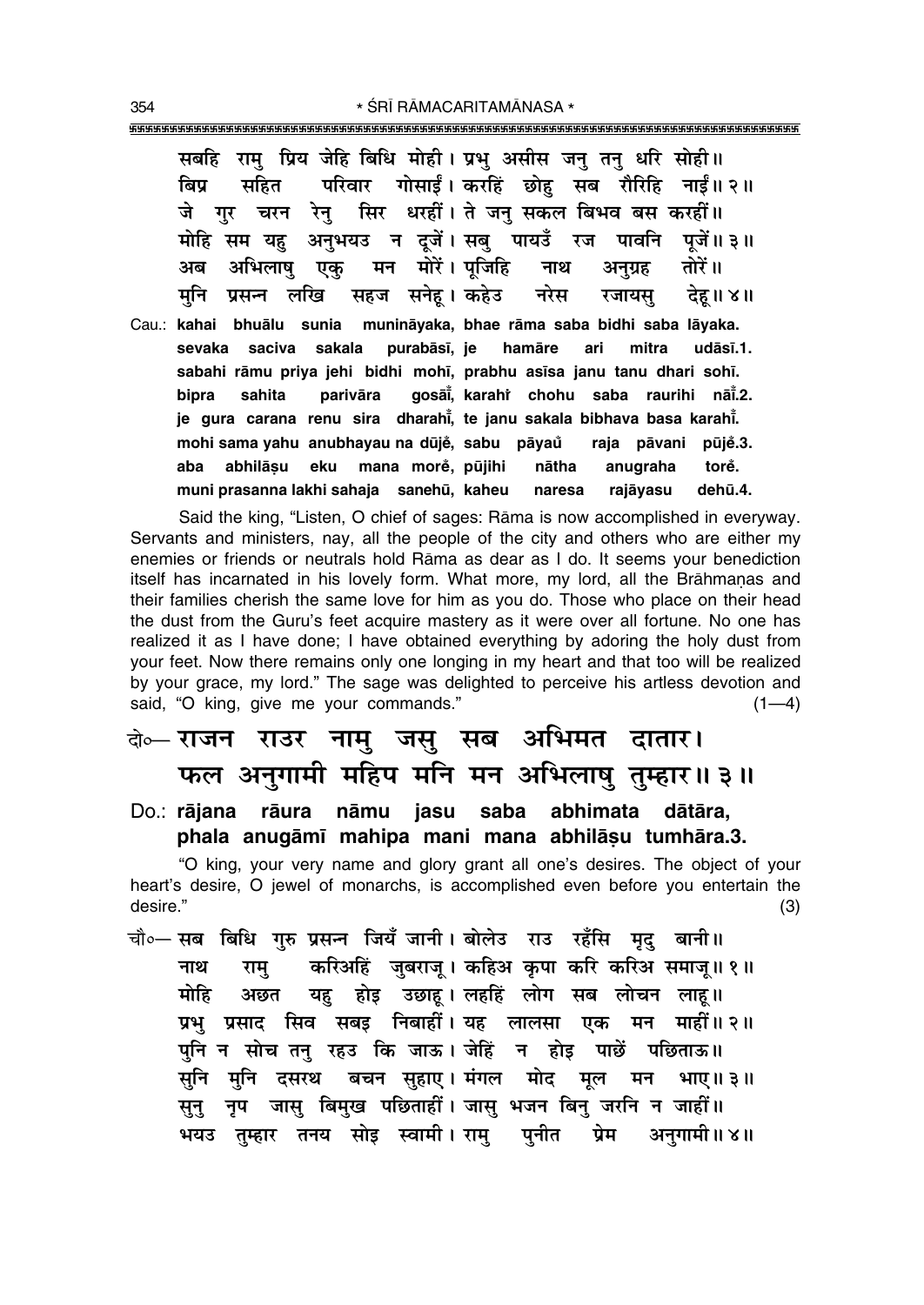सबहि रामु प्रिय जेहि बिधि मोही। प्रभु असीस जनु तनु धरि सोही॥
बिप्र सहित परिवार गोसाईं। करहिं छोहु सब रौरिहि नाईं॥ २॥
जे गुर चरन रेनु सिर धरहीं। ते जनु सकल बिभव बस करहीं॥
मोहि सम यहु अनुभयउ न दूजें। सबु पायउँ रज पावनि पूजें॥ ३॥
अब अभिलाषु एकु मन मोरें। पूजिहि नाथ अनुग्रह तोरें॥
मुनि प्रसन्न लखि सहज सनेहू। कहेउ नरेस रजायसु देहू॥ ४॥

Cau.: **kahai bhuālu sunia munināyaka, bhae rāma saba bidhi saba lāyaka.**
**sevaka saciva sakala purabāsī, je hamāre ari mitra udāsī.1.**
**sabahi rāmu priya jehi bidhi mohī, prabhu asīsa janu tanu dhari sohī.**
**bipra sahita parivāra gosāī̐, karahi̐ chohu saba raurihi nāī̐.2.**
**je gura carana renu sira dharahī̐, te janu sakala bibhava basa karahī̐.**
**mohi sama yahu anubhayau na dūje̐, sabu pāyau̐ raja pāvani pūje̐.3.**
**aba abhilāṣu eku mana more̐, pūjihi nātha anugraha tore̐.**
**muni prasanna lakhi sahaja sanehū, kaheu naresa rajāyasu dehū.4.**

Said the king, "Listen, O chief of sages: Rāma is now accomplished in everyway. Servants and ministers, nay, all the people of the city and others who are either my enemies or friends or neutrals hold Rāma as dear as I do. It seems your benediction itself has incarnated in his lovely form. What more, my lord, all the Brāhmaṇas and their families cherish the same love for him as you do. Those who place on their head the dust from the Guru's feet acquire mastery as it were over all fortune. No one has realized it as I have done; I have obtained everything by adoring the holy dust from your feet. Now there remains only one longing in my heart and that too will be realized by your grace, my lord." The sage was delighted to perceive his artless devotion and said, "O king, give me your commands." (1—4)

दो०— राजन राउर नामु जसु सब अभिमत दातार।
फल अनुगामी महिप मनि मन अभिलाषु तुम्हार॥ ३॥

Do.: **rājana rāura nāmu jasu saba abhimata dātāra,**
**phala anugāmī mahipa mani mana abhilāṣu tumhāra.3.**

"O king, your very name and glory grant all one's desires. The object of your heart's desire, O jewel of monarchs, is accomplished even before you entertain the desire." (3)

चौ०— सब बिधि गुरु प्रसन्न जियँ जानी। बोलेउ राउ रहँसि मृदु बानी॥
नाथ रामु करिअहिं जुबराजू। कहिअ कृपा करि करिअ समाजू॥ १॥
मोहि अछत यहु होइ उछाहू। लहहिं लोग सब लोचन लाहू॥
प्रभु प्रसाद सिव सबइ निबाहीं। यह लालसा एक मन माहीं॥ २॥
पुनि न सोच तनु रहउ कि जाऊ। जेहिं न होइ पाछें पछिताऊ॥
सुनि मुनि दसरथ बचन सुहाए। मंगल मोद मूल मन भाए॥ ३॥
सुनु नृप जासु बिमुख पछिताहीं। जासु भजन बिनु जरनि न जाहीं॥
भयउ तुम्हार तनय सोइ स्वामी। रामु पुनीत प्रेम अनुगामी॥ ४॥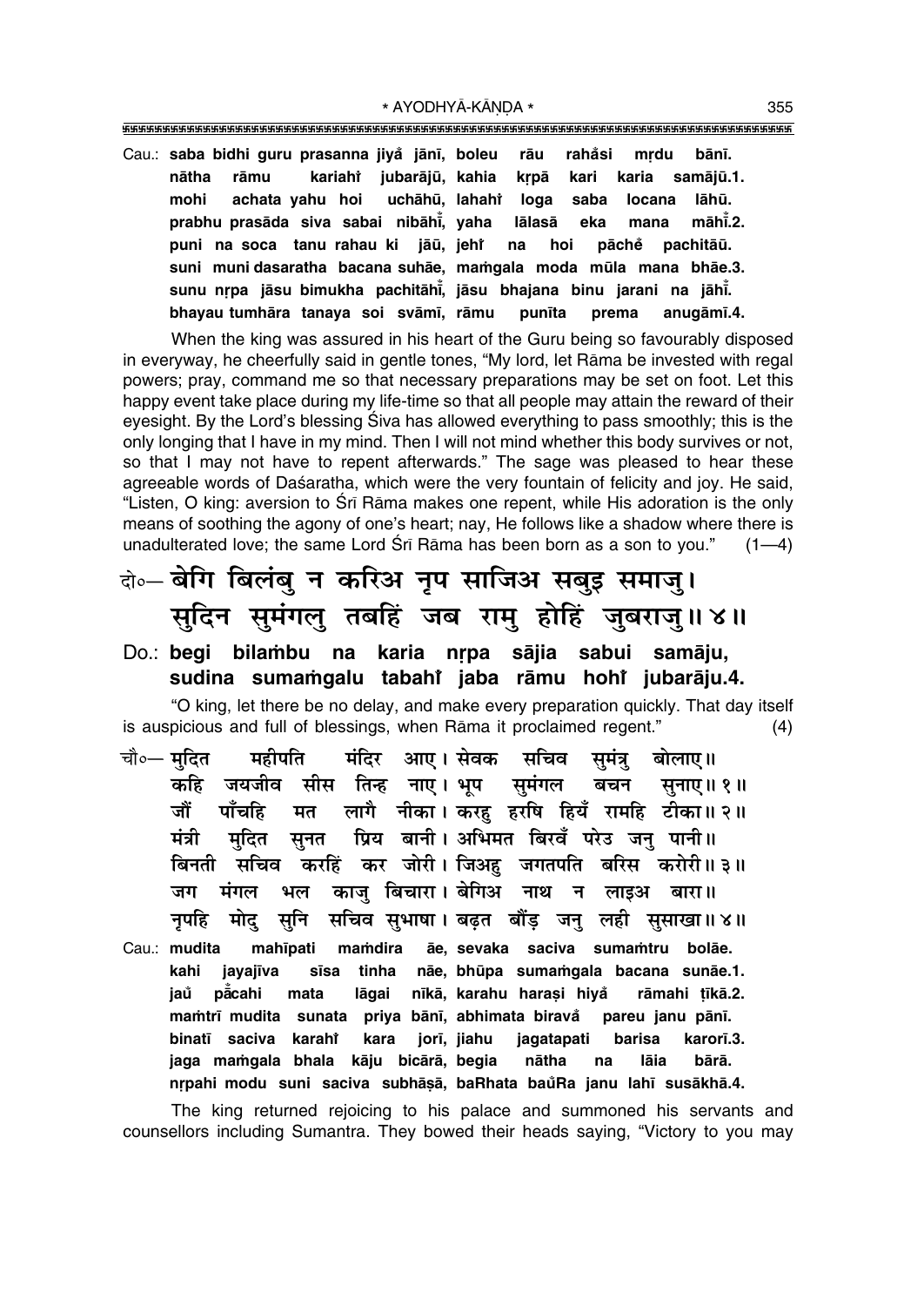Cau.: **saba bidhi guru prasanna jiya̐ jānī, boleu rāu raha̐si mṛdu bānī.**
**nātha rāmu kariahiṁ jubarājū, kahia kṛpā kari karia samājū.1.**
**mohi achata yahu hoi uchāhū, lahahiṁ loga saba locana lāhū.**
**prabhu prasāda siva sabai nibāhīṁ, yaha lālasā eka mana māhīṁ.2.**
**puni na soca tanu rahau ki jāū, jehiṁ na hoi pāchẽ pachitāū.**
**suni muni dasaratha bacana suhāe, maṁgala moda mūla mana bhāe.3.**
**sunu nṛpa jāsu bimukha pachitāhīṁ, jāsu bhajana binu jarani na jāhīṁ.**
**bhayau tumhāra tanaya soi svāmī, rāmu punīta prema anugāmī.4.**

When the king was assured in his heart of the Guru being so favourably disposed in everyway, he cheerfully said in gentle tones, "My lord, let Rāma be invested with regal powers; pray, command me so that necessary preparations may be set on foot. Let this happy event take place during my life-time so that all people may attain the reward of their eyesight. By the Lord's blessing Śiva has allowed everything to pass smoothly; this is the only longing that I have in my mind. Then I will not mind whether this body survives or not, so that I may not have to repent afterwards." The sage was pleased to hear these agreeable words of Daśaratha, which were the very fountain of felicity and joy. He said, "Listen, O king: aversion to Śrī Rāma makes one repent, while His adoration is the only means of soothing the agony of one's heart; nay, He follows like a shadow where there is unadulterated love; the same Lord Śrī Rāma has been born as a son to you." (1—4)

## दो०— बेगि बिलंबु न करिअ नृप साजिअ सबुइ समाजु। सुदिन सुमंगलु तबहिं जब रामु होहिं जुबराजु॥ ४॥

Do.: **begi bilaṁbu na karia nṛpa sājia sabui samāju,**
**sudina sumaṁgalu tabahiṁ jaba rāmu hohiṁ jubarāju.4.**

"O king, let there be no delay, and make every preparation quickly. That day itself is auspicious and full of blessings, when Rāma it proclaimed regent." (4)

चौ०— मुदित महीपति मंदिर आए। सेवक सचिव सुमंत्रु बोलाए॥
कहि जयजीव सीस तिन्ह नाए। भूप सुमंगल बचन सुनाए॥ १॥
जौं पाँचहि मत लागै नीका। करहु हरषि हियँ रामहि टीका॥ २॥
मंत्री मुदित सुनत प्रिय बानी। अभिमत बिरवँ परेउ जनु पानी॥
बिनती सचिव करहिं कर जोरी। जिअहु जगतपति बरिस करोरी॥ ३॥
जग मंगल भल काजु बिचारा। बेगिअ नाथ न लाइअ बारा॥
नृपहि मोदु सुनि सचिव सुभाषा। बढ़त बौंड़ जनु लही सुसाखा॥ ४॥

Cau.: **mudita mahīpati maṁdira āe, sevaka saciva sumaṁtru bolāe.**
**kahi jayajīva sīsa tinha nāe, bhūpa sumaṁgala bacana sunāe.1.**
**jaũ pā̃cahi mata lāgai nīkā, karahu haraṣi hiya̐ rāmahi ṭīkā.2.**
**maṁtrī mudita sunata priya bānī, abhimata birava̐ pareu janu pānī.**
**binatī saciva karahiṁ kara jorī, jiahu jagatapati barisa karorī.3.**
**jaga maṁgala bhala kāju bicārā, begia nātha na lāia bārā.**
**nṛpahi modu suni saciva subhāṣā, baRhata baũRa janu lahī susākhā.4.**

The king returned rejoicing to his palace and summoned his servants and counsellors including Sumantra. They bowed their heads saying, "Victory to you may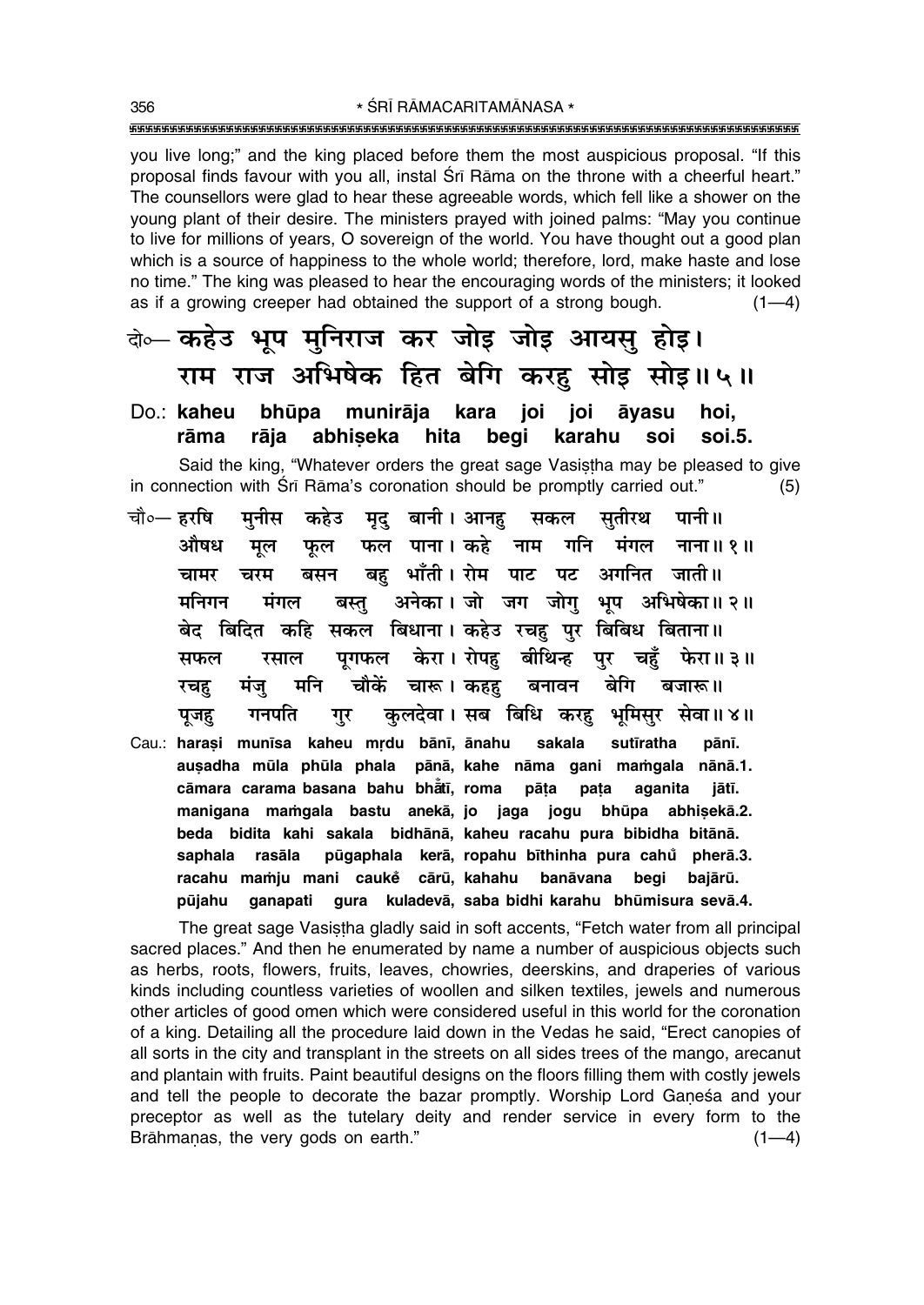you live long;" and the king placed before them the most auspicious proposal. "If this proposal finds favour with you all, instal Śrī Rāma on the throne with a cheerful heart." The counsellors were glad to hear these agreeable words, which fell like a shower on the young plant of their desire. The ministers prayed with joined palms: "May you continue to live for millions of years, O sovereign of the world. You have thought out a good plan which is a source of happiness to the whole world; therefore, lord, make haste and lose no time." The king was pleased to hear the encouraging words of the ministers; it looked as if a growing creeper had obtained the support of a strong bough. (1—4)

**दो०— कहेउ भूप मुनिराज कर जोइ जोइ आयसु होइ।**
**राम राज अभिषेक हित बेगि करहु सोइ सोइ॥५॥**

Do.: **kaheu bhūpa munirāja kara joi joi āyasu hoi,**
**rāma rāja abhiṣeka hita begi karahu soi soi.5.**

Said the king, "Whatever orders the great sage Vasiṣṭha may be pleased to give in connection with Śrī Rāma's coronation should be promptly carried out." (5)

चौ०— हरषि मुनीस कहेउ मृदु बानी। आनहु सकल सुतीरथ पानी॥
औषध मूल फूल फल पाना। कहे नाम गनि मंगल नाना॥१॥
चामर चरम बसन बहु भाँती। रोम पाट पट अगनित जाती॥
मनिगन मंगल बस्तु अनेका। जो जग जोगु भूप अभिषेका॥२॥
बेद बिदित कहि सकल बिधाना। कहेउ रचहु पुर बिबिध बिताना॥
सफल रसाल पूगफल केरा। रोपहु बीथिन्ह पुर चहुँ फेरा॥३॥
रचहु मंजु मनि चौकें चारू। कहहु बनावन बेगि बजारू॥
पूजहु गनपति गुर कुलदेवा। सब बिधि करहु भूमिसुर सेवा॥४॥

Cau.: **haraṣi munīsa kaheu mṛdu bānī, ānahu sakala sutīratha pānī.**
**auṣadha mūla phūla phala pānā, kahe nāma gani maṁgala nānā.1.**
**cāmara carama basana bahu bhā̐tī, roma pāṭa paṭa aganita jātī.**
**manigana maṁgala bastu anekā, jo jaga jogu bhūpa abhiṣekā.2.**
**beda bidita kahi sakala bidhānā, kaheu racahu pura bibidha bitānā.**
**saphala rasāla pūgaphala kerā, ropahu bīthinha pura cahu̐ pherā.3.**
**racahu maṁju mani cauke̐ cārū, kahahu banāvana begi bajārū.**
**pūjahu ganapati gura kuladevā, saba bidhi karahu bhūmisura sevā.4.**

The great sage Vasiṣṭha gladly said in soft accents, "Fetch water from all principal sacred places." And then he enumerated by name a number of auspicious objects such as herbs, roots, flowers, fruits, leaves, chowries, deerskins, and draperies of various kinds including countless varieties of woollen and silken textiles, jewels and numerous other articles of good omen which were considered useful in this world for the coronation of a king. Detailing all the procedure laid down in the Vedas he said, "Erect canopies of all sorts in the city and transplant in the streets on all sides trees of the mango, arecanut and plantain with fruits. Paint beautiful designs on the floors filling them with costly jewels and tell the people to decorate the bazar promptly. Worship Lord Gaṇeśa and your preceptor as well as the tutelary deity and render service in every form to the Brāhmaṇas, the very gods on earth." (1—4)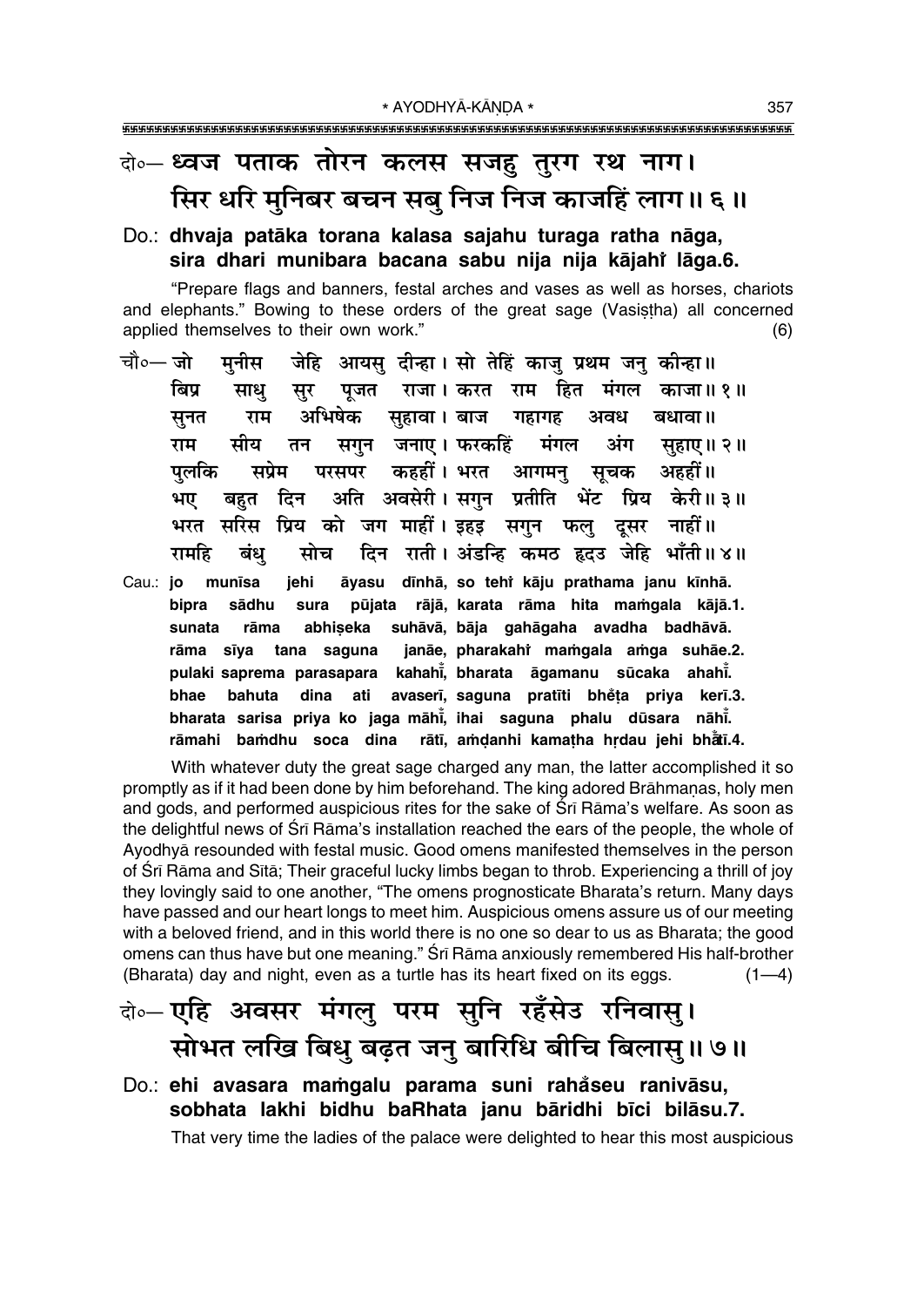**दो०— ध्वज पताक तोरन कलस सजहु तुरग रथ नाग।**
**सिर धरि मुनिबर बचन सबु निज निज काजहिं लाग॥ ६॥**

**Do.: dhvaja patāka torana kalasa sajahu turaga ratha nāga,**
**sira dhari munibara bacana sabu nija nija kājahiṁ lāga.6.**

"Prepare flags and banners, festal arches and vases as well as horses, chariots and elephants." Bowing to these orders of the great sage (Vasiṣṭha) all concerned applied themselves to their own work." (6)

चौ०— जो मुनीस जेहि आयसु दीन्हा। सो तेहिं काजु प्रथम जनु कीन्हा॥
बिप्र साधु सुर पूजत राजा। करत राम हित मंगल काजा॥ १॥
सुनत राम अभिषेक सुहावा। बाज गहागह अवध बधावा॥
राम सीय तन सगुन जनाए। फरकहिं मंगल अंग सुहाए॥ २॥
पुलकि सप्रेम परसपर कहहीं। भरत आगमनु सूचक अहहीं॥
भए बहुत दिन अति अवसेरी। सगुन प्रतीति भेंट प्रिय केरी॥ ३॥
भरत सरिस प्रिय को जग माहीं। इहइ सगुन फलु दूसर नाहीं॥
रामहि बंधु सोच दिन राती। अंडन्हि कमठ हृदउ जेहि भाँती॥ ४॥

Cau.: **jo munīsa jehi āyasu dīnhā, so tehiṁ kāju prathama janu kīnhā.**
**bipra sādhu sura pūjata rājā, karata rāma hita maṁgala kājā.1.**
**sunata rāma abhiṣeka suhāvā, bāja gahāgaha avadha badhāvā.**
**rāma sīya tana saguna janāe, pharakahiṁ maṁgala aṁga suhāe.2.**
**pulaki saprema parasapara kahahīṁ, bharata āgamanu sūcaka ahahīṁ.**
**bhae bahuta dina ati avaserī, saguna pratīti bheṁṭa priya kerī.3.**
**bharata sarisa priya ko jaga māhīṁ, ihai saguna phalu dūsara nāhīṁ.**
**rāmahi baṁdhu soca dina rātī, aṁḍanhi kamaṭha hṛdau jehi bhāṁtī.4.**

With whatever duty the great sage charged any man, the latter accomplished it so promptly as if it had been done by him beforehand. The king adored Brāhmaṇas, holy men and gods, and performed auspicious rites for the sake of Śrī Rāma's welfare. As soon as the delightful news of Śrī Rāma's installation reached the ears of the people, the whole of Ayodhyā resounded with festal music. Good omens manifested themselves in the person of Śrī Rāma and Sītā; Their graceful lucky limbs began to throb. Experiencing a thrill of joy they lovingly said to one another, "The omens prognosticate Bharata's return. Many days have passed and our heart longs to meet him. Auspicious omens assure us of our meeting with a beloved friend, and in this world there is no one so dear to us as Bharata; the good omens can thus have but one meaning." Śrī Rāma anxiously remembered His half-brother (Bharata) day and night, even as a turtle has its heart fixed on its eggs. (1—4)

**दो०— एहि अवसर मंगलु परम सुनि रहँसेउ रनिवासु।**
**सोभत लखि बिधु बढ़त जनु बारिधि बीचि बिलासु॥ ७॥**

**Do.: ehi avasara maṁgalu parama suni rahaṁseu ranivāsu,**
**sobhata lakhi bidhu baRhata janu bāridhi bīci bilāsu.7.**

That very time the ladies of the palace were delighted to hear this most auspicious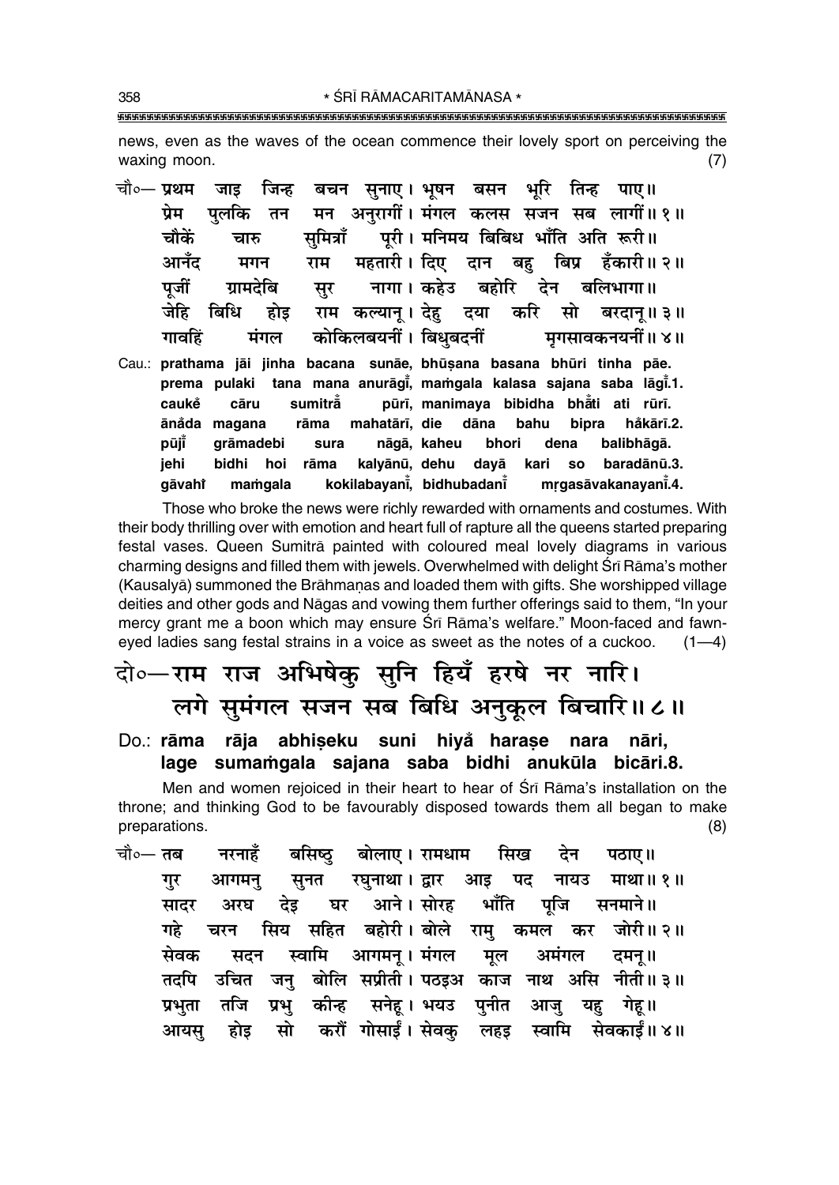news, even as the waves of the ocean commence their lovely sport on perceiving the waxing moon. (7)

चौ०— प्रथम जाइ जिन्ह बचन सुनाए। भूषन बसन भूरि तिन्ह पाए॥
प्रेम पुलकि तन मन अनुरागीं। मंगल कलस सजन सब लागीं॥ १॥
चौकें चारु सुमित्राँ पूरी। मनिमय बिबिध भाँति अति रूरी॥
आनँद मगन राम महतारी। दिए दान बहु बिप्र हँकारी॥ २॥
पूजीं ग्रामदेबि सुर नागा। कहेउ बहोरि देन बलिभागा॥
जेहि बिधि होइ राम कल्यानू। देहु दया करि सो बरदानू॥ ३॥
गावहिं मंगल कोकिलबयनीं। बिधुबदनीं मृगसावकनयनीं॥ ४॥

Cau.: **prathama jāi jinha bacana sunāe, bhūṣana basana bhūri tinha pāe.**
**prema pulaki tana mana anurāgī̐, maṁgala kalasa sajana saba lāgī̐.1.**
**cauke̐ cāru sumitrā̐ pūrī, manimaya bibidha bhā̐ti ati rūrī.**
**āna̐da magana rāma mahatārī, die dāna bahu bipra ha̐kārī.2.**
**pūjī̐ grāmadebi sura nāgā, kaheu bhori dena balibhāgā.**
**jehi bidhi hoi rāma kalyānū, dehu dayā kari so baradānū.3.**
**gāvahi̐ maṁgala kokilabayanī̐, bidhubadanī̐ mṛgasāvakanayanī̐.4.**

Those who broke the news were richly rewarded with ornaments and costumes. With their body thrilling over with emotion and heart full of rapture all the queens started preparing festal vases. Queen Sumitrā painted with coloured meal lovely diagrams in various charming designs and filled them with jewels. Overwhelmed with delight Śrī Rāma's mother (Kausalyā) summoned the Brāhmaṇas and loaded them with gifts. She worshipped village deities and other gods and Nāgas and vowing them further offerings said to them, "In your mercy grant me a boon which may ensure Śrī Rāma's welfare." Moon-faced and fawn-eyed ladies sang festal strains in a voice as sweet as the notes of a cuckoo. (1—4)

## दो०— राम राज अभिषेकु सुनि हियँ हरषे नर नारि। लगे सुमंगल सजन सब बिधि अनुकूल बिचारि॥ ८॥

Do.: **rāma rāja abhiṣeku suni hiya̐ harașe nara nāri,**
**lage sumaṁgala sajana saba bidhi anukūla bicāri.8.**

Men and women rejoiced in their heart to hear of Śrī Rāma's installation on the throne; and thinking God to be favourably disposed towards them all began to make preparations. (8)

चौ०— तब नरनाहँ बसिष्ठु बोलाए। रामधाम सिख देन पठाए॥
गुर आगमनु सुनत रघुनाथा। द्वार आइ पद नायउ माथा॥ १॥
सादर अरघ देइ घर आने। सोरह भाँति पूजि सनमाने॥
गहे चरन सिय सहित बहोरी। बोले रामु कमल कर जोरी॥ २॥
सेवक सदन स्वामि आगमनू। मंगल मूल अमंगल दमनू॥
तदपि उचित जनु बोलि सप्रीती। पठइअ काज नाथ असि नीती॥ ३॥
प्रभुता तजि प्रभु कीन्ह सनेहू। भयउ पुनीत आजु यहु गेहू॥
आयसु होइ सो करौं गोसाईं। सेवकु लहइ स्वामि सेवकाईं॥ ४॥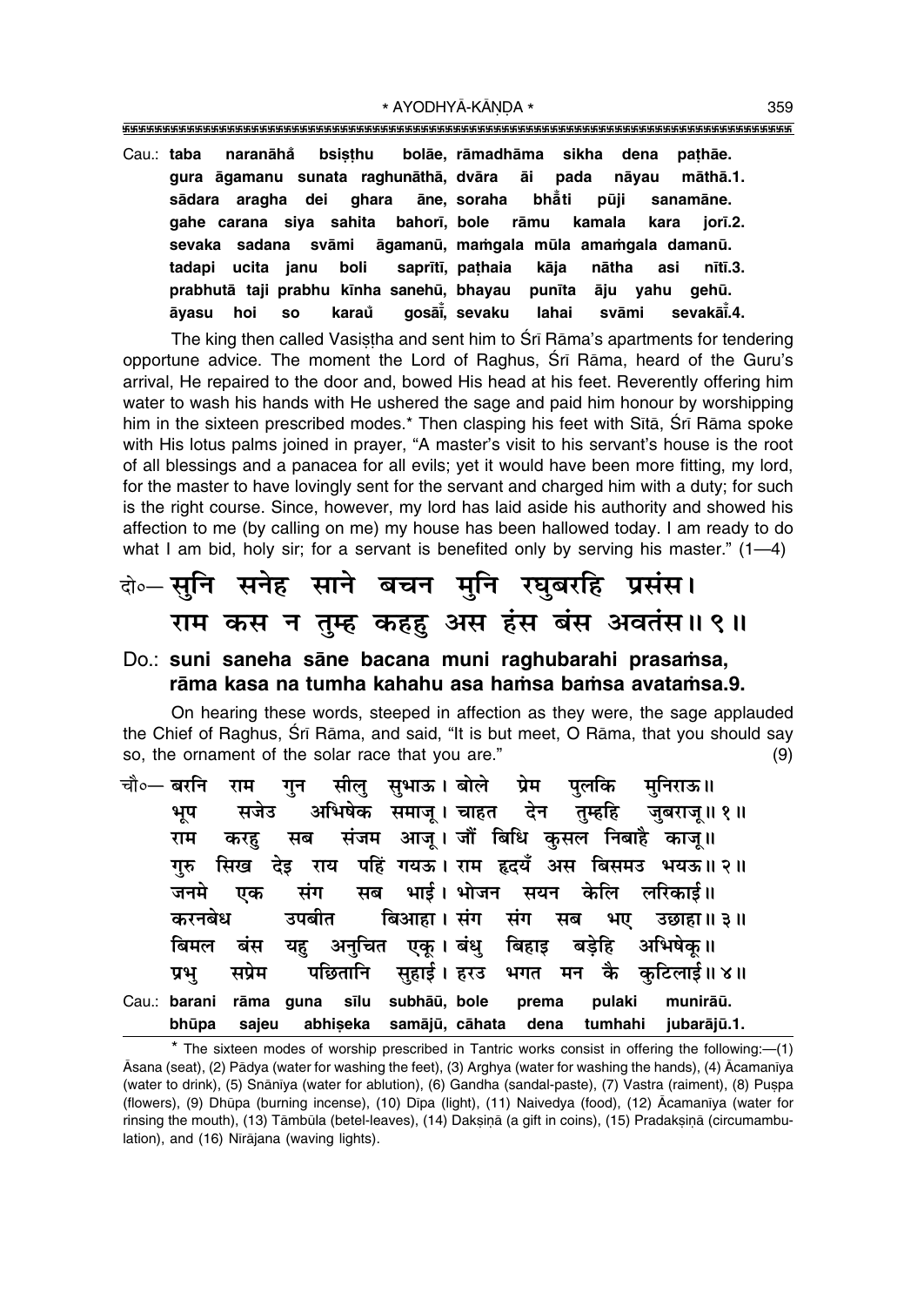Cau.: **taba naranāhå bsiṣṭhu bolāe, rāmadhāma sikha dena paṭhāe.**
**gura āgamanu sunata raghunāthā, dvāra āi pada nāyau māthā.1.**
**sādara aragha dei ghara āne, soraha bhåti pūji sanamāne.**
**gahe carana siya sahita bahorī, bole rāmu kamala kara jorī.2.**
**sevaka sadana svāmi āgamanū, maṁgala mūla amaṁgala damanū.**
**tadapi ucita janu boli saprīti, paṭhaia kāja nātha asi nītī.3.**
**prabhutā taji prabhu kīnha sanehū, bhayau punīta āju yahu gehū.**
**āyasu hoi so karaů gosāī̊, sevaku lahai svāmi sevakāī̊.4.**

The king then called Vasiṣṭha and sent him to Śrī Rāma's apartments for tendering opportune advice. The moment the Lord of Raghus, Śrī Rāma, heard of the Guru's arrival, He repaired to the door and, bowed His head at his feet. Reverently offering him water to wash his hands with He ushered the sage and paid him honour by worshipping him in the sixteen prescribed modes.* Then clasping his feet with Sītā, Śrī Rāma spoke with His lotus palms joined in prayer, "A master's visit to his servant's house is the root of all blessings and a panacea for all evils; yet it would have been more fitting, my lord, for the master to have lovingly sent for the servant and charged him with a duty; for such is the right course. Since, however, my lord has laid aside his authority and showed his affection to me (by calling on me) my house has been hallowed today. I am ready to do what I am bid, holy sir; for a servant is benefited only by serving his master." (1—4)

दो०— सुनि सनेह साने बचन मुनि रघुबरहि प्रसंस।
राम कस न तुम्ह कहहु अस हंस बंस अवतंस॥ ९॥

Do.: **suni saneha sāne bacana muni raghubarahi prasaṁsa,**
**rāma kasa na tumha kahahu asa haṁsa baṁsa avataṁsa.9.**

On hearing these words, steeped in affection as they were, the sage applauded the Chief of Raghus, Śrī Rāma, and said, "It is but meet, O Rāma, that you should say so, the ornament of the solar race that you are." (9)

चौ०— बरनि राम गुन सीलु सुभाऊ। बोले प्रेम पुलकि मुनिराऊ॥
भूप सजेउ अभिषेक समाजू। चाहत देन तुम्हहि जुबराजू॥ १॥
राम करहु सब संजम आजू। जौं बिधि कुसल निबाहै काजू॥
गुरु सिख देइ राय पहिं गयऊ। राम हृदयँ अस बिसमउ भयऊ॥ २॥
जनमे एक संग सब भाई। भोजन सयन केलि लरिकाई॥
करनबेध उपबीत बिआहा। संग संग सब भए उछाहा॥ ३॥
बिमल बंस यहु अनुचित एकू। बंधु बिहाइ बड़ेहि अभिषेकू॥
प्रभु सप्रेम पछितानि सुहाई। हरउ भगत मन कै कुटिलाई॥ ४॥

Cau.: **barani rāma guna sīlu subhāū, bole prema pulaki munirāū.**
**bhūpa sajeu abhiṣeka samājū, cāhata dena tumhahi jubarājū.1.**

* The sixteen modes of worship prescribed in Tantric works consist in offering the following:—(1) Āsana (seat), (2) Pādya (water for washing the feet), (3) Arghya (water for washing the hands), (4) Ācamanīya (water to drink), (5) Snānīya (water for ablution), (6) Gandha (sandal-paste), (7) Vastra (raiment), (8) Puṣpa (flowers), (9) Dhūpa (burning incense), (10) Dīpa (light), (11) Naivedya (food), (12) Ācamanīya (water for rinsing the mouth), (13) Tāmbūla (betel-leaves), (14) Dakṣiṇā (a gift in coins), (15) Pradakṣiṇā (circumambulation), and (16) Nīrājana (waving lights).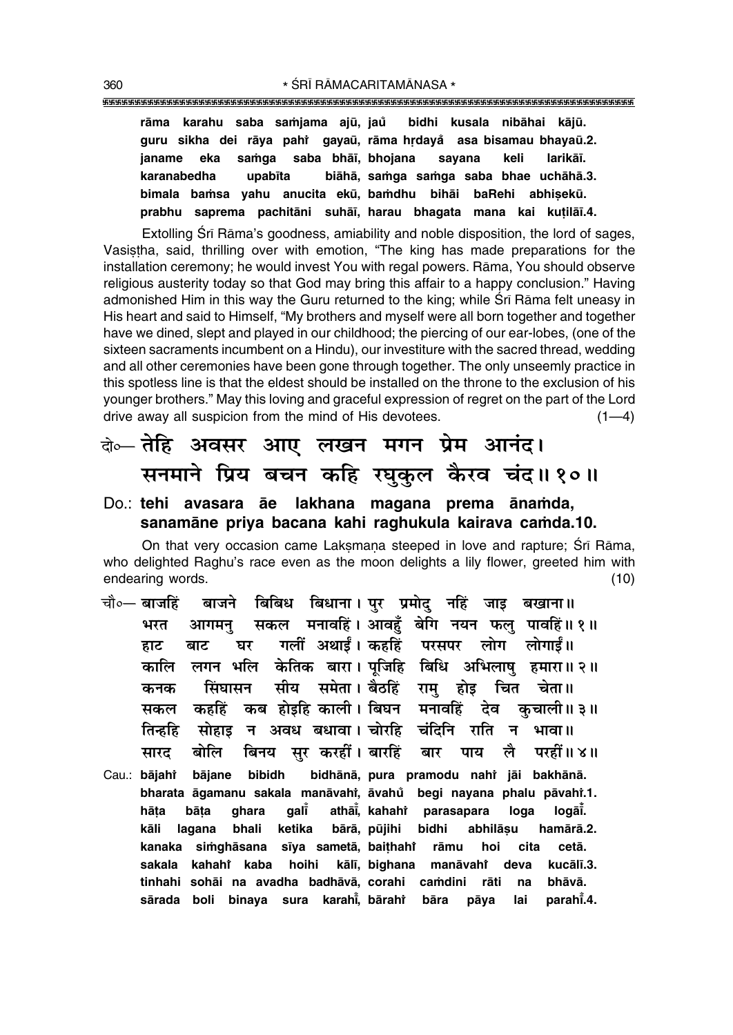**rāma karahu saba saṁjama ajū, jau̐ bidhi kusala nibāhai kājū.**
**guru sikha dei rāya pahi̐ gayaū, rāma hṛdaya̐ asa bisamau bhayaū.2.**
**janame eka saṁga saba bhāī, bhojana sayana keli larikāī.**
**karanabedha upabīta biāhā, saṁga saṁga saba bhae uchāhā.3.**
**bimala baṁsa yahu anucita ekū, baṁdhu bihāi baRehi abhiṣekū.**
**prabhu saprema pachitāni suhāī, harau bhagata mana kai kuṭilāī.4.**

Extolling Śrī Rāma's goodness, amiability and noble disposition, the lord of sages, Vasiṣṭha, said, thrilling over with emotion, "The king has made preparations for the installation ceremony; he would invest You with regal powers. Rāma, You should observe religious austerity today so that God may bring this affair to a happy conclusion." Having admonished Him in this way the Guru returned to the king; while Śrī Rāma felt uneasy in His heart and said to Himself, "My brothers and myself were all born together and together have we dined, slept and played in our childhood; the piercing of our ear-lobes, (one of the sixteen sacraments incumbent on a Hindu), our investiture with the sacred thread, wedding and all other ceremonies have been gone through together. The only unseemly practice in this spotless line is that the eldest should be installed on the throne to the exclusion of his younger brothers." May this loving and graceful expression of regret on the part of the Lord drive away all suspicion from the mind of His devotees. (1—4)

**दो०— तेहि अवसर आए लखन मगन प्रेम आनंद।**
**सनमाने प्रिय बचन कहि रघुकुल कैरव चंद॥ १०॥**

**Do.: tehi avasara āe lakhana magana prema ānaṁda,**
**sanamāne priya bacana kahi raghukula kairava caṁda.10.**

On that very occasion came Lakṣmaṇa steeped in love and rapture; Śrī Rāma, who delighted Raghu's race even as the moon delights a lily flower, greeted him with endearing words. (10)

**चौ०— बाजहिं बाजने बिबिध बिधाना। पुर प्रमोदु नहिं जाइ बखाना॥**
**भरत आगमनु सकल मनावहिं। आवहुँ बेगि नयन फलु पावहिं॥ १॥**
**हाट बाट घर गलीं अथाईं। कहहिं परसपर लोग लोगाईं॥**
**कालि लगन भलि केतिक बारा। पूजिहि बिधि अभिलाषु हमारा॥ २॥**
**कनक सिंघासन सीय समेता। बैठहिं रामु होइ चित चेता॥**
**सकल कहहिं कब होइहि काली। बिघन मनावहिं देव कुचाली॥ ३॥**
**तिन्हहि सोहाइ न अवध बधावा। चोरहि चंदिनि राति न भावा॥**
**सारद बोलि बिनय सुर करहीं। बारहिं बार पाय लै परहीं॥ ४॥**

**Cau.: bājahi̐ bājane bibidh bidhānā, pura pramodu nahi̐ jāi bakhānā.**
**bharata āgamanu sakala manāvahi̐, āvahu̐ begi nayana phalu pāvahi̐.1.**
**hāṭa bāṭa ghara galī̐ athāī̐, kahahi̐ parasapara loga logāī̐.**
**kāli lagana bhali ketika bārā, pūjihi bidhi abhilāṣu hamārā.2.**
**kanaka siṁghāsana sīya sametā, baiṭhahi̐ rāmu hoi cita cetā.**
**sakala kahahi̐ kaba hoihi kālī, bighana manāvahi̐ deva kucālī.3.**
**tinhahi sohāi na avadha badhāvā, corahi caṁdini rāti na bhāvā.**
**sārada boli binaya sura karahī̐, bārahi̐ bāra pāya lai parahī̐.4.**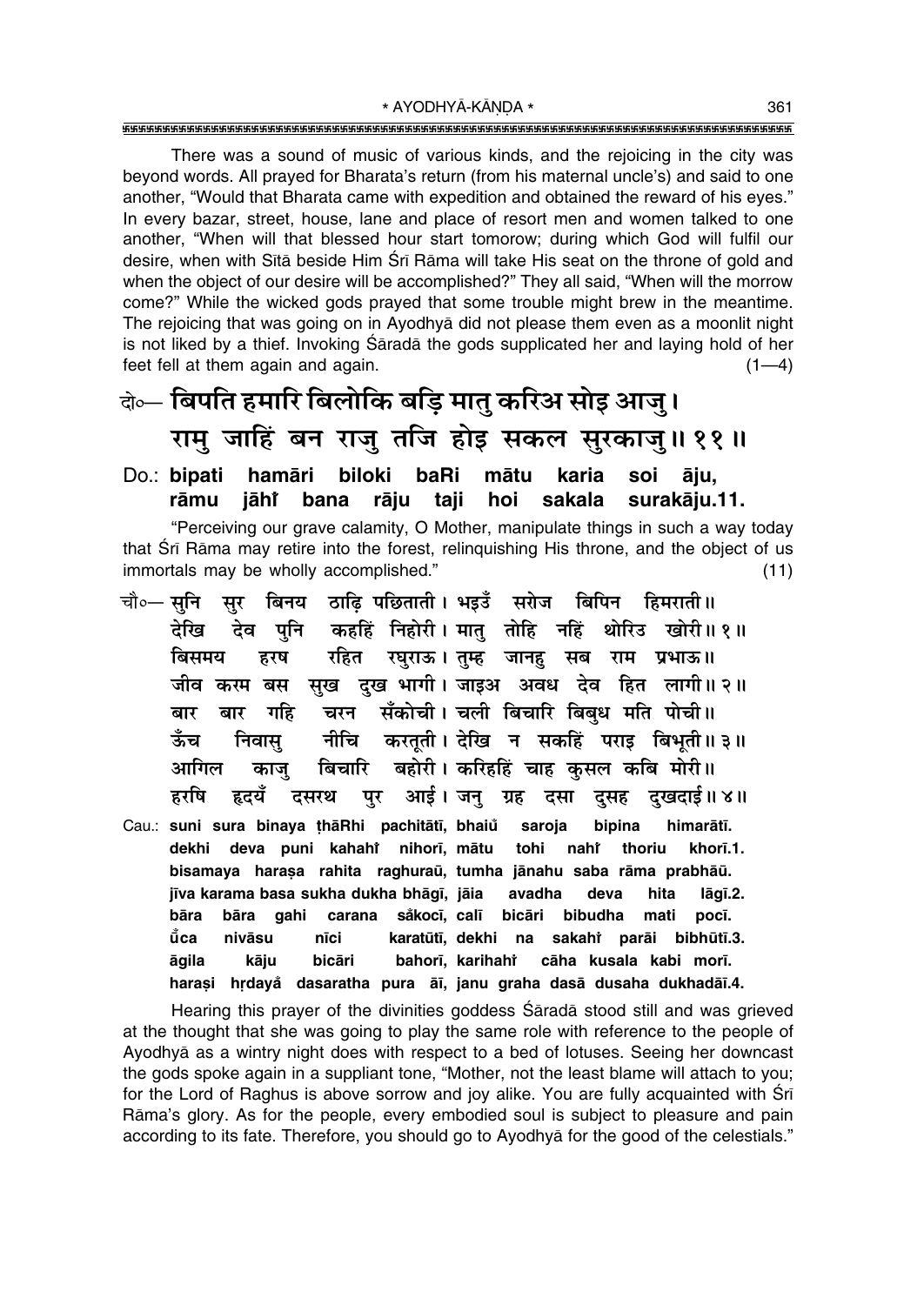There was a sound of music of various kinds, and the rejoicing in the city was beyond words. All prayed for Bharata's return (from his maternal uncle's) and said to one another, "Would that Bharata came with expedition and obtained the reward of his eyes." In every bazar, street, house, lane and place of resort men and women talked to one another, "When will that blessed hour start tomorrow; during which God will fulfil our desire, when with Sītā beside Him Śrī Rāma will take His seat on the throne of gold and when the object of our desire will be accomplished?" They all said, "When will the morrow come?" While the wicked gods prayed that some trouble might brew in the meantime. The rejoicing that was going on in Ayodhyā did not please them even as a moonlit night is not liked by a thief. Invoking Śāradā the gods supplicated her and laying hold of her feet fell at them again and again. (1—4)

दो०— बिपति हमारि बिलोकि बड़ि मातु करिअ सोइ आजु।
राम जाहिं बन राजु तजि होइ सकल सुरकाजु॥ ११॥

Do.: **bipati hamāri biloki baRi mātu karia soi āju,**
**rāmu jāhi̐ bana rāju taji hoi sakala surakāju.11.**

"Perceiving our grave calamity, O Mother, manipulate things in such a way today that Śrī Rāma may retire into the forest, relinquishing His throne, and the object of us immortals may be wholly accomplished." (11)

चौ०— सुनि सुर बिनय ठाढ़ि पछिताती। भइउँ सरोज बिपिन हिमराती॥
देखि देव पुनि कहहिं निहोरी। मातु तोहि नहिं थोरिउ खोरी॥ १॥
बिसमय हरष रहित रघुराऊ। तुम्ह जानहु सब राम प्रभाऊ॥
जीव करम बस सुख दुख भागी। जाइअ अवध देव हित लागी॥ २॥
बार बार गहि चरन सँकोची। चली बिचारि बिबुध मति पोची॥
ऊँच निवासु नीचि करतूती। देखि न सकहिं पराइ बिभूती॥ ३॥
आगिल काजु बिचारि बहोरी। करिहहिं चाह कुसल कबि मोरी॥
हरषि हृदयँ दसरथ पुर आई। जनु ग्रह दसा दुसह दुखदाई॥ ४॥

Cau.: **suni sura binaya ṭhāRhi pachitātī, bhaiu̐ saroja bipina himarātī.**
**dekhi deva puni kahahi̐ nihorī, mātu tohi nahi̐ thoriu khorī.1.**
**bisamaya haraṣa rahita raghurāū, tumha jānahu saba rāma prabhāū.**
**jīva karama basa sukha dukha bhāgī, jāia avadha deva hita lāgī.2.**
**bāra bāra gahi carana sa̐kocī, calī bicāri bibudha mati pocī.**
**u̐ca nivāsu nīci karatūtī, dekhi na sakahi̐ parāi bibhūtī.3.**
**āgila kāju bicāri bahorī, karihahi̐ cāha kusala kabi morī.**
**haraṣi hṛdaya̐ dasaratha pura āī, janu graha dasā dusaha dukhadāī.4.**

Hearing this prayer of the divinities goddess Śāradā stood still and was grieved at the thought that she was going to play the same role with reference to the people of Ayodhyā as a wintry night does with respect to a bed of lotuses. Seeing her downcast the gods spoke again in a suppliant tone, "Mother, not the least blame will attach to you; for the Lord of Raghus is above sorrow and joy alike. You are fully acquainted with Śrī Rāma's glory. As for the people, every embodied soul is subject to pleasure and pain according to its fate. Therefore, you should go to Ayodhyā for the good of the celestials."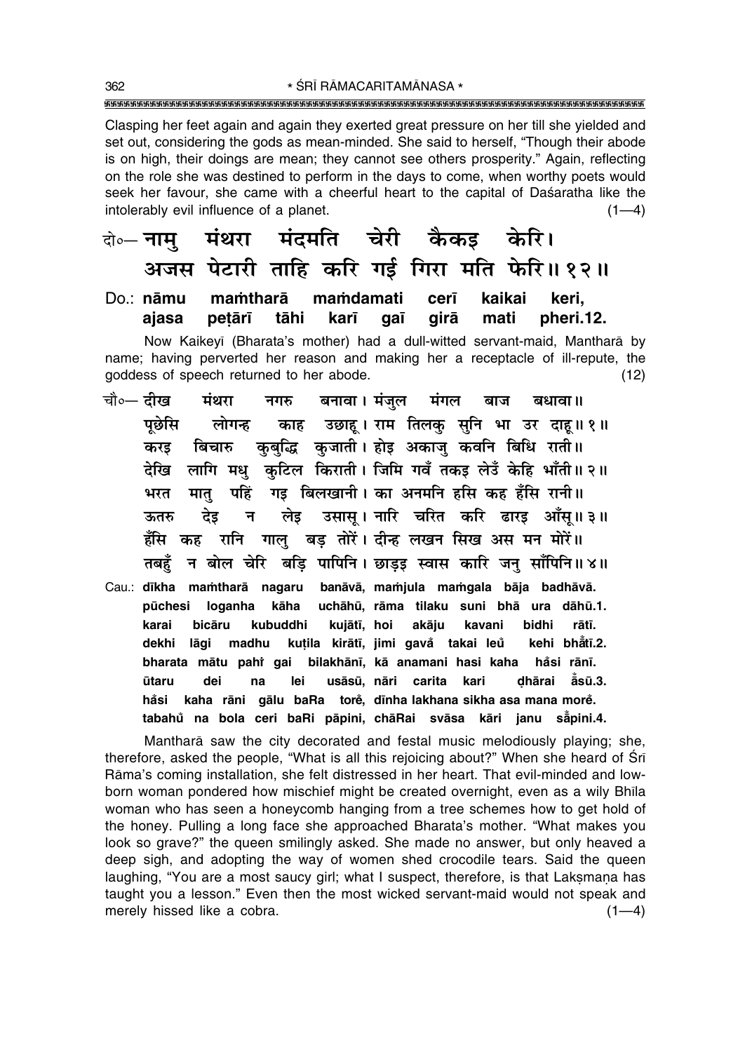Clasping her feet again and again they exerted great pressure on her till she yielded and set out, considering the gods as mean-minded. She said to herself, "Though their abode is on high, their doings are mean; they cannot see others prosperity." Again, reflecting on the role she was destined to perform in the days to come, when worthy poets would seek her favour, she came with a cheerful heart to the capital of Daśaratha like the intolerably evil influence of a planet. (1—4)

दो०— नामु मंथरा मंदमति चेरी कैकइ केरि।
अजस पेटारी ताहि करि गई गिरा मति फेरि॥ १२॥

Do.: nāmu maṁtharā maṁdamati cerī kaikai keri,
ajasa peṭārī tāhi karī gaī girā mati pheri.12.

Now Kaikeyī (Bharata's mother) had a dull-witted servant-maid, Mantharā by name; having perverted her reason and making her a receptacle of ill-repute, the goddess of speech returned to her abode. (12)

चौ०— दीख मंथरा नगरु बनावा। मंजुल मंगल बाज बधावा॥
पूछेसि लोगन्ह काह उछाहू। राम तिलकु सुनि भा उर दाहू॥ १॥
करइ बिचारु कुबुद्धि कुजाती। होइ अकाजु कवनि बिधि राती॥
देखि लागि मधु कुटिल किराती। जिमि गवँ तकइ लेउँ केहि भाँती॥ २॥
भरत मातु पहिं गइ बिलखानी। का अनमनि हसि कह हँसि रानी॥
ऊतरु देइ न लेइ उसासू। नारि चरित करि ढारइ आँसू॥ ३॥
हँसि कह रानि गालु बड़ तोरें। दीन्ह लखन सिख अस मन मोरें॥
तबहुँ न बोल चेरि बड़ि पापिनि। छाड़इ स्वास कारि जनु साँपिनि॥ ४॥

Cau.: dīkha maṁtharā nagaru banāvā, maṁjula maṁgala bāja badhāvā.
pūchesi loganha kāha uchāhū, rāma tilaku suni bhā ura dāhū.1.
karai bicāru kubuddhi kujātī, hoi akāju kavani bidhi rātī.
dekhi lāgi madhu kuṭila kirātī, jimi gavåÚ takai leůÚ kehi bhåÚtī.2.
bharata mātu pahiÚ gai bilakhānī, kā anamani hasi kaha håÚsi rānī.
ūtaru dei na lei usāsū, nāri carita kari ḍhārai åÚsū.3.
håÚsi kaha rāni gālu baRa toreÚ, dīnha lakhana sikha asa mana moreÚ.
tabahůÚ na bola ceri baRi pāpini, chāRai svāsa kāri janu såÚpini.4.

Mantharā saw the city decorated and festal music melodiously playing; she, therefore, asked the people, "What is all this rejoicing about?" When she heard of Śrī Rāma's coming installation, she felt distressed in her heart. That evil-minded and low-born woman pondered how mischief might be created overnight, even as a wily Bhīla woman who has seen a honeycomb hanging from a tree schemes how to get hold of the honey. Pulling a long face she approached Bharata's mother. "What makes you look so grave?" the queen smilingly asked. She made no answer, but only heaved a deep sigh, and adopting the way of women shed crocodile tears. Said the queen laughing, "You are a most saucy girl; what I suspect, therefore, is that Lakṣmaṇa has taught you a lesson." Even then the most wicked servant-maid would not speak and merely hissed like a cobra. (1—4)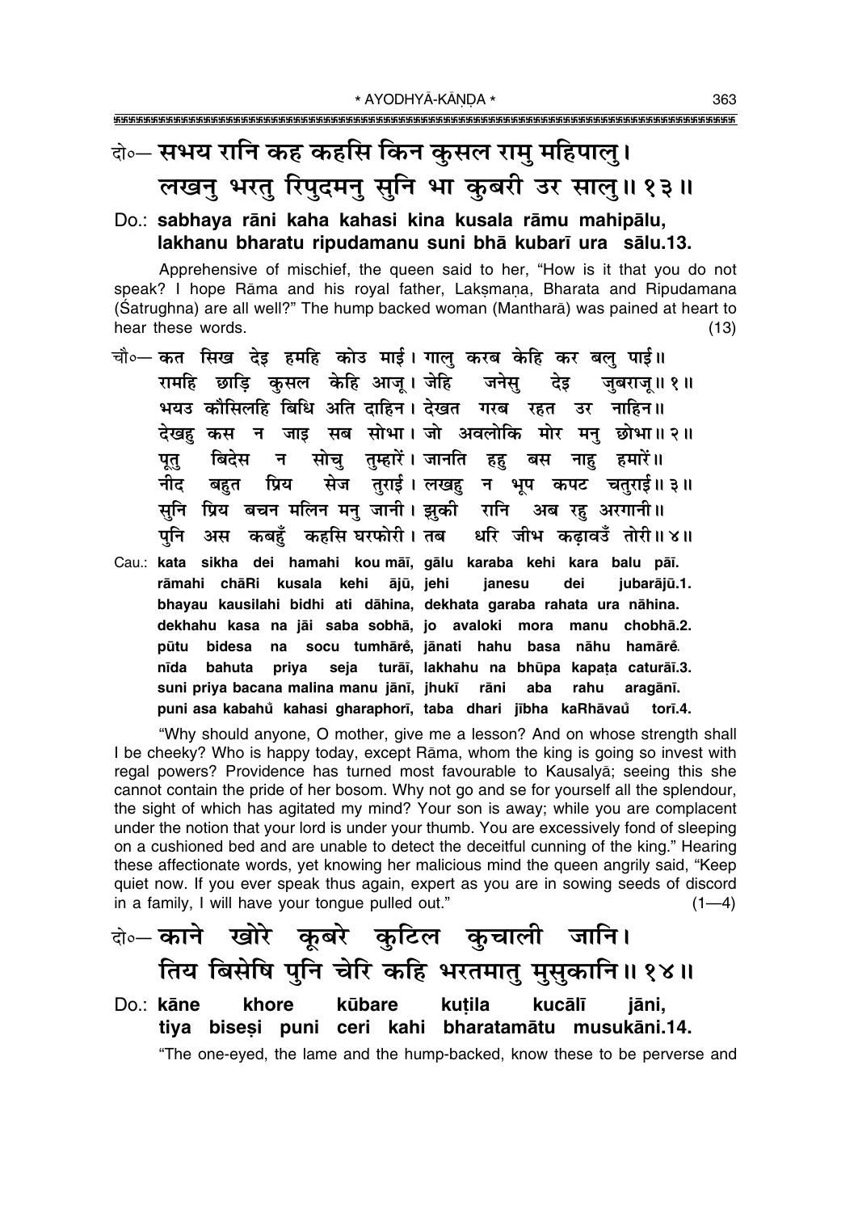दो०— सभय रानि कह कहसि किन कुसल रामु महिपालु।
लखनु भरतु रिपुदमनु सुनि भा कुबरी उर सालु॥ १३॥

**Do.: sabhaya rāni kaha kahasi kina kusala rāmu mahipālu,**
**lakhanu bharatu ripudamanu suni bhā kubarī ura sālu.13.**

Apprehensive of mischief, the queen said to her, "How is it that you do not speak? I hope Rāma and his royal father, Lakṣmaṇa, Bharata and Ripudamana (Śatrughna) are all well?" The hump backed woman (Mantharā) was pained at heart to hear these words. (13)

चौ०— कत सिख देइ हमहि कोउ माई। गालु करब केहि कर बलु पाई॥
रामहि छाड़ि कुसल केहि आजू। जेहि जनेसु देइ जुबराजू॥ १॥
भयउ कौसिलहि बिधि अति दाहिन। देखत गरब रहत उर नाहिन॥
देखहु कस न जाइ सब सोभा। जो अवलोकि मोर मनु छोभा॥ २॥
पूतु बिदेस न सोचु तुम्हारें। जानति हहु बस नाहु हमारें॥
नीद बहुत प्रिय सेज तुराई। लखहु न भूप कपट चतुराई॥ ३॥
सुनि प्रिय बचन मलिन मनु जानी। झुकी रानि अब रहु अरगानी॥
पुनि अस कबहुँ कहसि घरफोरी। तब धरि जीभ कढ़ावउँ तोरी॥ ४॥

**Cau.: kata sikha dei hamahi kou māī, gālu karaba kehi kara balu pāī.**
**rāmahi chāRi kusala kehi ājū, jehi janesu dei jubarājū.1.**
**bhayau kausilahi bidhi ati dāhina, dekhata garaba rahata ura nāhina.**
**dekhahu kasa na jāi saba sobhā, jo avaloki mora manu chobhā.2.**
**pūtu bidesa na socu tumhārẽ, jānati hahu basa nāhu hamārẽ.**
**nīda bahuta priya seja turāī, lakhahu na bhūpa kapaṭa caturāī.3.**
**suni priya bacana malina manu jānī, jhukī rāni aba rahu aragānī.**
**puni asa kabahũ kahasi gharaphorī, taba dhari jībha kaRhāvaũ torī.4.**

"Why should anyone, O mother, give me a lesson? And on whose strength shall I be cheeky? Who is happy today, except Rāma, whom the king is going so invest with regal powers? Providence has turned most favourable to Kausalyā; seeing this she cannot contain the pride of her bosom. Why not go and se for yourself all the splendour, the sight of which has agitated my mind? Your son is away; while you are complacent under the notion that your lord is under your thumb. You are excessively fond of sleeping on a cushioned bed and are unable to detect the deceitful cunning of the king." Hearing these affectionate words, yet knowing her malicious mind the queen angrily said, "Keep quiet now. If you ever speak thus again, expert as you are in sowing seeds of discord in a family, I will have your tongue pulled out." (1—4)

दो०— काने खोरे कूबरे कुटिल कुचाली जानि।
तिय बिसेषि पुनि चेरि कहि भरतमातु मुसुकानि॥ १४॥

**Do.: kāne khore kūbare kuṭila kucālī jāni,**
**tiya biseṣi puni ceri kahi bharatamātu musukāni.14.**

"The one-eyed, the lame and the hump-backed, know these to be perverse and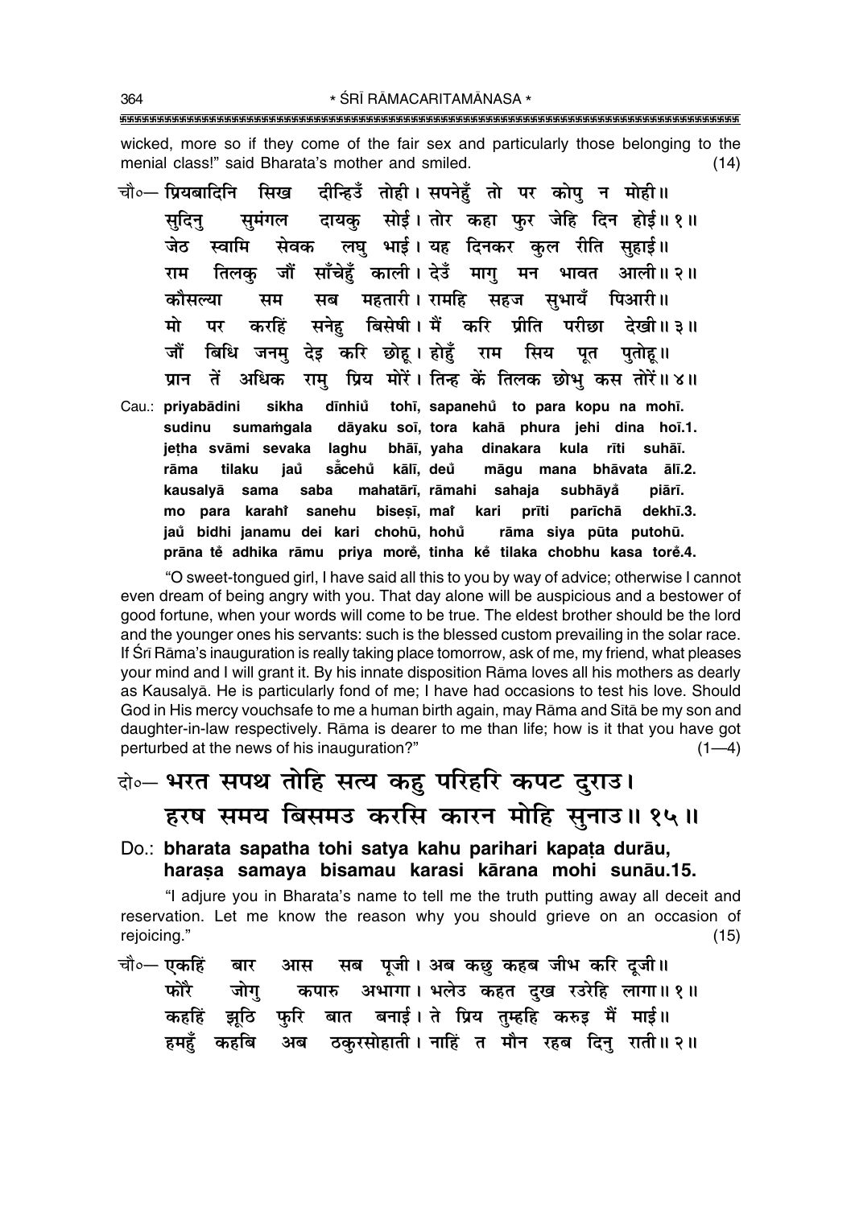wicked, more so if they come of the fair sex and particularly those belonging to the menial class!" said Bharata's mother and smiled. (14)

चौ०— प्रियबादिनि सिख दीन्हिउँ तोही। सपनेहुँ तो पर कोपु न मोही॥
सुदिनु सुमंगल दायकु सोई। तोर कहा फुर जेहि दिन होई॥ १॥
जेठ स्वामि सेवक लघु भाई। यह दिनकर कुल रीति सुहाई॥
राम तिलकु जौं साँचेहुँ काली। देउँ मागु मन भावत आली॥ २॥
कौसल्या सम सब महतारी। रामहि सहज सुभायँ पिआरी॥
मो पर करहिं सनेहु बिसेषी। मैं करि प्रीति परीछा देखी॥ ३॥
जौं बिधि जनमु देइ करि छोहू। होहुँ राम सिय पूत पुतोहू॥
प्रान तें अधिक रामु प्रिय मोरें। तिन्ह कें तिलक छोभु कस तोरें॥ ४॥

Cau.: **priyabādini sikha dīnhiu̐ tohī, sapanehu̐ to para kopu na mohī.**
**sudinu sumaṁgala dāyaku soī, tora kahā phura jehi dina hoī.1.**
**jeṭha svāmi sevaka laghu bhāī, yaha dinakara kula rīti suhāī.**
**rāma tilaku jau̐ sa̐cehu̐ kālī, deu̐ māgu mana bhāvata ālī.2.**
**kausalyā sama saba mahatārī, rāmahi sahaja subhāya̐ piārī.**
**mo para karahiṁ sanehu biseṣī, maiṁ kari prīti parīchā dekhī.3.**
**jau̐ bidhi janamu dei kari chohū, hohu̐ rāma siya pūta putohū.**
**prāna te̐ adhika rāmu priya more̐, tinha ke̐ tilaka chobhu kasa tore̐.4.**

"O sweet-tongued girl, I have said all this to you by way of advice; otherwise I cannot even dream of being angry with you. That day alone will be auspicious and a bestower of good fortune, when your words will come to be true. The eldest brother should be the lord and the younger ones his servants: such is the blessed custom prevailing in the solar race. If Śrī Rāma's inauguration is really taking place tomorrow, ask of me, my friend, what pleases your mind and I will grant it. By his innate disposition Rāma loves all his mothers as dearly as Kausalyā. He is particularly fond of me; I have had occasions to test his love. Should God in His mercy vouchsafe to me a human birth again, may Rāma and Sītā be my son and daughter-in-law respectively. Rāma is dearer to me than life; how is it that you have got perturbed at the news of his inauguration?" (1—4)

दो०— भरत सपथ तोहि सत्य कहु परिहरि कपट दुराउ।
हरष समय बिसमउ करसि कारन मोहि सुनाउ॥ १५॥

Do.: **bharata sapatha tohi satya kahu parihari kapaṭa durāu,**
**haraṣa samaya bisamau karasi kārana mohi sunāu.15.**

"I adjure you in Bharata's name to tell me the truth putting away all deceit and reservation. Let me know the reason why you should grieve on an occasion of rejoicing." (15)

चौ०— एकहिं बार आस सब पूजी। अब कछु कहब जीभ करि दूजी॥
फोरै जोगु कपारु अभागा। भलेउ कहत दुख रउरेहि लागा॥ १॥
कहहिं झूठि फुरि बात बनाई। ते प्रिय तुम्हहि करुइ मैं माई॥
हमहुँ कहबि अब ठकुरसोहाती। नाहिं त मौन रहब दिनु राती॥ २॥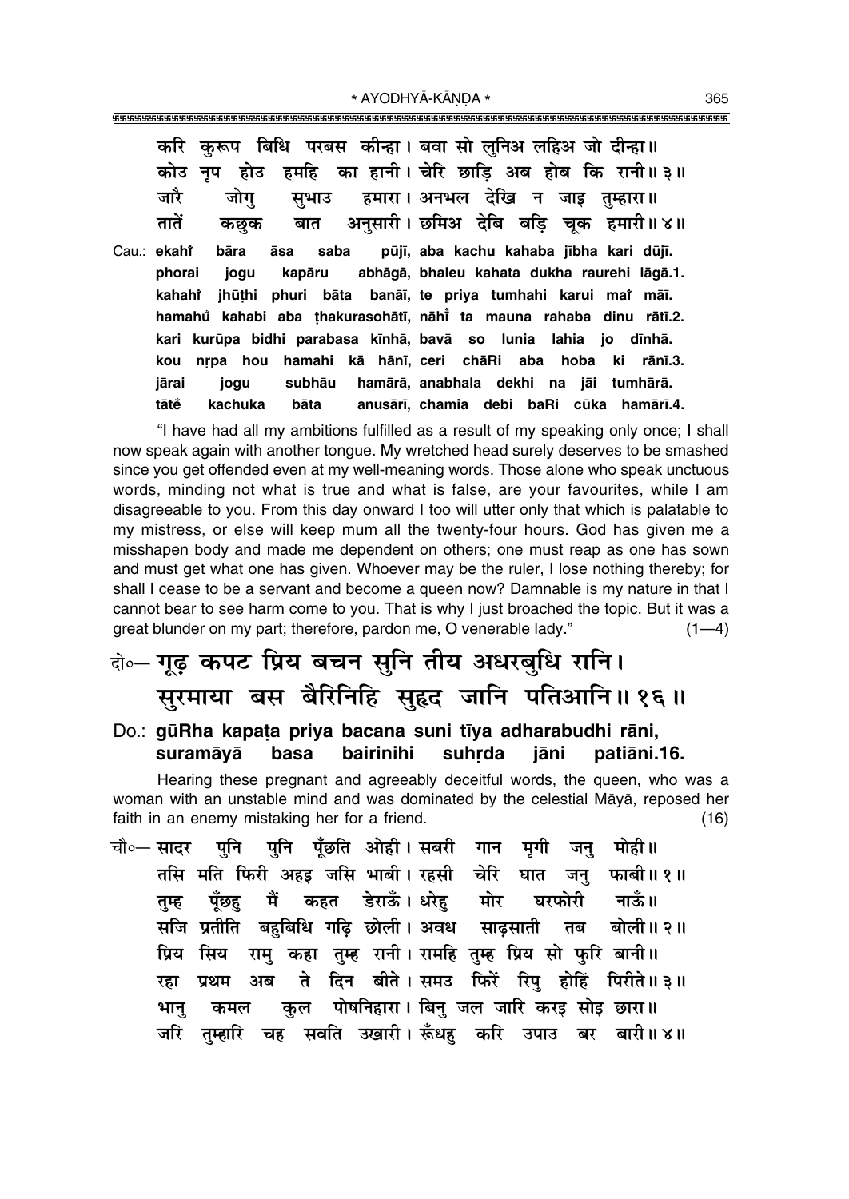करि कुरूप बिधि परबस कीन्हा। बवा सो लुनिअ लहिअ जो दीन्हा॥
कोउ नृप होउ हमहि का हानी। चेरि छाड़ि अब होब कि रानी॥ ३॥
जारै जोगु सुभाउ हमारा। अनभल देखि न जाइ तुम्हारा॥
तातें कछुक बात अनुसारी। छमिअ देबि बड़ि चूक हमारी॥ ४॥

Cau.: ekahî bāra āsa saba pūjī, aba kachu kahaba jībha kari dūjī.
phorai jogu kapāru abhāgā, bhaleu kahata dukha raurehi lāgā.1.
kahahî jhūṭhi phuri bāta banāī, te priya tumhahi karui maî māī.
hamahů kahabi aba ṭhakurasohātī, nāhî ta mauna rahaba dinu rātī.2.
kari kurūpa bidhi parabasa kīnhā, bavā so lunia lahia jo dīnhā.
kou nṛpa hou hamahi kā hānī, ceri chāRi aba hoba ki rānī.3.
jārai jogu subhāu hamārā, anabhala dekhi na jāi tumhārā.
tātě kachuka bāta anusārī, chamia debi baRi cūka hamārī.4.

"I have had all my ambitions fulfilled as a result of my speaking only once; I shall now speak again with another tongue. My wretched head surely deserves to be smashed since you get offended even at my well-meaning words. Those alone who speak unctuous words, minding not what is true and what is false, are your favourites, while I am disagreeable to you. From this day onward I too will utter only that which is palatable to my mistress, or else will keep mum all the twenty-four hours. God has given me a misshapen body and made me dependent on others; one must reap as one has sown and must get what one has given. Whoever may be the ruler, I lose nothing thereby; for shall I cease to be a servant and become a queen now? Damnable is my nature in that I cannot bear to see harm come to you. That is why I just broached the topic. But it was a great blunder on my part; therefore, pardon me, O venerable lady." (1—4)

## दो०— गूढ़ कपट प्रिय बचन सुनि तीय अधरबुधि रानि। सुरमाया बस बैरिनिहि सुहृद जानि पतिआनि॥ १६॥

**Do.: gūRha kapaṭa priya bacana suni tīya adharabudhi rāni, suramāyā basa bairinihi suhṛda jāni patiāni.16.**

Hearing these pregnant and agreeably deceitful words, the queen, who was a woman with an unstable mind and was dominated by the celestial Māyā, reposed her faith in an enemy mistaking her for a friend. (16)

चौ०— सादर पुनि पुनि पूँछति ओही। सबरी गान मृगी जनु मोही॥
तसि मति फिरी अहइ जसि भाबी। रहसी चेरि घात जनु फाबी॥ १॥
तुम्ह पूँछहु मैं कहत डेराऊँ। धरेहु मोर घरफोरी नाऊँ॥
सजि प्रतीति बहुबिधि गढ़ि छोली। अवध साढ़साती तब बोली॥ २॥
प्रिय सिय रामु कहा तुम्ह रानी। रामहि तुम्ह प्रिय सो फुरि बानी॥
रहा प्रथम अब ते दिन बीते। समउ फिरें रिपु होहिं पिरीते॥ ३॥
भानु कमल कुल पोषनिहारा। बिनु जल जारि करइ सोइ छारा॥
जरि तुम्हारि चह सवति उखारी। रूँधहु करि उपाउ बर बारी॥ ४॥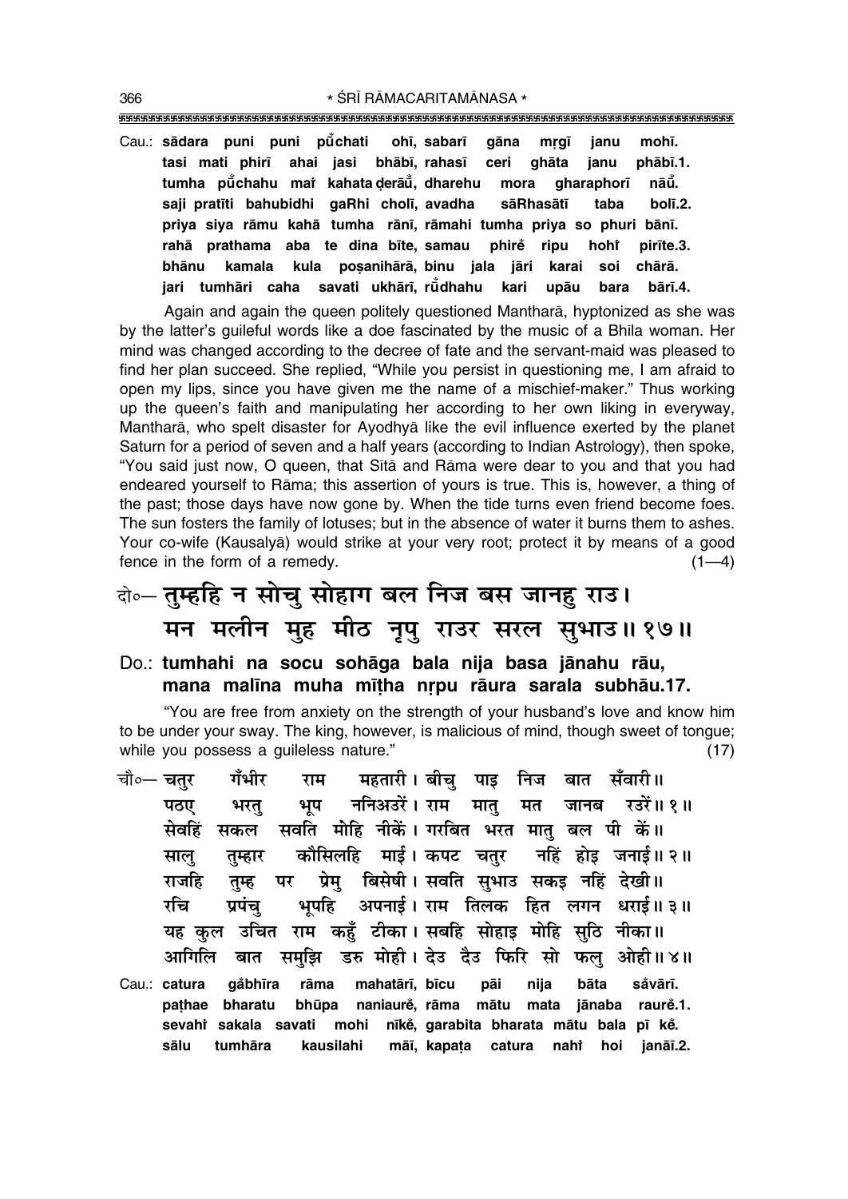Cau.: **sādara puni puni pū̐chati ohī, sabarī gāna mṛgī janu mohī.**
**tasi mati phirī ahai jasi bhābī, rahasī ceri ghāta janu phābī.1.**
**tumha pū̐chahu maiṁ kahata ḍerāū̐, dharehu mora gharaphorī nāū̐.**
**saji pratīti bahubidhi gaRhi cholī, avadha sāRhasātī taba bolī.2.**
**priya siya rāmu kahā tumha rānī, rāmahi tumha priya so phuri bānī.**
**rahā prathama aba te dina bīte, samau phireṁ ripu hohiṁ pirīte.3.**
**bhānu kamala kula poṣanihārā, binu jala jāri karai soi chārā.**
**jari tumhāri caha savati ukhārī, rū̐dhahu kari upāu bara bārī.4.**

Again and again the queen politely questioned Mantharā, hyptonized as she was by the latter's guileful words like a doe fascinated by the music of a Bhīla woman. Her mind was changed according to the decree of fate and the servant-maid was pleased to find her plan succeed. She replied, "While you persist in questioning me, I am afraid to open my lips, since you have given me the name of a mischief-maker." Thus working up the queen's faith and manipulating her according to her own liking in everyway, Mantharā, who spelt disaster for Ayodhyā like the evil influence exerted by the planet Saturn for a period of seven and a half years (according to Indian Astrology), then spoke, "You said just now, O queen, that Sītā and Rāma were dear to you and that you had endeared yourself to Rāma; this assertion of yours is true. This is, however, a thing of the past; those days have now gone by. When the tide turns even friend become foes. The sun fosters the family of lotuses; but in the absence of water it burns them to ashes. Your co-wife (Kausalyā) would strike at your very root; protect it by means of a good fence in the form of a remedy. (1—4)

दो०— तुम्हहि न सोचु सोहाग बल निज बस जानहु राउ।
मन मलीन मुह मीठ नृपु राउर सरल सुभाउ॥१७॥

Do.: **tumhahi na socu sohāga bala nija basa jānahu rāu,**
**mana malīna muha mīṭha nṛpu rāura sarala subhāu.17.**

"You are free from anxiety on the strength of your husband's love and know him to be under your sway. The king, however, is malicious of mind, though sweet of tongue; while you possess a guileless nature." (17)

चौ०— चतुर गँभीर राम महतारी। बीचु पाइ निज बात सँवारी॥
पठए भरतु भूप ननिअउरें। राम मातु मत जानब रउरें॥१॥
सेवहिं सकल सवति मोहि नीकें। गरबित भरत मातु बल पी कें॥
सालु तुम्हार कौसिलहि माई। कपट चतुर नहिं होइ जनाई॥२॥
राजहि तुम्ह पर प्रेमु बिसेषी। सवति सुभाउ सकइ नहिं देखी॥
रचि प्रपंचु भूपहि अपनाई। राम तिलक हित लगन धराई॥३॥
यह कुल उचित राम कहुँ टीका। सबहि सोहाइ मोहि सुठि नीका॥
आगिलि बात समुझि डरु मोही। देउ दैउ फिरि सो फलु ओही॥४॥

Cau.: **catura gaṁbhīra rāma mahatārī, bīcu pāi nija bāta saṁvārī.**
**paṭhae bharatu bhūpa naniaureṁ, rāma mātu mata jānaba raureṁ.1.**
**sevahiṁ sakala savati mohi nīkeṁ, garabita bharata mātu bala pī keṁ.**
**sālu tumhāra kausilahi māī, kapaṭa catura nahiṁ hoi janāī.2.**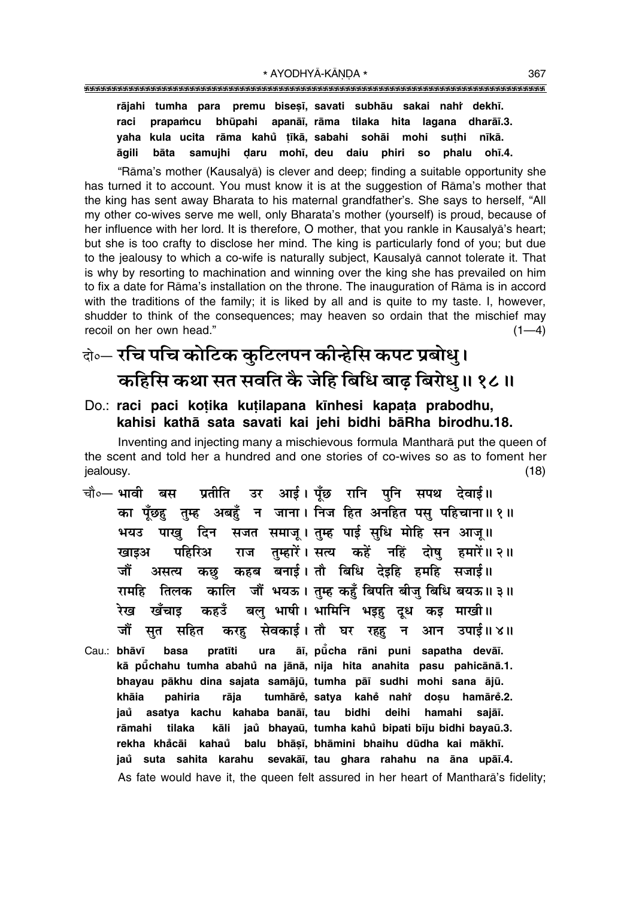**rājahi tumha para premu biseṣī, savati subhāu sakai nahi̐ dekhī.**
**raci prapam̐cu bhūpahi apanāī, rāma tilaka hita lagana dharāī.3.**
**yaha kula ucita rāma kahu̐ ṭīkā, sabahi sohāi mohi suṭhi nīkā.**
**āgili bāta samujhi ḍaru mohī, deu daiu phiri so phalu ohī.4.**

"Rāma's mother (Kausalyā) is clever and deep; finding a suitable opportunity she has turned it to account. You must know it is at the suggestion of Rāma's mother that the king has sent away Bharata to his maternal grandfather's. She says to herself, "All my other co-wives serve me well, only Bharata's mother (yourself) is proud, because of her influence with her lord. It is therefore, O mother, that you rankle in Kausalyā's heart; but she is too crafty to disclose her mind. The king is particularly fond of you; but due to the jealousy to which a co-wife is naturally subject, Kausalyā cannot tolerate it. That is why by resorting to machination and winning over the king she has prevailed on him to fix a date for Rāma's installation on the throne. The inauguration of Rāma is in accord with the traditions of the family; it is liked by all and is quite to my taste. I, however, shudder to think of the consequences; may heaven so ordain that the mischief may recoil on her own head." (1—4)

## दो०— रचि पचि कोटिक कुटिलपन कीन्हेसि कपट प्रबोधु। कहिसि कथा सत सवति कै जेहि बिधि बाढ़ बिरोधु॥ १८॥

**Do.: raci paci koṭika kuṭilapana kīnhesi kapaṭa prabodhu, kahisi kathā sata savati kai jehi bidhi bāRha birodhu.18.**

Inventing and injecting many a mischievous formula Mantharā put the queen of the scent and told her a hundred and one stories of co-wives so as to foment her jealousy. (18)

चौ०— भावी बस प्रतीति उर आई। पूँछ रानि पुनि सपथ देवाई॥
का पूँछहु तुम्ह अबहुँ न जाना। निज हित अनहित पसु पहिचाना॥ १॥
भयउ पाखु दिन सजत समाजू। तुम्ह पाई सुधि मोहि सन आजू॥
खाइअ पहिरिअ राज तुम्हारें। सत्य कहें नहिं दोषु हमारें॥ २॥
जौं असत्य कछु कहब बनाई। तौ बिधि देइहि हमहि सजाई॥
रामहि तिलक कालि जौं भयऊ। तुम्ह कहुँ बिपति बीजु बिधि बयऊ॥ ३॥
रेख खँचाइ कहउँ बलु भाषी। भामिनि भइहु दूध कइ माखी॥
जौं सुत सहित करहु सेवकाई। तौ घर रहहु न आन उपाई॥ ४॥

**Cau.: bhāvī basa pratīti ura āī, pū̐cha rāni puni sapatha devāī.**
**kā pū̐chahu tumha abahu̐ na jānā, nija hita anahita pasu pahicānā.1.**
**bhayau pākhu dina sajata samājū, tumha pāī sudhi mohi sana ājū.**
**khāia pahiria rāja tumhārě̐, satya kahě̐ nahi̐ doṣu hamārě̐.2.**
**jau̐ asatya kachu kahaba banāī, tau bidhi deihi hamahi sajāī.**
**rāmahi tilaka kāli jau̐ bhayaū, tumha kahu̐ bipati bīju bidhi bayaū.3.**
**rekha khãcāi kahau̐ balu bhāṣī, bhāmini bhaihu dūdha kai mākhī.**
**jau̐ suta sahita karahu sevakāī, tau ghara rahahu na āna upāī.4.**

As fate would have it, the queen felt assured in her heart of Mantharā's fidelity;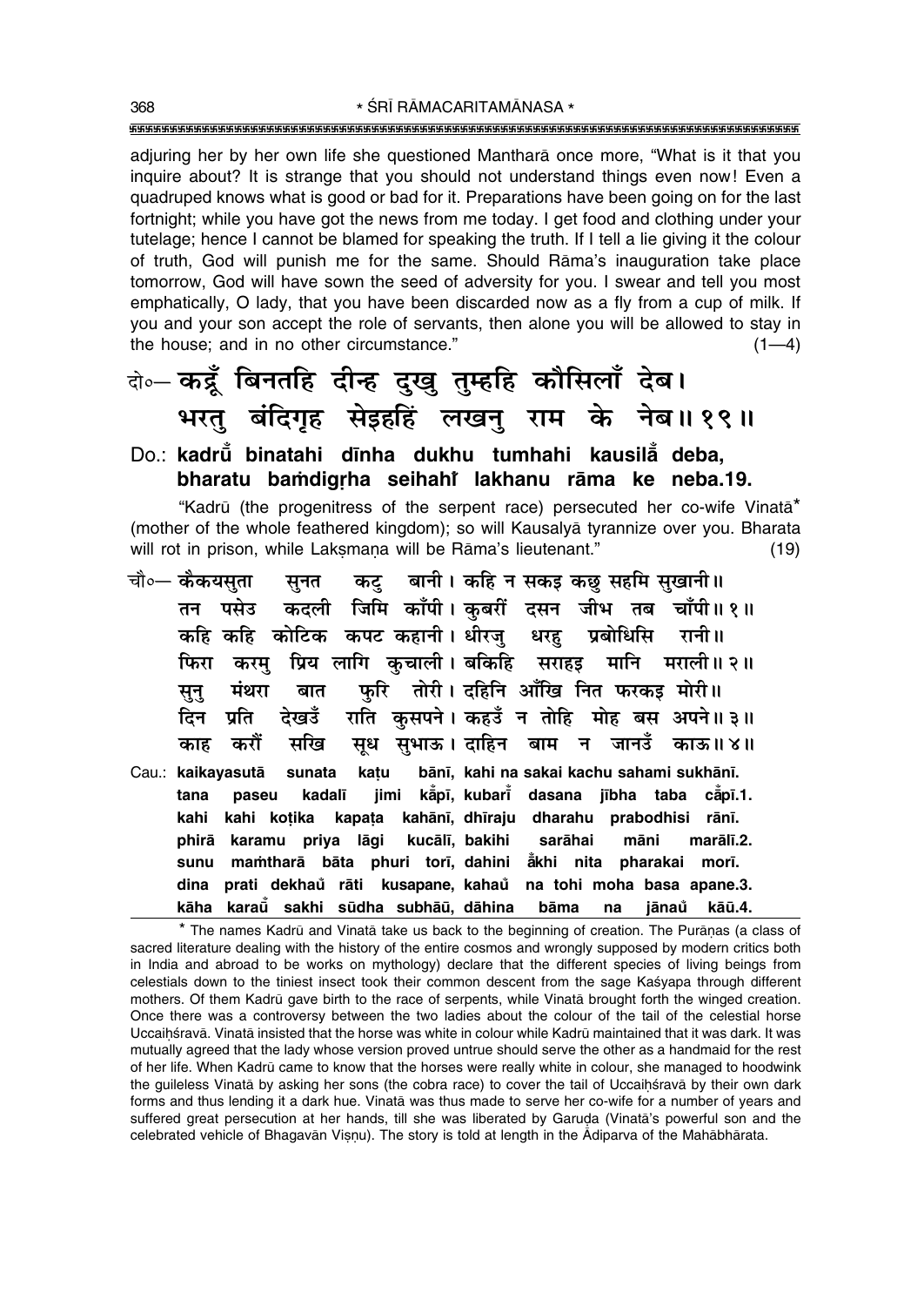adjuring her by her own life she questioned Mantharā once more, "What is it that you inquire about? It is strange that you should not understand things even now! Even a quadruped knows what is good or bad for it. Preparations have been going on for the last fortnight; while you have got the news from me today. I get food and clothing under your tutelage; hence I cannot be blamed for speaking the truth. If I tell a lie giving it the colour of truth, God will punish me for the same. Should Rāma's inauguration take place tomorrow, God will have sown the seed of adversity for you. I swear and tell you most emphatically, O lady, that you have been discarded now as a fly from a cup of milk. If you and your son accept the role of servants, then alone you will be allowed to stay in the house; and in no other circumstance." (1—4)

**दो०— कद्रूँ बिनतहि दीन्ह दुखु तुम्हहि कौसिलाँ देब।**
**भरतु बंदिगृह सेइहहिं लखनु राम के नेब॥ १९॥**

**Do.: kadrū̐ binatahi dīnha dukhu tumhahi kausilā̐ deba,**
**bharatu baṁdigṛha seihahiṁ lakhanu rāma ke neba.19.**

"Kadrū (the progenitress of the serpent race) persecuted her co-wife Vinatā* (mother of the whole feathered kingdom); so will Kausalyā tyrannize over you. Bharata will rot in prison, while Lakṣmaṇa will be Rāma's lieutenant." (19)

**चौ०— कैकयसुता सुनत कटु बानी। कहि न सकइ कछु सहमि सुखानी॥**
**तन पसेउ कदली जिमि काँपी। कुबरीं दसन जीभ तब चाँपी॥ १॥**
**कहि कहि कोटिक कपट कहानी। धीरजु धरहु प्रबोधिसि रानी॥**
**फिरा करमु प्रिय लागि कुचाली। बकिहि सराहइ मानि मराली॥ २॥**
**सुनु मंथरा बात फुरि तोरी। दहिनि आँखि नित फरकइ मोरी॥**
**दिन प्रति देखउँ राति कुसपने। कहउँ न तोहि मोह बस अपने॥ ३॥**
**काह करौं सखि सूध सुभाऊ। दाहिन बाम न जानउँ काऊ॥ ४॥**

**Cau.: kaikayasutā sunata kaṭu bānī, kahi na sakai kachu sahami sukhānī.**
**tana paseu kadalī jimi kā̐pī, kubarī̐ dasana jībha taba cā̐pī.1.**
**kahi kahi koṭika kapaṭa kahānī, dhīraju dharahu prabodhisi rānī.**
**phirā karamu priya lāgi kucālī, bakihi sarāhai māni marālī.2.**
**sunu maṁtharā bāta phuri torī, dahini ā̐khi nita pharakai morī.**
**dina prati dekhaū̐ rāti kusapane, kahaū̐ na tohi moha basa apane.3.**
**kāha karaū̐ sakhi sūdha subhāū, dāhina bāma na jānaū̐ kāū.4.**

---

* The names Kadrū and Vinatā take us back to the beginning of creation. The Purāṇas (a class of sacred literature dealing with the history of the entire cosmos and wrongly supposed by modern critics both in India and abroad to be works on mythology) declare that the different species of living beings from celestials down to the tiniest insect took their common descent from the sage Kaśyapa through different mothers. Of them Kadrū gave birth to the race of serpents, while Vinatā brought forth the winged creation. Once there was a controversy between the two ladies about the colour of the tail of the celestial horse Uccaiḥśravā. Vinatā insisted that the horse was white in colour while Kadrū maintained that it was dark. It was mutually agreed that the lady whose version proved untrue should serve the other as a handmaid for the rest of her life. When Kadrū came to know that the horses were really white in colour, she managed to hoodwink the guileless Vinatā by asking her sons (the cobra race) to cover the tail of Uccaiḥśravā by their own dark forms and thus lending it a dark hue. Vinatā was thus made to serve her co-wife for a number of years and suffered great persecution at her hands, till she was liberated by Garuḍa (Vinatā's powerful son and the celebrated vehicle of Bhagavān Viṣṇu). The story is told at length in the Ādiparva of the Mahābhārata.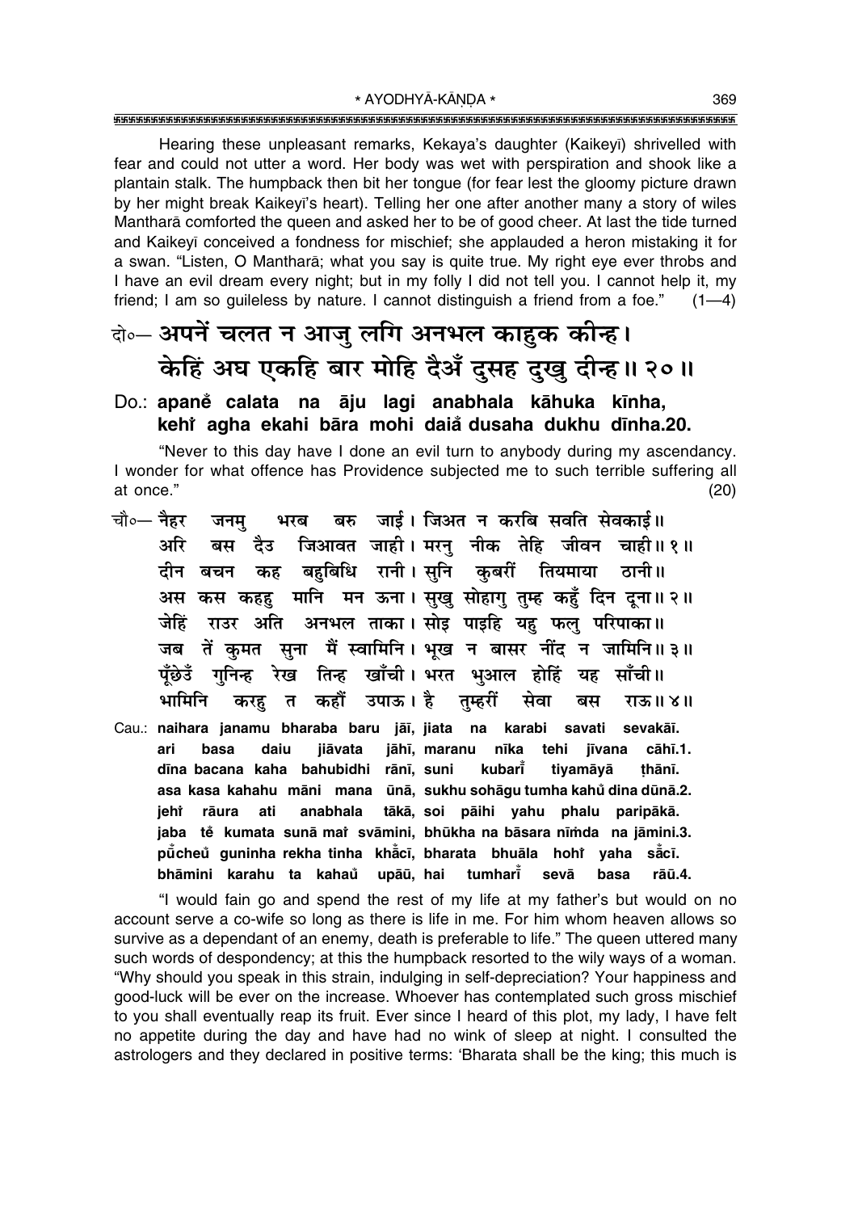Hearing these unpleasant remarks, Kekaya's daughter (Kaikeyī) shrivelled with fear and could not utter a word. Her body was wet with perspiration and shook like a plantain stalk. The humpback then bit her tongue (for fear lest the gloomy picture drawn by her might break Kaikeyī's heart). Telling her one after another many a story of wiles Mantharā comforted the queen and asked her to be of good cheer. At last the tide turned and Kaikeyī conceived a fondness for mischief; she applauded a heron mistaking it for a swan. "Listen, O Mantharā; what you say is quite true. My right eye ever throbs and I have an evil dream every night; but in my folly I did not tell you. I cannot help it, my friend; I am so guileless by nature. I cannot distinguish a friend from a foe." (1—4)

दो०— अपनें चलत न आजु लगि अनभल काहुक कीन्ह।
केहिं अघ एकहि बार मोहि दैअँ दुसह दुखु दीन्ह॥ २०॥

Do.: **apane̐ calata na āju lagi anabhala kāhuka kīnha,**
**kehi̐ agha ekahi bāra mohi daia̐ dusaha dukhu dīnha.20.**

"Never to this day have I done an evil turn to anybody during my ascendancy. I wonder for what offence has Providence subjected me to such terrible suffering all at once." (20)

चौ०— नैहर जनमु भरब बरु जाई। जिअत न करबि सवति सेवकाई॥
अरि बस दैउ जिआवत जाही। मरनु नीक तेहि जीवन चाही॥ १॥
दीन बचन कह बहुबिधि रानी। सुनि कुबरीं तियमाया ठानी॥
अस कस कहहु मानि मन ऊना। सुखु सोहागु तुम्ह कहुँ दिन दूना॥ २॥
जेहिं राउर अति अनभल ताका। सोइ पाइहि यहु फलु परिपाका॥
जब तें कुमत सुना मैं स्वामिनि। भूख न बासर नींद न जामिनि॥ ३॥
पूँछेउँ गुनिन्ह रेख तिन्ह खाँची। भरत भुआल होहिं यह साँची॥
भामिनि करहु त कहौं उपाऊ। है तुम्हरीं सेवा बस राऊ॥ ४॥

Cau.: **naihara janamu bharaba baru jāī, jiata na karabi savati sevakāī.**
**ari basa daiu jiāvata jāhī, maranu nīka tehi jīvana cāhī.1.**
**dīna bacana kaha bahubidhi rānī, suni kubarī̐ tiyamāyā ṭhānī.**
**asa kasa kahahu māni mana ūnā, sukhu sohāgu tumha kahu̐ dina dūnā.2.**
**jehi̐ rāura ati anabhala tākā, soi pāihi yahu phalu paripākā.**
**jaba te̐ kumata sunā mai̐ svāmini, bhūkha na bāsara nīṁda na jāmini.3.**
**pū̐cheu̐ guninha rekha tinha khā̐cī, bharata bhuāla hohi̐ yaha sā̐cī.**
**bhāmini karahu ta kahau̐ upāū, hai tumharī̐ sevā basa rāū.4.**

"I would fain go and spend the rest of my life at my father's but would on no account serve a co-wife so long as there is life in me. For him whom heaven allows so survive as a dependant of an enemy, death is preferable to life." The queen uttered many such words of despondency; at this the humpback resorted to the wily ways of a woman. "Why should you speak in this strain, indulging in self-depreciation? Your happiness and good-luck will be ever on the increase. Whoever has contemplated such gross mischief to you shall eventually reap its fruit. Ever since I heard of this plot, my lady, I have felt no appetite during the day and have had no wink of sleep at night. I consulted the astrologers and they declared in positive terms: 'Bharata shall be the king; this much is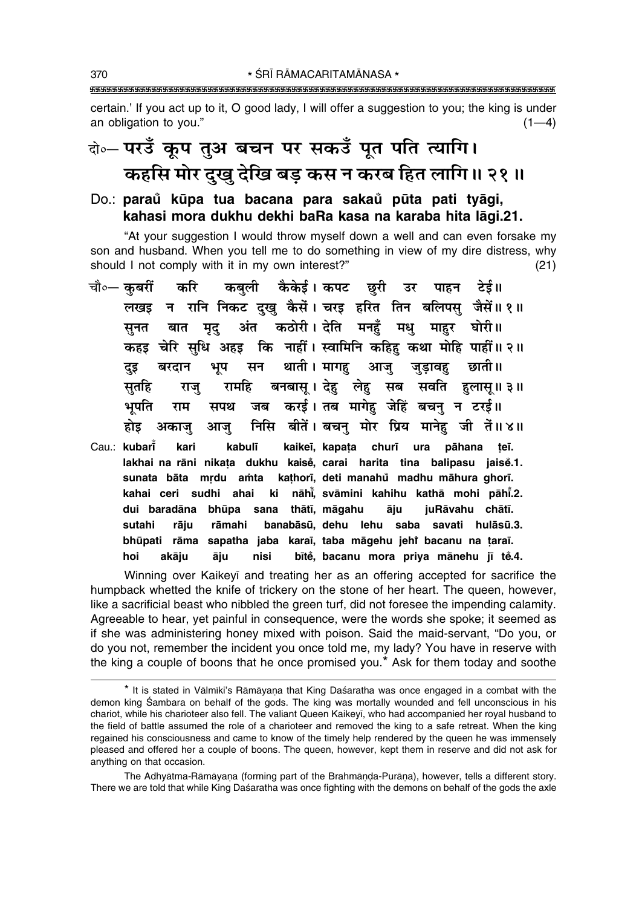certain.' If you act up to it, O good lady, I will offer a suggestion to you; the king is under an obligation to you." (1—4)

दो०— **परउँ कूप तुअ बचन पर सकउँ पूत पति त्यागि।**
**कहसि मोर दुखु देखि बड़ कस न करब हित लागि॥ २१॥**

Do.: **parau̐ kūpa tua bacana para sakau̐ pūta pati tyāgi,**
**kahasi mora dukhu dekhi baRa kasa na karaba hita lāgi.21.**

"At your suggestion I would throw myself down a well and can even forsake my son and husband. When you tell me to do something in view of my dire distress, why should I not comply with it in my own interest?" (21)

चौ०— कुबरीं करि कबुली कैकेई। कपट छुरी उर पाहन टेई॥
लखइ न रानि निकट दुखु कैसें। चरइ हरित तिन बलिपसु जैसें॥ १॥
सुनत बात मृदु अंत कठोरी। देति मनहुँ मधु माहुर घोरी॥
कहइ चेरि सुधि अहइ कि नाहीं। स्वामिनि कहिहु कथा मोहि पाहीं॥ २॥
दुइ बरदान भूप सन थाती। मागहु आजु जुड़ावहु छाती॥
सुतहि राजु रामहि बनबासू। देहु लेहु सब सवति हुलासू॥ ३॥
भूपति राम सपथ जब करई। तब मागेहु जेहिं बचनु न टरई॥
होइ अकाजु आजु निसि बीतें। बचनु मोर प्रिय मानेहु जी तें॥ ४॥

Cau.: **kubarī̐ kari kabulī kaikeī, kapaṭa churī ura pāhana ṭeī.**
**lakhai na rāni nikaṭa dukhu kaisė̃, carai harita tina balipasu jaisė̃.1.**
**sunata bāta mṛdu aṁta kaṭhorī, deti manahu̐ madhu māhura ghorī.**
**kahai ceri sudhi ahai ki nāhī̃, svāmini kahihu kathā mohi pāhī̃.2.**
**dui baradāna bhūpa sana thātī, māgahu āju juRāvahu chātī.**
**sutahi rāju rāmahi banabāsū, dehu lehu saba savati hulāsū.3.**
**bhūpati rāma sapatha jaba karaī, taba māgehu jehī̃ bacanu na ṭaraī.**
**hoi akāju āju nisi bītė̃, bacanu mora priya mānehu jī tė̃.4.**

Winning over Kaikeyī and treating her as an offering accepted for sacrifice the humpback whetted the knife of trickery on the stone of her heart. The queen, however, like a sacrificial beast who nibbled the green turf, did not foresee the impending calamity. Agreeable to hear, yet painful in consequence, were the words she spoke; it seemed as if she was administering honey mixed with poison. Said the maid-servant, "Do you, or do you not, remember the incident you once told me, my lady? You have in reserve with the king a couple of boons that he once promised you.* Ask for them today and soothe

---

* It is stated in Vālmīki's Rāmāyaṇa that King Daśaratha was once engaged in a combat with the demon king Śambara on behalf of the gods. The king was mortally wounded and fell unconscious in his chariot, while his charioteer also fell. The valiant Queen Kaikeyī, who had accompanied her royal husband to the field of battle assumed the role of a charioteer and removed the king to a safe retreat. When the king regained his consciousness and came to know of the timely help rendered by the queen he was immensely pleased and offered her a couple of boons. The queen, however, kept them in reserve and did not ask for anything on that occasion.

The Adhyātma-Rāmāyaṇa (forming part of the Brahmāṇḍa-Purāṇa), however, tells a different story. There we are told that while King Daśaratha was once fighting with the demons on behalf of the gods the axle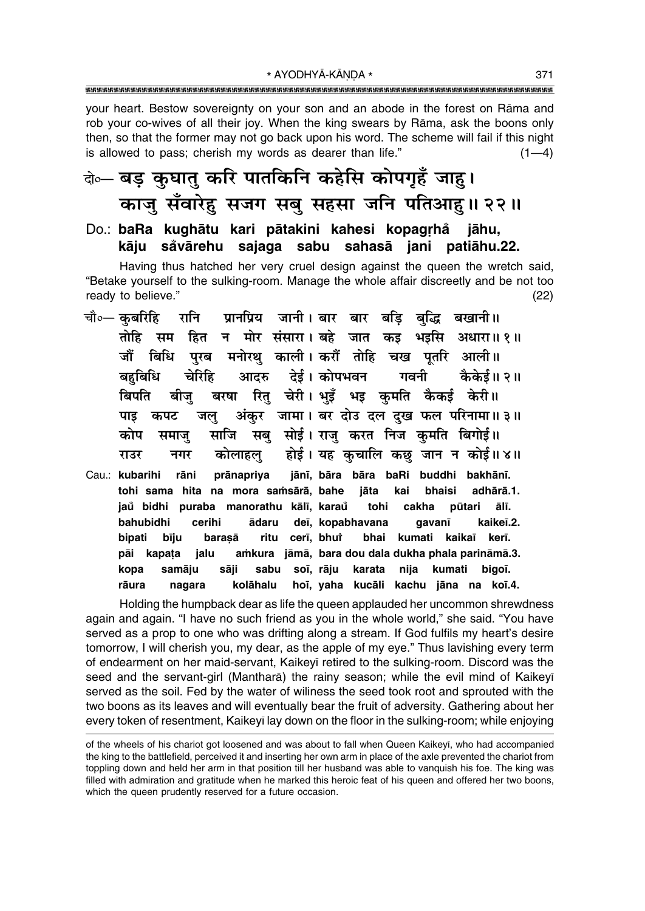your heart. Bestow sovereignty on your son and an abode in the forest on Rāma and rob your co-wives of all their joy. When the king swears by Rāma, ask the boons only then, so that the former may not go back upon his word. The scheme will fail if this night is allowed to pass; cherish my words as dearer than life." (1—4)

दो०— बड़ कुघातु करि पातकिनि कहेसि कोपगृहँ जाहु।
काजु सँवारेहु सजग सबु सहसा जनि पतिआहु॥ २२॥

Do.: **baRa kughātu kari pātakini kahesi kopagṛhå̐ jāhu,**
**kāju så̐vārehu sajaga sabu sahasā jani patiāhu.22.**

Having thus hatched her very cruel design against the queen the wretch said, "Betake yourself to the sulking-room. Manage the whole affair discreetly and be not too ready to believe." (22)

चौ०— कुबरिहि रानि प्रानप्रिय जानी। बार बार बड़ि बुद्धि बखानी॥
तोहि सम हित न मोर संसारा। बहे जात कइ भइसि अधारा॥ १॥
जौं बिधि पुरब मनोरथु काली। करौं तोहि चख पूतरि आली॥
बहुबिधि चेरिहि आदरु देई। कोपभवन गवनी कैकेई॥ २॥
बिपति बीजु बरषा रितु चेरी। भुइँ भइ कुमति कैकई केरी॥
पाइ कपट जलु अंकुर जामा। बर दोउ दल दुख फल परिनामा॥ ३॥
कोप समाजु साजि सबु सोई। राजु करत निज कुमति बिगोई॥
राउर नगर कोलाहलु होई। यह कुचालि कछु जान न कोई॥ ४॥

Cau.: **kubarihi rāni prānapriya jānī, bāra bāra baRi buddhi bakhānī.**
**tohi sama hita na mora saṁsārā, bahe jāta kai bhaisi adhārā.1.**
**jau̐ bidhi puraba manorathu kālī, karau̐ tohi cakha pūtari ālī.**
**bahubidhi cerihi ādaru deī, kopabhavana gavanī kaikeī.2.**
**bipati bīju baraṣā ritu cerī, bhui̐ bhai kumati kaikaī kerī.**
**pāi kapaṭa jalu aṁkura jāmā, bara dou dala dukha phala parināmā.3.**
**kopa samāju sāji sabu soī, rāju karata nija kumati bigoī.**
**rāura nagara kolāhalu hoī, yaha kucāli kachu jāna na koī.4.**

Holding the humpback dear as life the queen applauded her uncommon shrewdness again and again. "I have no such friend as you in the whole world," she said. "You have served as a prop to one who was drifting along a stream. If God fulfils my heart's desire tomorrow, I will cherish you, my dear, as the apple of my eye." Thus lavishing every term of endearment on her maid-servant, Kaikeyī retired to the sulking-room. Discord was the seed and the servant-girl (Mantharā) the rainy season; while the evil mind of Kaikeyī served as the soil. Fed by the water of wiliness the seed took root and sprouted with the two boons as its leaves and will eventually bear the fruit of adversity. Gathering about her every token of resentment, Kaikeyī lay down on the floor in the sulking-room; while enjoying

of the wheels of his chariot got loosened and was about to fall when Queen Kaikeyī, who had accompanied the king to the battlefield, perceived it and inserting her own arm in place of the axle prevented the chariot from toppling down and held her arm in that position till her husband was able to vanquish his foe. The king was filled with admiration and gratitude when he marked this heroic feat of his queen and offered her two boons, which the queen prudently reserved for a future occasion.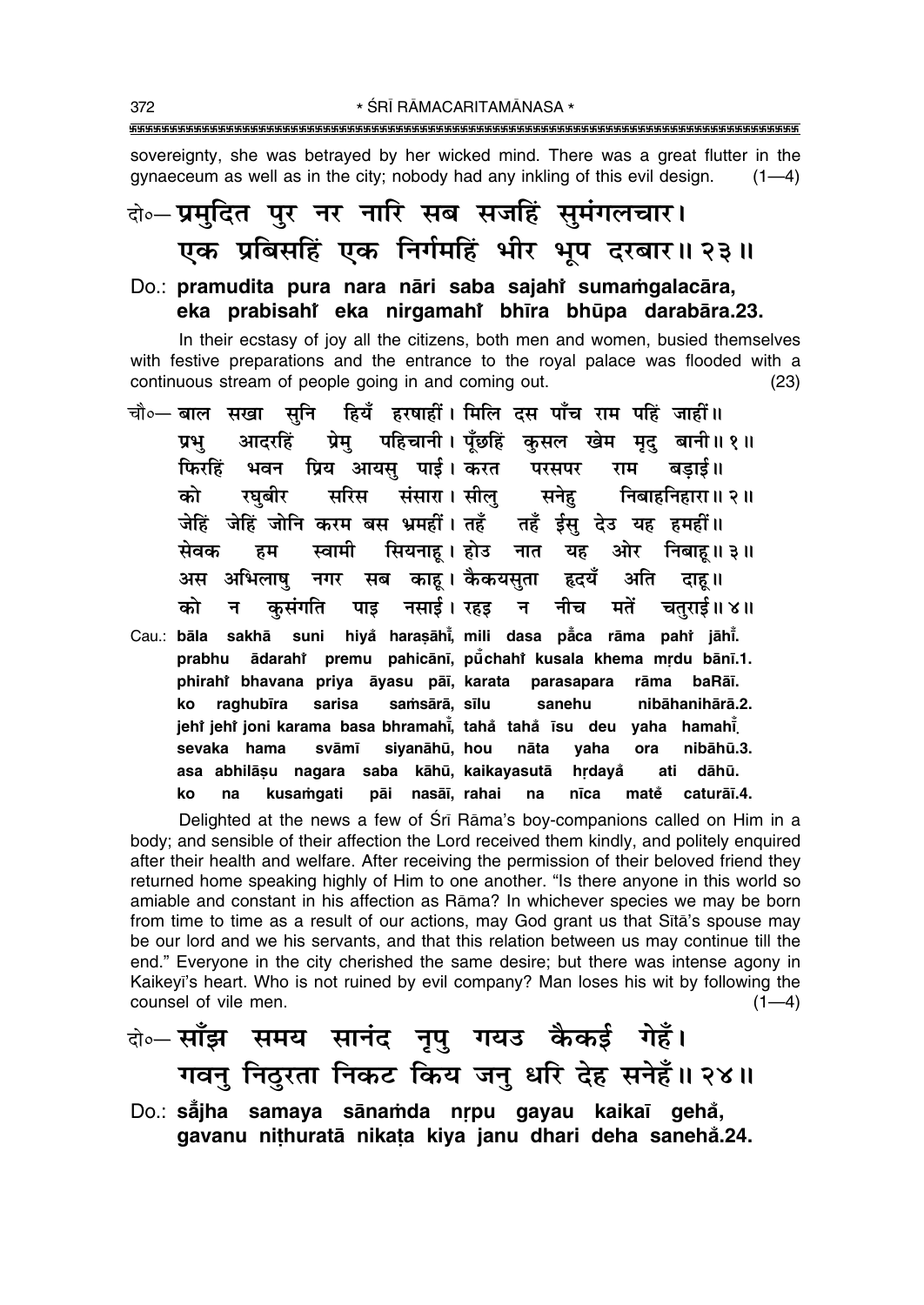sovereignty, she was betrayed by her wicked mind. There was a great flutter in the gynaeceum as well as in the city; nobody had any inkling of this evil design. (1—4)

दो०— प्रमुदित पुर नर नारि सब सजहिं सुमंगलचार।
एक प्रबिसहिं एक निर्गमहिं भीर भूप दरबार॥ २३॥

Do.: **pramudita pura nara nāri saba sajahiṁ sumaṁgalacāra,**
**eka prabisahiṁ eka nirgamahiṁ bhīra bhūpa darabāra.23.**

In their ecstasy of joy all the citizens, both men and women, busied themselves with festive preparations and the entrance to the royal palace was flooded with a continuous stream of people going in and coming out. (23)

चौ०— बाल सखा सुनि हियँ हरषाहीं। मिलि दस पाँच राम पहिं जाहीं॥
प्रभु आदरहिं प्रेमु पहिचानी। पूँछहिं कुसल खेम मृदु बानी॥ १॥
फिरहिं भवन प्रिय आयसु पाई। करत परसपर राम बड़ाई॥
को रघुबीर सरिस संसारा। सीलु सनेहु निबाहनिहारा॥ २॥
जेहिं जेहिं जोनि करम बस भ्रमहीं। तहँ तहँ ईसु देउ यह हमहीं॥
सेवक हम स्वामी सियनाहू। होउ नात यह ओर निबाहू॥ ३॥
अस अभिलाषु नगर सब काहू। कैकयसुता हृदयँ अति दाहू॥
को न कुसंगति पाइ नसाई। रहइ न नीच मतें चतुराई॥ ४॥

Cau.: **bāla sakhā suni hiyaँ haraṣāhīṁ, mili dasa pāँca rāma pahiṁ jāhīṁ.**
**prabhu ādarahiṁ premu pahicānī, pūँchahiṁ kusala khema mṛdu bānī.1.**
**phirahiṁ bhavana priya āyasu pāī, karata parasapara rāma baRāī.**
**ko raghubīra sarisa saṁsārā, sīlu sanehu nibāhanihārā.2.**
**jehiṁ jehiṁ joni karama basa bhramahīṁ, tahaँ tahaँ īsu deu yaha hamahīṁ.**
**sevaka hama svāmī siyanāhū, hou nāta yaha ora nibāhū.3.**
**asa abhilāṣu nagara saba kāhū, kaikayasutā hṛdayaँ ati dāhū.**
**ko na kusaṁgati pāi nasāī, rahai na nīca mateँ caturāī.4.**

Delighted at the news a few of Śrī Rāma's boy-companions called on Him in a body; and sensible of their affection the Lord received them kindly, and politely enquired after their health and welfare. After receiving the permission of their beloved friend they returned home speaking highly of Him to one another. "Is there anyone in this world so amiable and constant in his affection as Rāma? In whichever species we may be born from time to time as a result of our actions, may God grant us that Sītā's spouse may be our lord and we his servants, and that this relation between us may continue till the end." Everyone in the city cherished the same desire; but there was intense agony in Kaikeyī's heart. Who is not ruined by evil company? Man loses his wit by following the counsel of vile men. (1—4)

दो०— साँझ समय सानंद नृपु गयउ कैकई गेहँ।
गवनु निठुरता निकट किय जनु धरि देह सनेहँ॥ २४॥

Do.: **sāँjha samaya sānaṁda nṛpu gayau kaikaī gehaँ,**
**gavanu niṭhuratā nikaṭa kiya janu dhari deha sanehaँ.24.**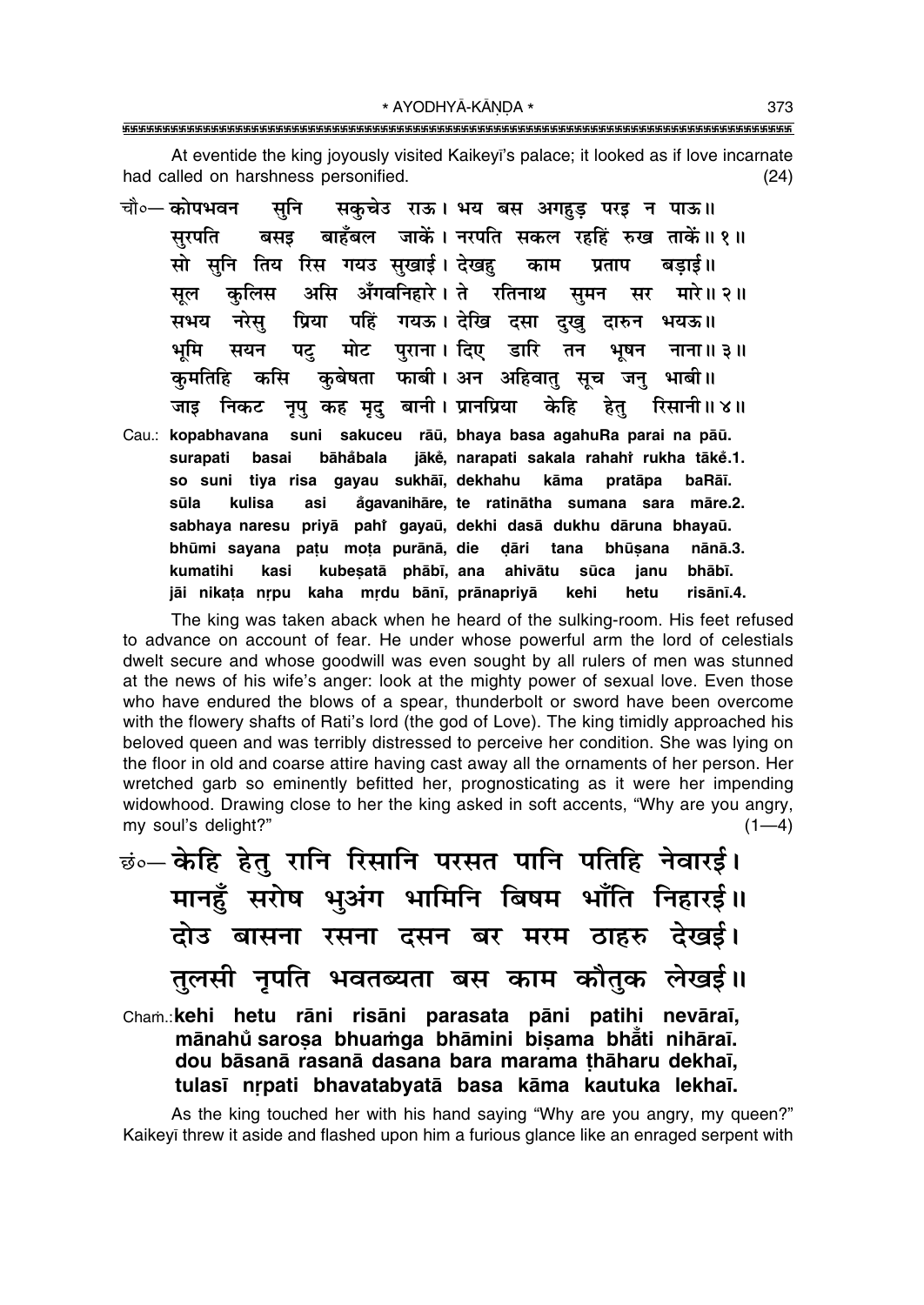At eventide the king joyously visited Kaikeyī's palace; it looked as if love incarnate had called on harshness personified. (24)

चौ०— कोपभवन सुनि सकुचेउ राऊ। भय बस अगहुड़ परइ न पाऊ॥
सुरपति बसइ बाहँबल जाकें। नरपति सकल रहहिं रुख ताकें॥ १॥
सो सुनि तिय रिस गयउ सुखाई। देखहु काम प्रताप बड़ाई॥
सूल कुलिस असि अँगवनिहारे। ते रतिनाथ सुमन सर मारे॥ २॥
सभय नरेसु प्रिया पहिं गयऊ। देखि दसा दुखु दारुन भयऊ॥
भूमि सयन पटु मोट पुराना। दिए डारि तन भूषन नाना॥ ३॥
कुमतिहि कसि कुबेषता फाबी। अन अहिवातु सूच जनु भाबी॥
जाइ निकट नृपु कह मृदु बानी। प्रानप्रिया केहि हेतु रिसानी॥ ४॥

Cau.: **kopabhavana suni sakuceu rāū, bhaya basa agahuRa parai na pāū.**
**surapati basai bāhåbala jākeṁ, narapati sakala rahahiṁ rukha tākeṁ.1.**
**so suni tiya risa gayau sukhāī, dekhahu kāma pratāpa baRāī.**
**sūla kulisa asi åṁgavanihāre, te ratinātha sumana sara māre.2.**
**sabhaya naresu priyā pahiṁ gayaū, dekhi dasā dukhu dāruna bhayaū.**
**bhūmi sayana paṭu moṭa purānā, die ḍāri tana bhūṣana nānā.3.**
**kumatihi kasi kubeṣatā phābī, ana ahivātu sūca janu bhābī.**
**jāi nikaṭa nṛpu kaha mṛdu bānī, prānapriyā kehi hetu risānī.4.**

The king was taken aback when he heard of the sulking-room. His feet refused to advance on account of fear. He under whose powerful arm the lord of celestials dwelt secure and whose goodwill was even sought by all rulers of men was stunned at the news of his wife's anger: look at the mighty power of sexual love. Even those who have endured the blows of a spear, thunderbolt or sword have been overcome with the flowery shafts of Rati's lord (the god of Love). The king timidly approached his beloved queen and was terribly distressed to perceive her condition. She was lying on the floor in old and coarse attire having cast away all the ornaments of her person. Her wretched garb so eminently befitted her, prognosticating as it were her impending widowhood. Drawing close to her the king asked in soft accents, "Why are you angry, my soul's delight?" (1—4)

छं०— केहि हेतु रानि रिसानि परसत पानि पतिहि नेवारई।
मानहुँ सरोष भुअंग भामिनि बिषम भाँति निहारई॥
दोउ बासना रसना दसन बर मरम ठाहरु देखई।
तुलसी नृपति भवतब्यता बस काम कौतुक लेखई॥

Chaṁ.: **kehi hetu rāni risāni parasata pāni patihi nevārāī,**
**mānahů saroṣa bhuaṁga bhāmini biṣama bhåti nihārāī.**
**dou bāsanā rasanā dasana bara marama ṭhāharu dekhaī,**
**tulasī nṛpati bhavatabyatā basa kāma kautuka lekhaī.**

As the king touched her with his hand saying "Why are you angry, my queen?" Kaikeyī threw it aside and flashed upon him a furious glance like an enraged serpent with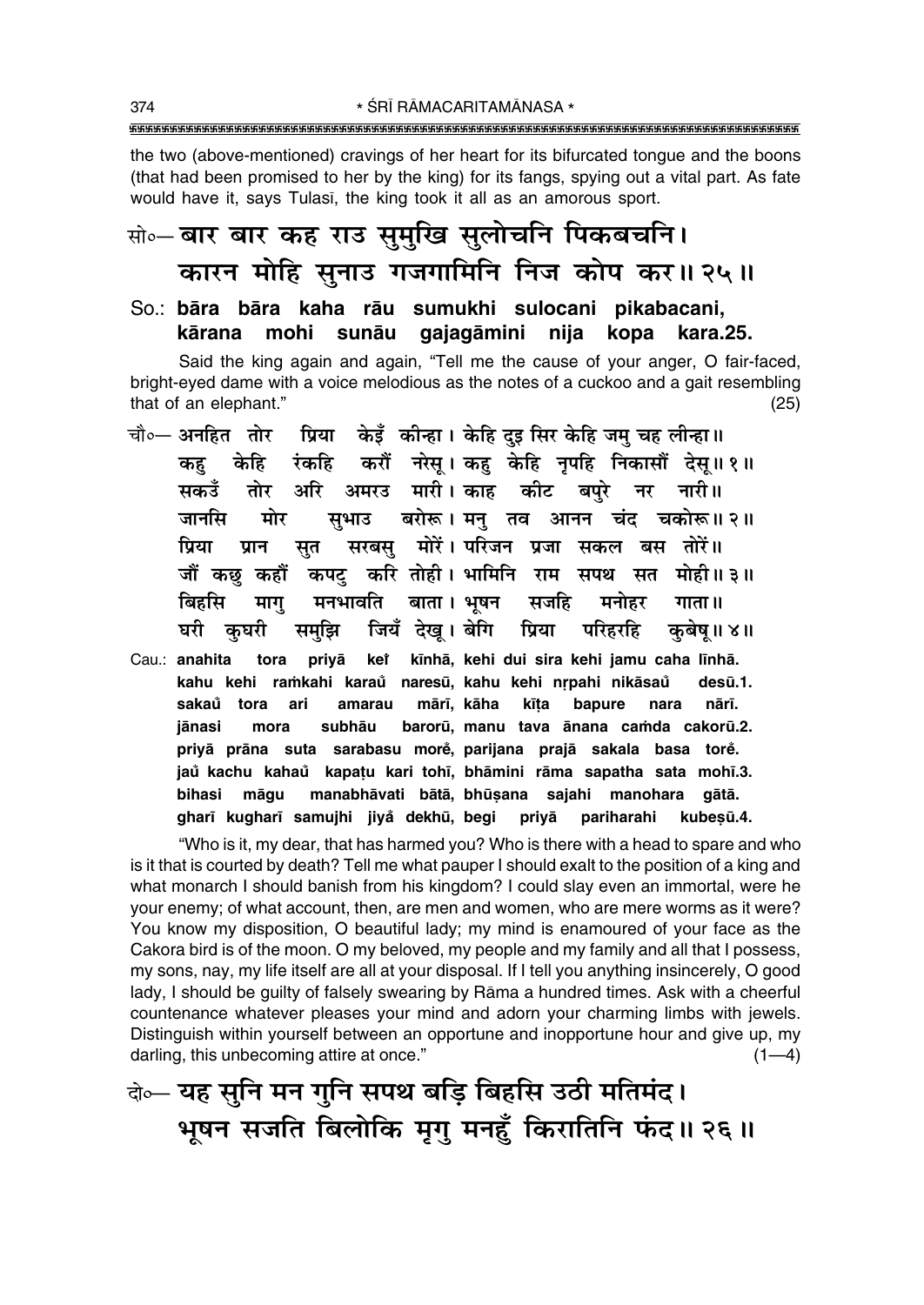the two (above-mentioned) cravings of her heart for its bifurcated tongue and the boons (that had been promised to her by the king) for its fangs, spying out a vital part. As fate would have it, says Tulasī, the king took it all as an amorous sport.

सो०— बार बार कह राउ सुमुखि सुलोचनि पिकबचनि।
कारन मोहि सुनाउ गजगामिनि निज कोप कर॥ २५॥

So.: **bāra bāra kaha rāu sumukhi sulocani pikabacani,**
**kārana mohi sunāu gajagāmini nija kopa kara.25.**

Said the king again and again, "Tell me the cause of your anger, O fair-faced, bright-eyed dame with a voice melodious as the notes of a cuckoo and a gait resembling that of an elephant." (25)

चौ०— अनहित तोर प्रिया केइँ कीन्हा। केहि दुइ सिर केहि जमु चह लीन्हा॥
कहु केहि रंकहि करौं नरेसू। कहु केहि नृपहि निकासौं देसू॥ १॥
सकउँ तोर अरि अमरउ मारी। काह कीट बपुरे नर नारी॥
जानसि मोर सुभाउ बरोरू। मनु तव आनन चंद चकोरू॥ २॥
प्रिया प्रान सुत सरबसु मोरें। परिजन प्रजा सकल बस तोरें॥
जौं कछु कहौं कपटु करि तोही। भामिनि राम सपथ सत मोही॥ ३॥
बिहसि मागु मनभावति बाता। भूषन सजहि मनोहर गाता॥
घरी कुघरी समुझि जियँ देखू। बेगि प्रिया परिहरहि कुबेषू॥ ४॥

Cau.: **anahita tora priyā keĩ kīnhā, kehi dui sira kehi jamu caha līnhā.**
**kahu kehi raṁkahi karaů naresū, kahu kehi nṛpahi nikāsaů desū.1.**
**sakaů tora ari amarau mārī, kāha kīṭa bapure nara nārī.**
**jānasi mora subhāu barorū, manu tava ānana caṁda cakorū.2.**
**priyā prāna suta sarabasu moreṁ, parijana prajā sakala basa toreṁ.**
**jaů kachu kahaů kapaṭu kari tohī, bhāmini rāma sapatha sata mohī.3.**
**bihasi māgu manabhāvati bātā, bhūṣana sajahi manohara gātā.**
**gharī kugharī samujhi jiyaṁ dekhū, begi priyā pariharahi kubeṣū.4.**

"Who is it, my dear, that has harmed you? Who is there with a head to spare and who is it that is courted by death? Tell me what pauper I should exalt to the position of a king and what monarch I should banish from his kingdom? I could slay even an immortal, were he your enemy; of what account, then, are men and women, who are mere worms as it were? You know my disposition, O beautiful lady; my mind is enamoured of your face as the Cakora bird is of the moon. O my beloved, my people and my family and all that I possess, my sons, nay, my life itself are all at your disposal. If I tell you anything insincerely, O good lady, I should be guilty of falsely swearing by Rāma a hundred times. Ask with a cheerful countenance whatever pleases your mind and adorn your charming limbs with jewels. Distinguish within yourself between an opportune and inopportune hour and give up, my darling, this unbecoming attire at once." (1—4)

दो०— यह सुनि मन गुनि सपथ बड़ि बिहसि उठी मतिमंद।
भूषन सजति बिलोकि मृगु मनहुँ किरातिनि फंद॥ २६॥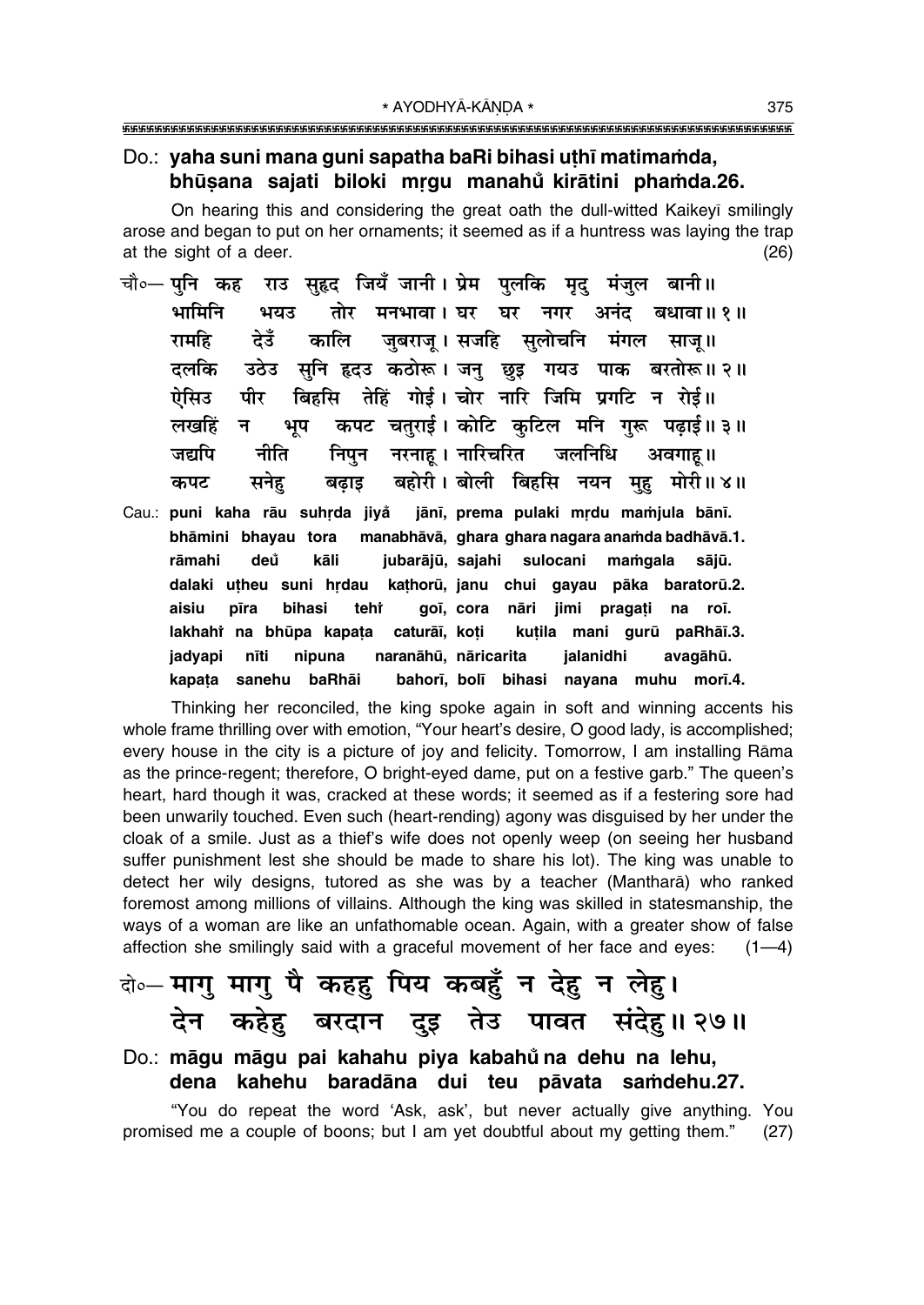Do.: **yaha suni mana guni sapatha baRi bihasi uṭhī matimaṁda, bhūṣana sajati biloki mṛgu manahů kirātini phaṁda.26.**

On hearing this and considering the great oath the dull-witted Kaikeyī smilingly arose and began to put on her ornaments; it seemed as if a huntress was laying the trap at the sight of a deer. (26)

चौ०— पुनि कह राउ सुहृद जियँ जानी। प्रेम पुलकि मृदु मंजुल बानी॥
भामिनि भयउ तोर मनभावा। घर घर नगर अनंद बधावा॥१॥
रामहि देउँ कालि जुबराजू। सजहि सुलोचनि मंगल साजू॥
दलकि उठेउ सुनि हृदउ कठोरू। जनु छुइ गयउ पाक बरतोरू॥२॥
ऐसिउ पीर बिहसि तेहिं गोई। चोर नारि जिमि प्रगटि न रोई॥
लखहिं न भूप कपट चतुराई। कोटि कुटिल मनि गुरू पढ़ाई॥३॥
जद्यपि नीति निपुन नरनाहू। नारिचरित जलनिधि अवगाहू॥
कपट सनेहु बढ़ाइ बहोरी। बोली बिहसि नयन मुहु मोरी॥४॥

Cau.: **puni kaha rāu suhṛda jiyå̃ jānī, prema pulaki mṛdu maṁjula bānī.**
**bhāmini bhayau tora manabhāvā, ghara ghara nagara anaṁda badhāvā.1.**
**rāmahi deů kāli jubarājū, sajahi sulocani maṁgala sājū.**
**dalaki uṭheu suni hṛdau kaṭhorū, janu chui gayau pāka baratorū.2.**
**aisiu pīra bihasi tehi̇̃ goī, cora nāri jimi pragaṭi na roī.**
**lakhahi̇̃ na bhūpa kapaṭa caturāī, koṭi kuṭila mani gurū paRhāī.3.**
**jadyapi nīti nipuna naranāhū, nāricarita jalanidhi avagāhū.**
**kapaṭa sanehu baRhāi bahorī, bolī bihasi nayana muhu morī.4.**

Thinking her reconciled, the king spoke again in soft and winning accents his whole frame thrilling over with emotion, "Your heart's desire, O good lady, is accomplished; every house in the city is a picture of joy and felicity. Tomorrow, I am installing Rāma as the prince-regent; therefore, O bright-eyed dame, put on a festive garb." The queen's heart, hard though it was, cracked at these words; it seemed as if a festering sore had been unwarily touched. Even such (heart-rending) agony was disguised by her under the cloak of a smile. Just as a thief's wife does not openly weep (on seeing her husband suffer punishment lest she should be made to share his lot). The king was unable to detect her wily designs, tutored as she was by a teacher (Mantharā) who ranked foremost among millions of villains. Although the king was skilled in statesmanship, the ways of a woman are like an unfathomable ocean. Again, with a greater show of false affection she smilingly said with a graceful movement of her face and eyes: (1—4)

दो०— मागु मागु पै कहहु पिय कबहुँ न देहु न लेहु।
देन कहेहु बरदान दुइ तेउ पावत संदेहु॥२७॥

Do.: **māgu māgu pai kahahu piya kabahů na dehu na lehu, dena kahehu baradāna dui teu pāvata saṁdehu.27.**

"You do repeat the word 'Ask, ask', but never actually give anything. You promised me a couple of boons; but I am yet doubtful about my getting them." (27)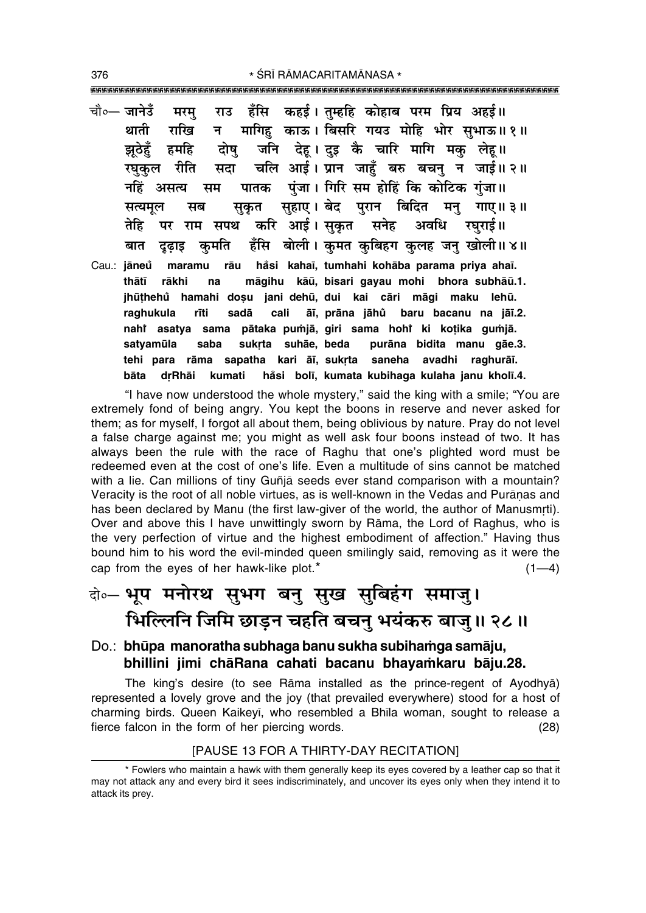चौ०— जानेउँ मरमु राउ हँसि कहई। तुम्हहि कोहाब परम प्रिय अहई॥
थाती राखि न मागिहु काऊ। बिसरि गयउ मोहि भोर सुभाऊ॥ १॥
झूठेहुँ हमहि दोषु जनि देहू। दुइ कै चारि मागि मकु लेहू॥
रघुकुल रीति सदा चलि आई। प्रान जाहुँ बरु बचनु न जाई॥ २॥
नहिं असत्य सम पातक पुंजा। गिरि सम होहिं कि कोटिक गुंजा॥
सत्यमूल सब सुकृत सुहाए। बेद पुरान बिदित मनु गाए॥ ३॥
तेहि पर राम सपथ करि आई। सुकृत सनेह अवधि रघुराई॥
बात दृढ़ाइ कुमति हँसि बोली। कुमत कुबिहग कुलह जनु खोली॥ ४॥

Cau.: jāneů maramu rāu hå̐si kahaī, tumhahi kohāba parama priya ahaī.
thātī rākhi na māgihu kāū, bisari gayau mohi bhora subhāū.1.
jhūṭhehů hamahi doṣu jani dehū, dui kai cāri māgi maku lehū.
raghukula rīti sadā cali āī, prāna jāhů baru bacanu na jāī.2.
nahi̇̃ asatya sama pātaka puṁjā, giri sama hohi̇̃ ki koṭika guṁjā.
satyamūla saba sukṛta suhāe, beda purāna bidita manu gāe.3.
tehi para rāma sapatha kari āī, sukṛta saneha avadhi raghurāī.
bāta dṛRhāi kumati hå̐si bolī, kumata kubihaga kulaha janu kholī.4.

"I have now understood the whole mystery," said the king with a smile; "You are extremely fond of being angry. You kept the boons in reserve and never asked for them; as for myself, I forgot all about them, being oblivious by nature. Pray do not level a false charge against me; you might as well ask four boons instead of two. It has always been the rule with the race of Raghu that one's plighted word must be redeemed even at the cost of one's life. Even a multitude of sins cannot be matched with a lie. Can millions of tiny Guñjā seeds ever stand comparison with a mountain? Veracity is the root of all noble virtues, as is well-known in the Vedas and Purāṇas and has been declared by Manu (the first law-giver of the world, the author of Manusmṛti). Over and above this I have unwittingly sworn by Rāma, the Lord of Raghus, who is the very perfection of virtue and the highest embodiment of affection." Having thus bound him to his word the evil-minded queen smilingly said, removing as it were the cap from the eyes of her hawk-like plot.* (1—4)

दो०— भूप मनोरथ सुभग बनु सुख सुबिहंग समाजु।
भिल्लिनि जिमि छाड़न चहति बचनु भयंकरु बाजु॥ २८॥

Do.: **bhūpa manoratha subhaga banu sukha subihaṁga samāju,**
**bhillini jimi chāRana cahati bacanu bhayaṁkaru bāju.28.**

The king's desire (to see Rāma installed as the prince-regent of Ayodhyā) represented a lovely grove and the joy (that prevailed everywhere) stood for a host of charming birds. Queen Kaikeyī, who resembled a Bhīla woman, sought to release a fierce falcon in the form of her piercing words. (28)

[PAUSE 13 FOR A THIRTY-DAY RECITATION]

* Fowlers who maintain a hawk with them generally keep its eyes covered by a leather cap so that it may not attack any and every bird it sees indiscriminately, and uncover its eyes only when they intend it to attack its prey.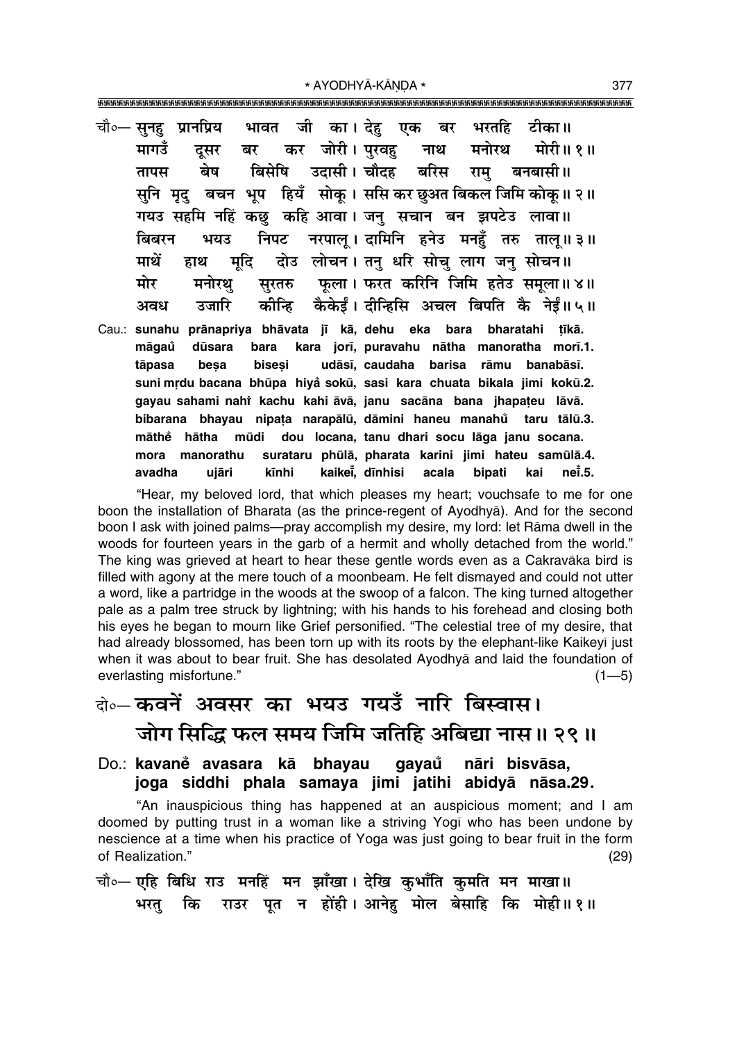चौ०— सुनहु प्रानप्रिय भावत जी का। देहु एक बर भरतहि टीका॥
मागउँ दूसर बर कर जोरी। पुरवहु नाथ मनोरथ मोरी॥ १॥
तापस बेष बिसेषि उदासी। चौदह बरिस रामु बनबासी॥
सुनि मृदु बचन भूप हियँ सोकू। ससि कर छुअत बिकल जिमि कोकू॥ २॥
गयउ सहमि नहिं कछु कहि आवा। जनु सचान बन झपटेउ लावा॥
बिबरन भयउ निपट नरपालू। दामिनि हनेउ मनहुँ तरु तालू॥ ३॥
माथें हाथ मूदि दोउ लोचन। तनु धरि सोचु लाग जनु सोचन॥
मोर मनोरथु सुरतरु फूला। फरत करिनि जिमि हतेउ समूला॥ ४॥
अवध उजारि कीन्हि कैकेईं। दीन्हिसि अचल बिपति कै नेईं॥ ५॥

Cau.: sunahu prānapriya bhāvata jī kā, dehu eka bara bharatahi ṭīkā.
māgaů dūsara bara kara jorī, puravahu nātha manoratha morī.1.
tāpasa beṣa biseṣi udāsī, caudaha barisa rāmu banabāsī.
suni mṛdu bacana bhūpa hiyå̐ sokū, sasi kara chuata bikala jimi kokū.2.
gayau sahami nahi̐ kachu kahi āvā, janu sacāna bana jhapaṭeu lāvā.
bibarana bhayau nipaṭa narapālū, dāmini haneu manahů taru tālū.3.
māthe̐ hātha mūdi dou locana, tanu dhari socu lāga janu socana.
mora manorathu surataru phūlā, pharata karini jimi hateu samūlā.4.
avadha ujāri kīnhi kaikeī̐, dīnhisi acala bipati kai neī̐.5.

"Hear, my beloved lord, that which pleases my heart; vouchsafe to me for one boon the installation of Bharata (as the prince-regent of Ayodhyā). And for the second boon I ask with joined palms—pray accomplish my desire, my lord: let Rāma dwell in the woods for fourteen years in the garb of a hermit and wholly detached from the world." The king was grieved at heart to hear these gentle words even as a Cakravāka bird is filled with agony at the mere touch of a moonbeam. He felt dismayed and could not utter a word, like a partridge in the woods at the swoop of a falcon. The king turned altogether pale as a palm tree struck by lightning; with his hands to his forehead and closing both his eyes he began to mourn like Grief personified. "The celestial tree of my desire, that had already blossomed, has been torn up with its roots by the elephant-like Kaikeyī just when it was about to bear fruit. She has desolated Ayodhyā and laid the foundation of everlasting misfortune." (1—5)

दो०— कवनें अवसर का भयउ गयउँ नारि बिस्वास।
जोग सिद्धि फल समय जिमि जतिहि अबिद्या नास॥ २९॥

Do.: kavane̐ avasara kā bhayau gayaů nāri bisvāsa,
joga siddhi phala samaya jimi jatihi abidyā nāsa.29.

"An inauspicious thing has happened at an auspicious moment; and I am doomed by putting trust in a woman like a striving Yogī who has been undone by nescience at a time when his practice of Yoga was just going to bear fruit in the form of Realization." (29)

चौ०— एहि बिधि राउ मनहिं मन झाँखा। देखि कुभाँति कुमति मन माखा॥
भरतु कि राउर पूत न होंही। आनेहु मोल बेसाहि कि मोही॥ १॥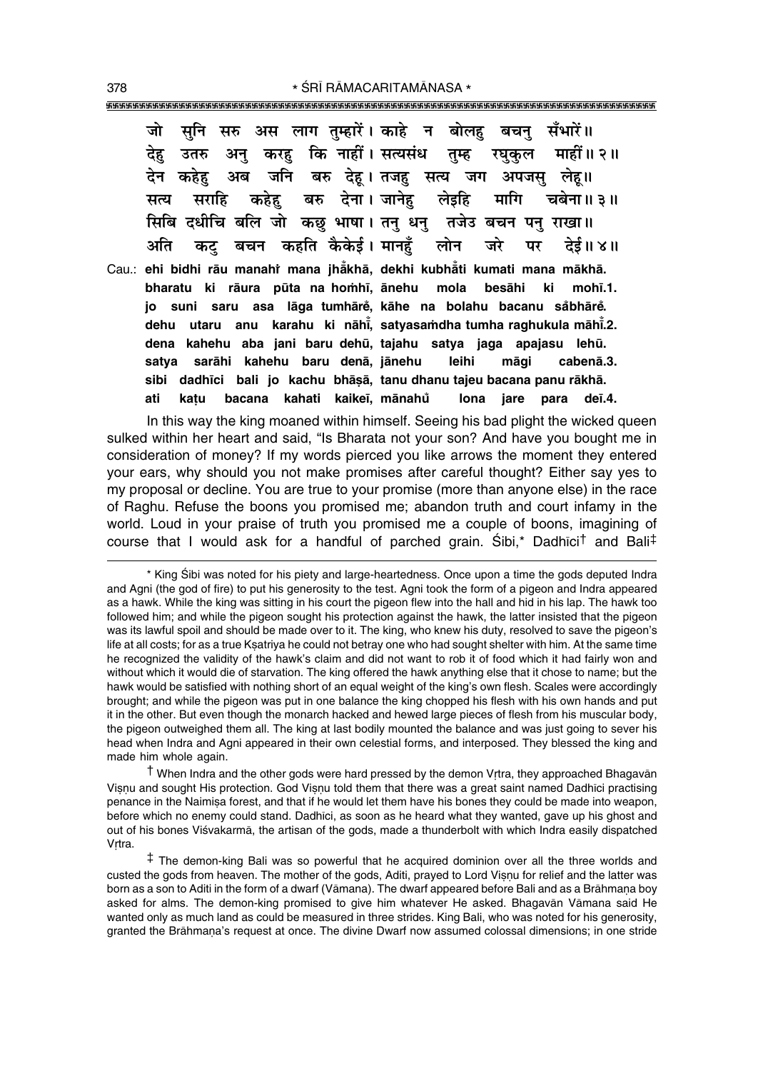जो सुनि सरु अस लाग तुम्हारें। काहे न बोलहु बचनु सँभारें॥
देहु उतरु अनु करहु कि नाहीं। सत्यसंध तुम्ह रघुकुल माहीं॥ २॥
देन कहेहु अब जनि बरु देहू। तजहु सत्य जग अपजसु लेहू॥
सत्य सराहि कहेहु बरु देना। जानेहु लेइहि मागि चबेना॥ ३॥
सिबि दधीचि बलि जो कछु भाषा। तनु धनु तजेउ बचन पनु राखा॥
अति कटु बचन कहति कैकेई। मानहुँ लोन जरे पर देई॥ ४॥

Cau.: **ehi bidhi rāu manahi mana jhā̃khā, dekhi kubhā̃ti kumati mana mākhā.**
**bharatu ki rāura pūta na hoṁhī, ānehu mola besāhi ki mohī.1.**
**jo suni saru asa lāga tumhārẽ, kāhe na bolahu bacanu sa̐bhārẽ.**
**dehu utaru anu karahu ki nāhī̃, satyasaṁdha tumha raghukula māhī̃.2.**
**dena kahehu aba jani baru dehū, tajahu satya jaga apajasu lehū.**
**satya sarāhi kahehu baru denā, jānehu leihi māgi cabenā.3.**
**sibi dadhīci bali jo kachu bhāṣā, tanu dhanu tajeu bacana panu rākhā.**
**ati kaṭu bacana kahati kaikeī, mānahũ lona jare para deī.4.**

In this way the king moaned within himself. Seeing his bad plight the wicked queen sulked within her heart and said, "Is Bharata not your son? And have you bought me in consideration of money? If my words pierced you like arrows the moment they entered your ears, why should you not make promises after careful thought? Either say yes to my proposal or decline. You are true to your promise (more than anyone else) in the race of Raghu. Refuse the boons you promised me; abandon truth and court infamy in the world. Loud in your praise of truth you promised me a couple of boons, imagining of course that I would ask for a handful of parched grain. Śibi,* Dadhīci† and Bali‡

---

\* King Śibi was noted for his piety and large-heartedness. Once upon a time the gods deputed Indra and Agni (the god of fire) to put his generosity to the test. Agni took the form of a pigeon and Indra appeared as a hawk. While the king was sitting in his court the pigeon flew into the hall and hid in his lap. The hawk too followed him; and while the pigeon sought his protection against the hawk, the latter insisted that the pigeon was its lawful spoil and should be made over to it. The king, who knew his duty, resolved to save the pigeon's life at all costs; for as a true Kṣatriya he could not betray one who had sought shelter with him. At the same time he recognized the validity of the hawk's claim and did not want to rob it of food which it had fairly won and without which it would die of starvation. The king offered the hawk anything else that it chose to name; but the hawk would be satisfied with nothing short of an equal weight of the king's own flesh. Scales were accordingly brought; and while the pigeon was put in one balance the king chopped his flesh with his own hands and put it in the other. But even though the monarch hacked and hewed large pieces of flesh from his muscular body, the pigeon outweighed them all. The king at last bodily mounted the balance and was just going to sever his head when Indra and Agni appeared in their own celestial forms, and interposed. They blessed the king and made him whole again.

† When Indra and the other gods were hard pressed by the demon Vṛtra, they approached Bhagavān Viṣṇu and sought His protection. God Viṣṇu told them that there was a great saint named Dadhīci practising penance in the Naimiṣa forest, and that if he would let them have his bones they could be made into weapon, before which no enemy could stand. Dadhīci, as soon as he heard what they wanted, gave up his ghost and out of his bones Viśvakarmā, the artisan of the gods, made a thunderbolt with which Indra easily dispatched Vṛtra.

‡ The demon-king Bali was so powerful that he acquired dominion over all the three worlds and custed the gods from heaven. The mother of the gods, Aditi, prayed to Lord Viṣṇu for relief and the latter was born as a son to Aditi in the form of a dwarf (Vāmana). The dwarf appeared before Bali and as a Brāhmaṇa boy asked for alms. The demon-king promised to give him whatever He asked. Bhagavān Vāmana said He wanted only as much land as could be measured in three strides. King Bali, who was noted for his generosity, granted the Brāhmaṇa's request at once. The divine Dwarf now assumed colossal dimensions; in one stride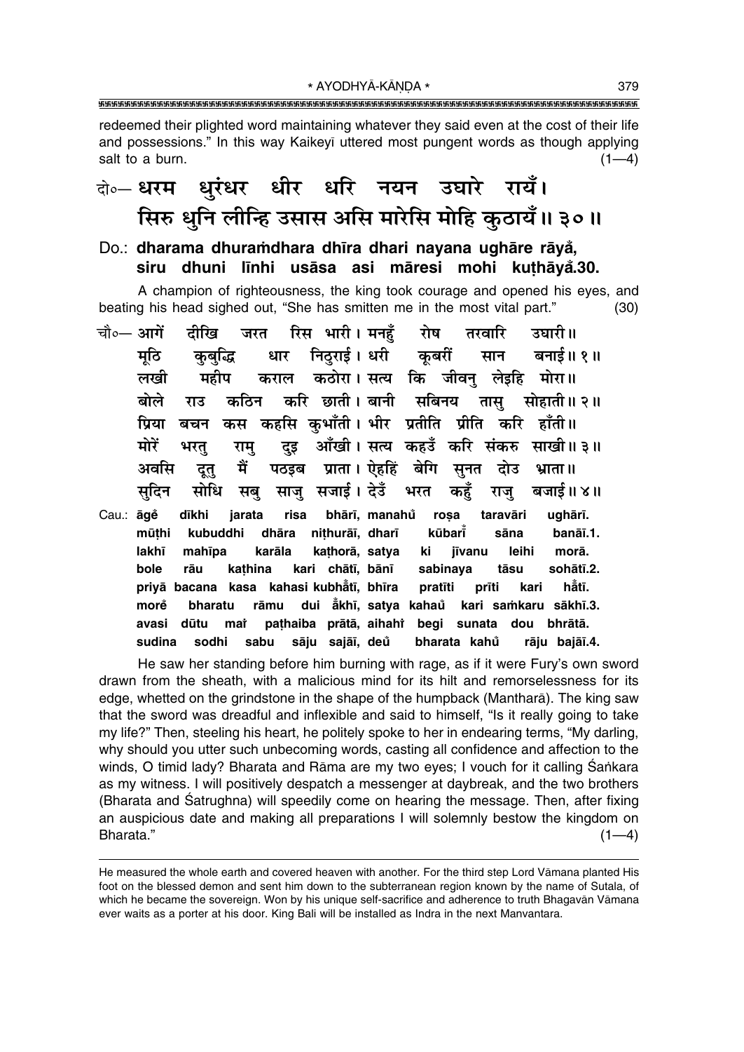redeemed their plighted word maintaining whatever they said even at the cost of their life and possessions." In this way Kaikeyī uttered most pungent words as though applying salt to a burn. (1—4)

दो०— **धरम धुरंधर धीर धरि नयन उघारे रायँ।**
**सिरु धुनि लीन्हि उसास असि मारेसि मोहि कुठायँ॥ ३०॥**

Do.: **dharama dhuraṁdhara dhīra dhari nayana ughāre rāyaꣳ,**
**siru dhuni līnhi usāsa asi māresi mohi kuṭhāyaꣳ.30.**

A champion of righteousness, the king took courage and opened his eyes, and beating his head sighed out, "She has smitten me in the most vital part." (30)

चौ०— आगें दीखि जरत रिस भारी। मनहुँ रोष तरवारि उघारी॥
मूठि कुबुद्धि धार निठुराई। धरी कूबरीं सान बनाई॥ १॥
लखी महीप कराल कठोरा। सत्य कि जीवनु लेइहि मोरा॥
बोले राउ कठिन करि छाती। बानी सबिनय तासु सोहाती॥ २॥
प्रिया बचन कस कहसि कुभाँती। भीर प्रतीति प्रीति करि हाँती॥
मोरें भरतु रामु दुइ आँखी। सत्य कहउँ करि संकरु साखी॥ ३॥
अवसि दूतु मैं पठइब प्राता। ऐहहिं बेगि सुनत दोउ भ्राता॥
सुदिन सोधि सबु साजु सजाई। देउँ भरत कहुँ राजु बजाई॥ ४॥

Cau.: **āgeꣳ dīkhi jarata risa bhārī, manahuꣳ roṣa taravāri ughārī.**
**mūṭhi kubuddhi dhāra niṭhurāī, dharī kūbarīꣳ sāna banāī.1.**
**lakhī mahīpa karāla kaṭhorā, satya ki jīvanu leihi morā.**
**bole rāu kaṭhina kari chātī, bānī sabinaya tāsu sohātī.2.**
**priyā bacana kasa kahasi kubhāꣳtī, bhīra pratīti prīti kari hāꣳtī.**
**moreꣳ bharatu rāmu dui āꣳkhī, satya kahauꣳ kari saṁkaru sākhī.3.**
**avasi dūtu maiꣳ paṭhaiba prātā, aihahiꣳ begi sunata dou bhrātā.**
**sudina sodhi sabu sāju sajāī, deuꣳ bharata kahuꣳ rāju bajāī.4.**

He saw her standing before him burning with rage, as if it were Fury's own sword drawn from the sheath, with a malicious mind for its hilt and remorselessness for its edge, whetted on the grindstone in the shape of the humpback (Mantharā). The king saw that the sword was dreadful and inflexible and said to himself, "Is it really going to take my life?" Then, steeling his heart, he politely spoke to her in endearing terms, "My darling, why should you utter such unbecoming words, casting all confidence and affection to the winds, O timid lady? Bharata and Rāma are my two eyes; I vouch for it calling Śaṅkara as my witness. I will positively despatch a messenger at daybreak, and the two brothers (Bharata and Śatrughna) will speedily come on hearing the message. Then, after fixing an auspicious date and making all preparations I will solemnly bestow the kingdom on Bharata." (1—4)

---

He measured the whole earth and covered heaven with another. For the third step Lord Vāmana planted His foot on the blessed demon and sent him down to the subterranean region known by the name of Sutala, of which he became the sovereign. Won by his unique self-sacrifice and adherence to truth Bhagavān Vāmana ever waits as a porter at his door. King Bali will be installed as Indra in the next Manvantara.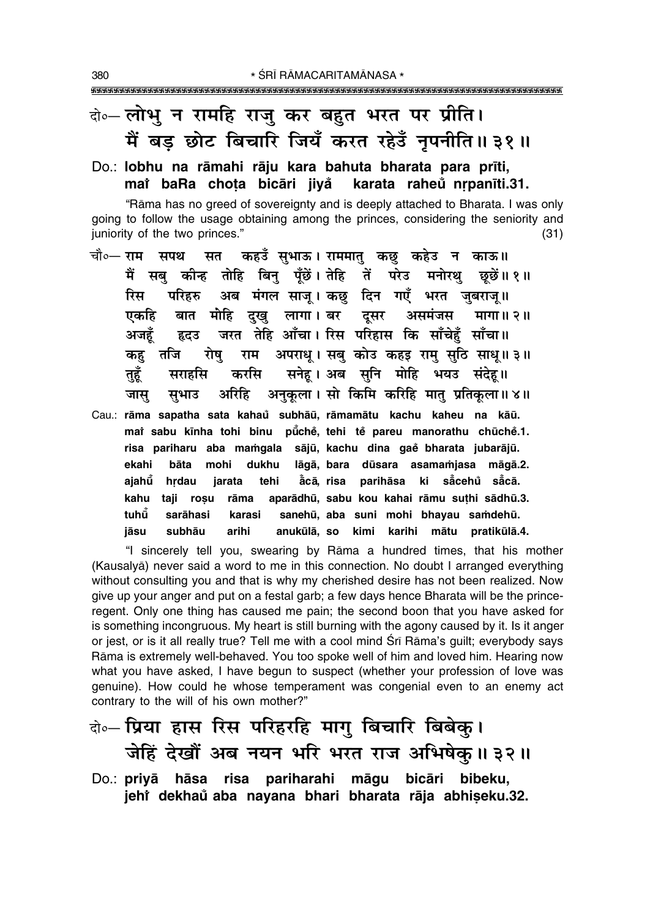दो०— लोभु न रामहि राजु कर बहुत भरत पर प्रीति।
मैं बड़ छोट बिचारि जियँ करत रहेउँ नृपनीति॥ ३१॥

Do.: **lobhu na rāmahi rāju kara bahuta bharata para prīti,
mai baRa choṭa bicāri jiyå̐ karata raheu̐ nṛpanīti.31.**

"Rāma has no greed of sovereignty and is deeply attached to Bharata. I was only going to follow the usage obtaining among the princes, considering the seniority and juniority of the two princes." (31)

चौ०— राम सपथ सत कहउँ सुभाऊ। राममातु कछु कहेउ न काऊ॥
मैं सबु कीन्ह तोहि बिनु पूँछें। तेहि तें परेउ मनोरथु छूछें॥ १॥
रिस परिहरु अब मंगल साजू। कछु दिन गएँ भरत जुबराजू॥
एकहि बात मोहि दुखु लागा। बर दूसर असमंजस मागा॥ २॥
अजहूँ हृदउ जरत तेहि आँचा। रिस परिहास कि साँचेहुँ साँचा॥
कहु तजि रोषु राम अपराधू। सबु कोउ कहइ रामु सुठि साधू॥ ३॥
तुहूँ सराहसि करसि सनेहू। अब सुनि मोहि भयउ संदेहू॥
जासु सुभाउ अरिहि अनुकूला। सो किमि करिहि मातु प्रतिकूला॥ ४॥

Cau.: **rāma sapatha sata kahau̐ subhāū, rāmamātu kachu kaheu na kāū.
mai sabu kīnha tohi binu pū̐cheṁ, tehi teṁ pareu manorathu chūcheṁ.1.
risa pariharu aba maṁgala sājū, kachu dina gae̐ bharata jubarājū.
ekahi bāta mohi dukhu lāgā, bara dūsara asamaṁjasa māgā.2.
ajahū̐ hṛdau jarata tehi å̐cā, risa parihāsa ki så̐cehu̐ så̐cā.
kahu taji roṣu rāma aparādhū, sabu kou kahai rāmu suṭhi sādhū.3.
tuhū̐ sarāhasi karasi sanehū, aba suni mohi bhayau saṁdehū.
jāsu subhāu arihi anukūlā, so kimi karihi mātu pratikūlā.4.**

"I sincerely tell you, swearing by Rāma a hundred times, that his mother (Kausalyā) never said a word to me in this connection. No doubt I arranged everything without consulting you and that is why my cherished desire has not been realized. Now give up your anger and put on a festal garb; a few days hence Bharata will be the prince-regent. Only one thing has caused me pain; the second boon that you have asked for is something incongruous. My heart is still burning with the agony caused by it. Is it anger or jest, or is it all really true? Tell me with a cool mind Śrī Rāma's guilt; everybody says Rāma is extremely well-behaved. You too spoke well of him and loved him. Hearing now what you have asked, I have begun to suspect (whether your profession of love was genuine). How could he whose temperament was congenial even to an enemy act contrary to the will of his own mother?"

दो०— प्रिया हास रिस परिहरहि मागु बिचारि बिबेकु।
जेहिं देखौं अब नयन भरि भरत राज अभिषेकु॥ ३२॥

Do.: **priyā hāsa risa pariharahi māgu bicāri bibeku,
jehi dekhau̐ aba nayana bhari bharata rāja abhiṣeku.32.**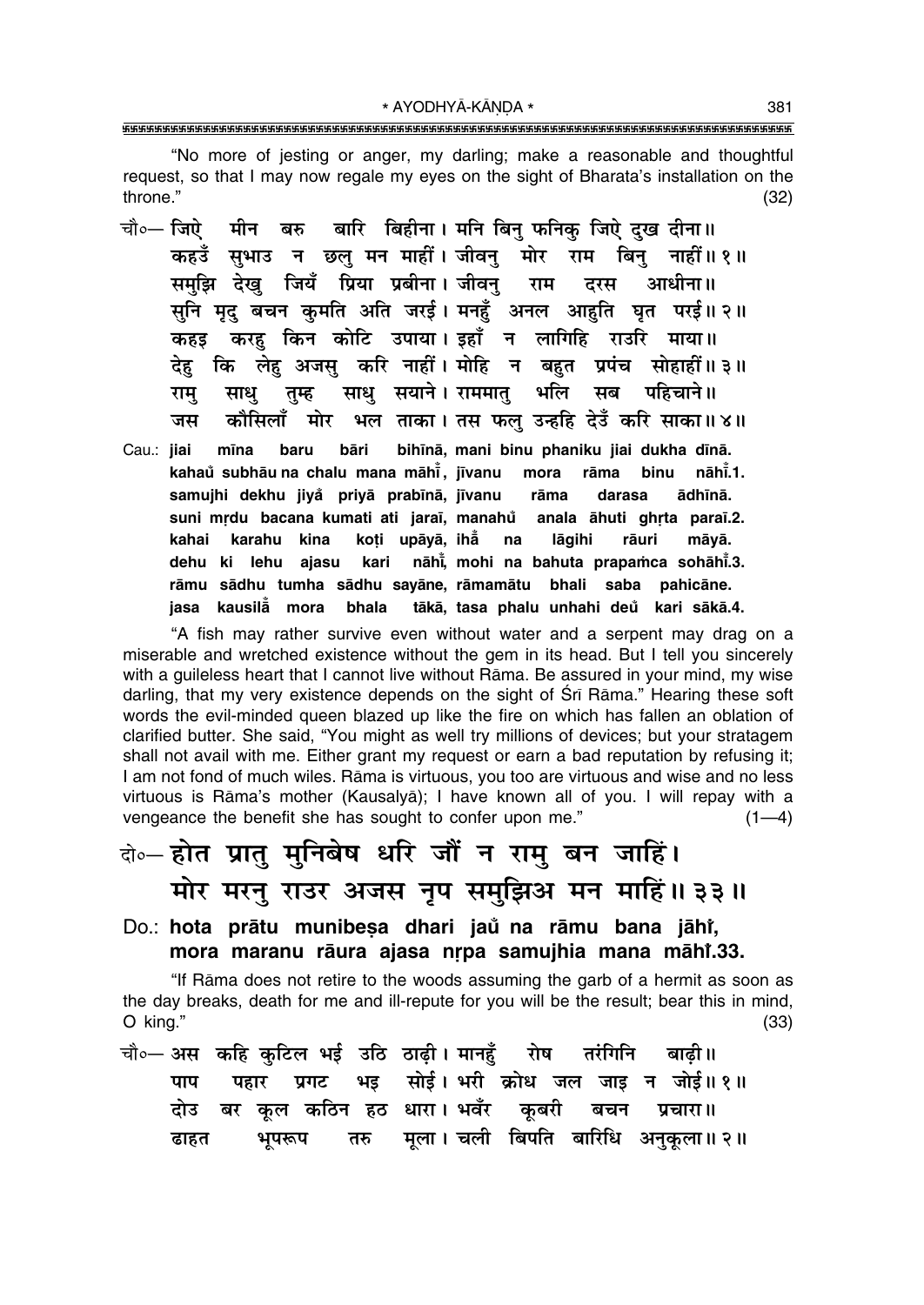"No more of jesting or anger, my darling; make a reasonable and thoughtful request, so that I may now regale my eyes on the sight of Bharata's installation on the throne." (32)

चौ०— जिऐ मीन बरु बारि बिहीना। मनि बिनु फनिकु जिऐ दुख दीना॥
कहउँ सुभाउ न छलु मन माहीं। जीवनु मोर राम बिनु नाहीं॥ १॥
समुझि देखु जियँ प्रिया प्रबीना। जीवनु राम दरस आधीना॥
सुनि मृदु बचन कुमति अति जरई। मनहुँ अनल आहुति घृत परई॥ २॥
कहइ करहु किन कोटि उपाया। इहाँ न लागिहि राउरि माया॥
देहु कि लेहु अजसु करि नाहीं। मोहि न बहुत प्रपंच सोहाहीं॥ ३॥
रामु साधु तुम्ह साधु सयाने। राममातु भलि सब पहिचाने॥
जस कौसिलाँ मोर भल ताका। तस फलु उन्हहि देउँ करि साका॥ ४॥

Cau.: jiai mīna baru bāri bihīnā, mani binu phaniku jiai dukha dīnā.
kahaů subhāu na chalu mana māhī̃, jīvanu mora rāma binu nāhī̃.1.
samujhi dekhu jiyå̃ priyā prabīnā, jīvanu rāma darasa ādhīnā.
suni mṛdu bacana kumati ati jaraī, manahů anala āhuti ghṛta paraī.2.
kahai karahu kina koṭi upāyā, ihā̃ na lāgihi rāuri māyā.
dehu ki lehu ajasu kari nāhī̃, mohi na bahuta prapaṁca sohāhī̃.3.
rāmu sādhu tumha sādhu sayāne, rāmamātu bhali saba pahicāne.
jasa kausilā̃ mora bhala tākā, tasa phalu unhahi deů kari sākā.4.

"A fish may rather survive even without water and a serpent may drag on a miserable and wretched existence without the gem in its head. But I tell you sincerely with a guileless heart that I cannot live without Rāma. Be assured in your mind, my wise darling, that my very existence depends on the sight of Śrī Rāma." Hearing these soft words the evil-minded queen blazed up like the fire on which has fallen an oblation of clarified butter. She said, "You might as well try millions of devices; but your stratagem shall not avail with me. Either grant my request or earn a bad reputation by refusing it; I am not fond of much wiles. Rāma is virtuous, you too are virtuous and wise and no less virtuous is Rāma's mother (Kausalyā); I have known all of you. I will repay with a vengeance the benefit she has sought to confer upon me." (1—4)

दो०— होत प्रातु मुनिबेष धरि जौं न रामु बन जाहिं।
मोर मरनु राउर अजस नृप समुझिअ मन माहिं॥ ३३॥

Do.: hota prātu munibeṣa dhari jaů na rāmu bana jāhi̇̃,
mora maranu rāura ajasa nṛpa samujhia mana māhi̇̃.33.

"If Rāma does not retire to the woods assuming the garb of a hermit as soon as the day breaks, death for me and ill-repute for you will be the result; bear this in mind, O king." (33)

चौ०— अस कहि कुटिल भई उठि ठाढ़ी। मानहुँ रोष तरंगिनि बाढ़ी॥
पाप पहार प्रगट भइ सोई। भरी क्रोध जल जाइ न जोई॥ १॥
दोउ बर कूल कठिन हठ धारा। भवँर कूबरी बचन प्रचारा॥
ढाहत भूपरूप तरु मूला। चली बिपति बारिधि अनुकूला॥ २॥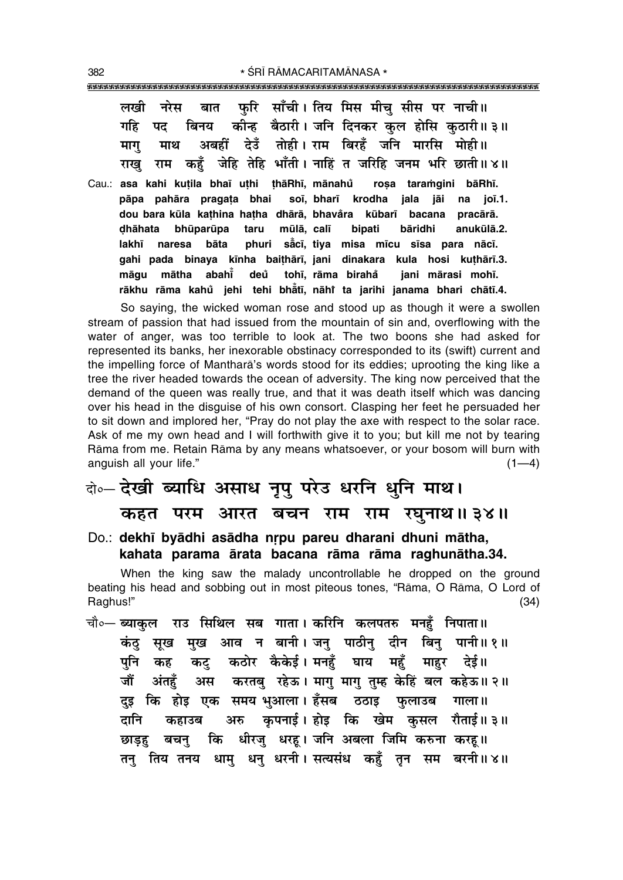लखी नरेस बात फुरि साँची। तिय मिस मीचु सीस पर नाची॥
गहि पद बिनय कीन्ह बैठारी। जनि दिनकर कुल होसि कुठारी॥ ३॥
मागु माथ अबहीं देउँ तोही। राम बिरहँ जनि मारसि मोही॥
राखु राम कहुँ जेहि तेहि भाँती। नाहिं त जरिहि जनम भरि छाती॥ ४॥

Cau.: **asa kahi kuṭila bhaī uṭhi ṭhāRhī, mānahu̐ roṣa taraṁgini bāRhī.**
**pāpa pahāra pragaṭa bhai soī, bharī krodha jala jāi na joī.1.**
**dou bara kūla kaṭhina haṭha dhārā, bhava̐ra kūbarī bacana pracārā.**
**ḍhāhata bhūparūpa taru mūlā, calī bipati bāridhi anukūlā.2.**
**lakhī naresa bāta phuri sa̐cī, tiya misa mīcu sīsa para nācī.**
**gahi pada binaya kīnha baiṭhārī, jani dinakara kula hosi kuṭhārī.3.**
**māgu mātha abahī̐ deu̐ tohī, rāma biraha̐ jani mārasi mohī.**
**rākhu rāma kahu̐ jehi tehi bha̐tī, nāhi̐ ta jarihi janama bhari chātī.4.**

So saying, the wicked woman rose and stood up as though it were a swollen stream of passion that had issued from the mountain of sin and, overflowing with the water of anger, was too terrible to look at. The two boons she had asked for represented its banks, her inexorable obstinacy corresponded to its (swift) current and the impelling force of Mantharā's words stood for its eddies; uprooting the king like a tree the river headed towards the ocean of adversity. The king now perceived that the demand of the queen was really true, and that it was death itself which was dancing over his head in the disguise of his own consort. Clasping her feet he persuaded her to sit down and implored her, "Pray do not play the axe with respect to the solar race. Ask of me my own head and I will forthwith give it to you; but kill me not by tearing Rāma from me. Retain Rāma by any means whatsoever, or your bosom will burn with anguish all your life." (1—4)

दो०— देखी ब्याधि असाध नृपु परेउ धरनि धुनि माथ।
कहत परम आरत बचन राम राम रघुनाथ॥ ३४॥

Do.: **dekhī byādhi asādha nṛpu pareu dharani dhuni mātha,**
**kahata parama ārata bacana rāma rāma raghunātha.34.**

When the king saw the malady uncontrollable he dropped on the ground beating his head and sobbing out in most piteous tones, "Rāma, O Rāma, O Lord of Raghus!" (34)

चौ०— ब्याकुल राउ सिथिल सब गाता। करिनि कलपतरु मनहुँ निपाता॥
कंठु सूख मुख आव न बानी। जनु पाठीनु दीन बिनु पानी॥ १॥
पुनि कह कटु कठोर कैकेई। मनहुँ घाय महुँ माहुर देई॥
जौं अंतहुँ अस करतबु रहेऊ। मागु मागु तुम्ह केहिं बल कहेऊ॥ २॥
दुइ कि होइ एक समय भुआला। हँसब ठठाइ फुलाउब गाला॥
दानि कहाउब अरु कृपनाई। होइ कि खेम कुसल रौताई॥ ३॥
छाड़हु बचनु कि धीरजु धरहू। जनि अबला जिमि करुना करहू॥
तनु तिय तनय धामु धनु धरनी। सत्यसंध कहुँ तृन सम बरनी॥ ४॥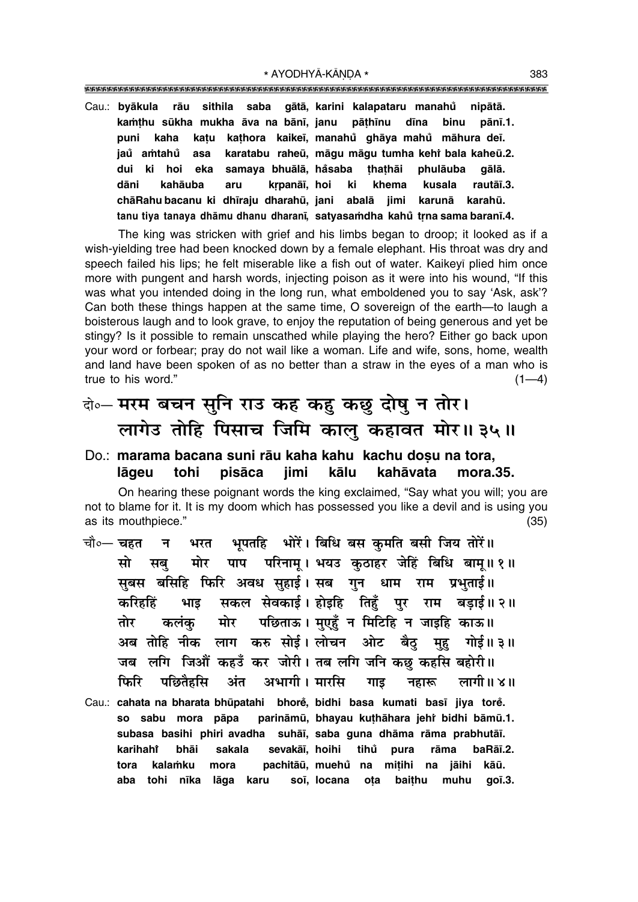Cau.: **byākula rāu sithila saba gātā, karini kalapataru manahu̐ nipātā.**
**kaṁṭhu sūkha mukha āva na bānī, janu pāṭhīnu dīna binu pānī.1.**
**puni kaha kaṭu kaṭhora kaikeī, manahu̐ ghāya mahu̐ māhura deī.**
**jau̐ aṁtahu̐ asa karatabu raheū, māgu māgu tumha kehi̐ bala kaheū.2.**
**dui ki hoi eka samaya bhuālā, ha̐saba ṭhaṭhāi phulāuba gālā.**
**dāni kahāuba aru kṛpanāī, hoi ki khema kusala rautāī.3.**
**chāRahu bacanu ki dhīraju dharahū, jani abalā jimi karunā karahū.**
**tanu tiya tanaya dhāmu dhanu dharanī, satyasaṁdha kahu̐ tṛna sama baranī.4.**

The king was stricken with grief and his limbs began to droop; it looked as if a wish-yielding tree had been knocked down by a female elephant. His throat was dry and speech failed his lips; he felt miserable like a fish out of water. Kaikeyī plied him once more with pungent and harsh words, injecting poison as it were into his wound, "If this was what you intended doing in the long run, what emboldened you to say 'Ask, ask'? Can both these things happen at the same time, O sovereign of the earth—to laugh a boisterous laugh and to look grave, to enjoy the reputation of being generous and yet be stingy? Is it possible to remain unscathed while playing the hero? Either go back upon your word or forbear; pray do not wail like a woman. Life and wife, sons, home, wealth and land have been spoken of as no better than a straw in the eyes of a man who is true to his word." (1—4)

## दो०— मरम बचन सुनि राउ कह कहु कछु दोषु न तोर। लागेउ तोहि पिसाच जिमि कालु कहावत मोर॥ ३५॥

Do.: **marama bacana suni rāu kaha kahu kachu doṣu na tora, lāgeu tohi pisāca jimi kālu kahāvata mora.35.**

On hearing these poignant words the king exclaimed, "Say what you will; you are not to blame for it. It is my doom which has possessed you like a devil and is using you as its mouthpiece." (35)

चौ०— चहत न भरत भूपतहि भोरें। बिधि बस कुमति बसी जिय तोरें॥
सो सबु मोर पाप परिनामू। भयउ कुठाहर जेहिं बिधि बामू॥ १॥
सुबस बसिहि फिरि अवध सुहाई। सब गुन धाम राम प्रभुताई॥
करिहहिं भाइ सकल सेवकाई। होइहि तिहुँ पुर राम बड़ाई॥ २॥
तोर कलंकु मोर पछिताऊ। मुएहुँ न मिटिहि न जाइहि काऊ॥
अब तोहि नीक लाग करु सोई। लोचन ओट बैठु मुहु गोई॥ ३॥
जब लगि जिऔं कहउँ कर जोरी। तब लगि जनि कछु कहसि बहोरी॥
फिरि पछितैहसि अंत अभागी। मारसि गाइ नहारू लागी॥ ४॥

Cau.: **cahata na bharata bhūpatahi bhore̐, bidhi basa kumati basī jiya tore̐.**
**so sabu mora pāpa parināmū, bhayau kuṭhāhara jehi̐ bidhi bāmū.1.**
**subasa basihi phiri avadha suhāī, saba guna dhāma rāma prabhutāī.**
**karihahi̐ bhāi sakala sevakāī, hoihi tihu̐ pura rāma baRāī.2.**
**tora kalaṁku mora pachitāū, muehu̐ na miṭihi na jāihi kāū.**
**aba tohi nīka lāga karu soī, locana oṭa baiṭhu muhu goī.3.**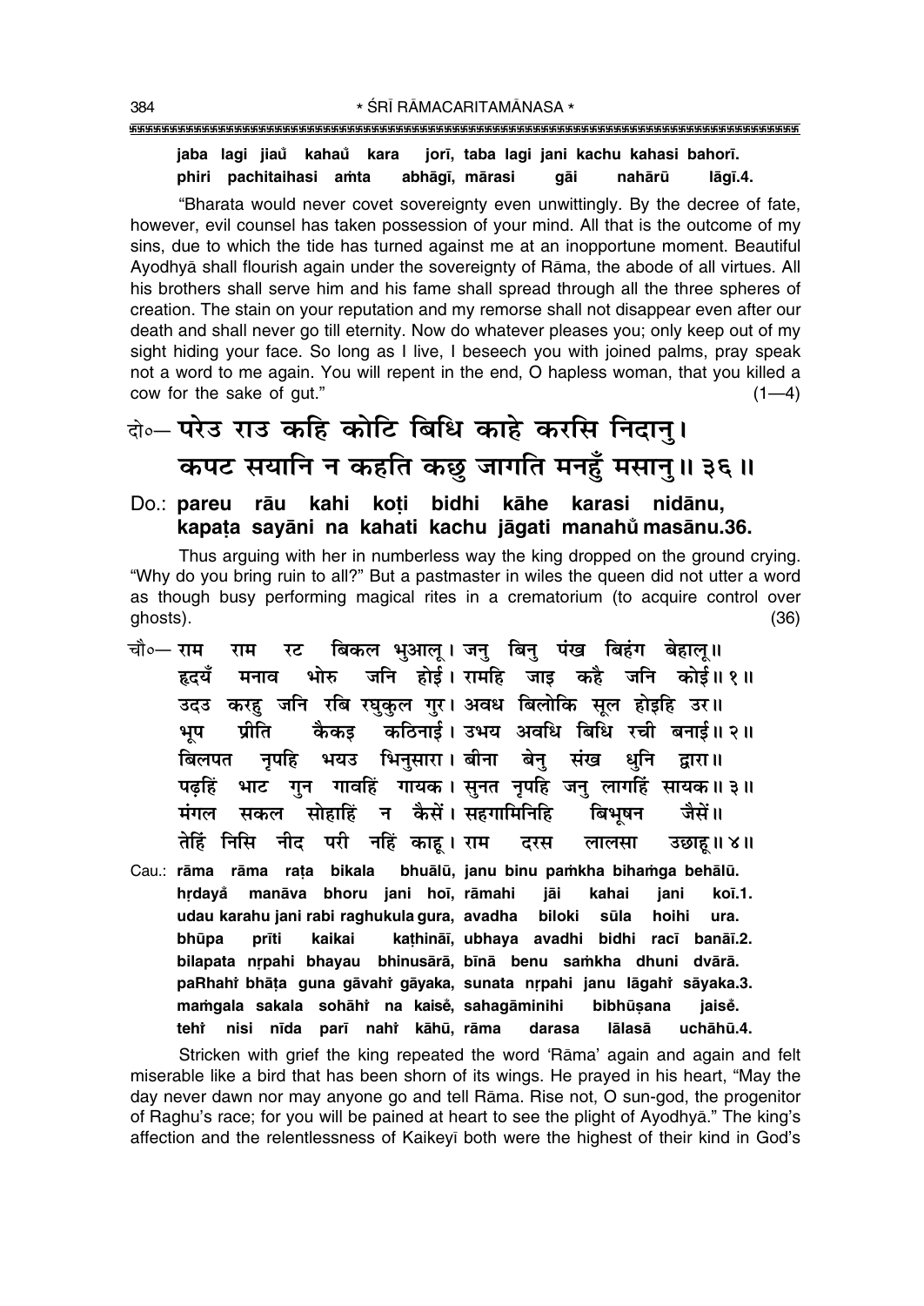**jaba lagi jiaů kahaů kara jorī, taba lagi jani kachu kahasi bahorī.**
**phiri pachitaihasi aṁta abhāgī, mārasi gāi nahārū lāgī.4.**

"Bharata would never covet sovereignty even unwittingly. By the decree of fate, however, evil counsel has taken possession of your mind. All that is the outcome of my sins, due to which the tide has turned against me at an inopportune moment. Beautiful Ayodhyā shall flourish again under the sovereignty of Rāma, the abode of all virtues. All his brothers shall serve him and his fame shall spread through all the three spheres of creation. The stain on your reputation and my remorse shall not disappear even after our death and shall never go till eternity. Now do whatever pleases you; only keep out of my sight hiding your face. So long as I live, I beseech you with joined palms, pray speak not a word to me again. You will repent in the end, O hapless woman, that you killed a cow for the sake of gut." (1—4)

# दो०— परेउ राउ कहि कोटि बिधि काहे करसि निदानु। कपट सयानि न कहति कछु जागति मनहुँ मसानु॥ ३६॥

**Do.: pareu rāu kahi koṭi bidhi kāhe karasi nidānu, kapaṭa sayāni na kahati kachu jāgati manahů masānu.36.**

Thus arguing with her in numberless way the king dropped on the ground crying. "Why do you bring ruin to all?" But a pastmaster in wiles the queen did not utter a word as though busy performing magical rites in a crematorium (to acquire control over ghosts). (36)

चौ०— राम राम रट बिकल भुआलू। जनु बिनु पंख बिहंग बेहालू॥
हृदयँ मनाव भोरु जनि होई। रामहि जाइ कहै जनि कोई॥ १॥
उदउ करहु जनि रबि रघुकुल गुर। अवध बिलोकि सूल होइहि उर॥
भूप प्रीति कैकइ कठिनाई। उभय अवधि बिधि रची बनाई॥ २॥
बिलपत नृपहि भयउ भिनुसारा। बीना बेनु संख धुनि द्वारा॥
पढ़हिं भाट गुन गावहिं गायक। सुनत नृपहि जनु लागहिं सायक॥ ३॥
मंगल सकल सोहाहिं न कैसें। सहगामिनिहि बिभूषन जैसें॥
तेहिं निसि नीद परी नहिं काहू। राम दरस लालसा उछाहू॥ ४॥

**Cau.: rāma rāma raṭa bikala bhuālū, janu binu paṁkha bihaṁga behālū.**
**hṛdayå manāva bhoru jani hoī, rāmahi jāi kahai jani koī.1.**
**udau karahu jani rabi raghukula gura, avadha biloki sūla hoihi ura.**
**bhūpa prīti kaikai kaṭhināī, ubhaya avadhi bidhi racī banāī.2.**
**bilapata nṛpahi bhayau bhinusārā, bīnā benu saṁkha dhuni dvārā.**
**paRhahiṁ bhāṭa guna gāvahiṁ gāyaka, sunata nṛpahi janu lāgahiṁ sāyaka.3.**
**maṁgala sakala sohāhiṁ na kaiseṁ, sahagāminihi bibhūṣana jaiseṁ.**
**tehiṁ nisi nīda parī nahiṁ kāhū, rāma darasa lālasā uchāhū.4.**

Stricken with grief the king repeated the word 'Rāma' again and again and felt miserable like a bird that has been shorn of its wings. He prayed in his heart, "May the day never dawn nor may anyone go and tell Rāma. Rise not, O sun-god, the progenitor of Raghu's race; for you will be pained at heart to see the plight of Ayodhyā." The king's affection and the relentlessness of Kaikeyī both were the highest of their kind in God's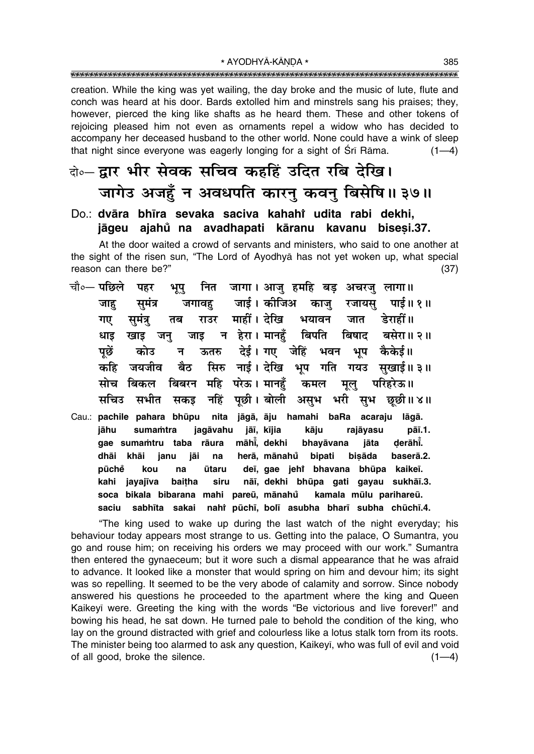creation. While the king was yet wailing, the day broke and the music of lute, flute and conch was heard at his door. Bards extolled him and minstrels sang his praises; they, however, pierced the king like shafts as he heard them. These and other tokens of rejoicing pleased him not even as ornaments repel a widow who has decided to accompany her deceased husband to the other world. None could have a wink of sleep that night since everyone was eagerly longing for a sight of Śrī Rāma. (1—4)

**दो०— द्वार भीर सेवक सचिव कहहिं उदित रबि देखि।**
**जागेउ अजहुँ न अवधपति कारनु कवनु बिसेषि॥ ३७॥**

**Do.: dvāra bhīra sevaka saciva kahahiṁ udita rabi dekhi,**
**jāgeu ajahuṁ na avadhapati kāranu kavanu biseṣi.37.**

At the door waited a crowd of servants and ministers, who said to one another at the sight of the risen sun, "The Lord of Ayodhyā has not yet woken up, what special reason can there be?" (37)

**चौ०— पछिले पहर भूपु नित जागा। आजु हमहि बड़ अचरजु लागा॥**
**जाहु सुमंत्र जगावहु जाई। कीजिअ काजु रजायसु पाई॥ १॥**
**गए सुमंत्रु तब राउर माहीं। देखि भयावन जात डेराहीं॥**
**धाइ खाइ जनु जाइ न हेरा। मानहुँ बिपति बिषाद बसेरा॥ २॥**
**पूछें कोउ न ऊतरु देई। गए जेहिं भवन भूप कैकेई॥**
**कहि जयजीव बैठ सिरु नाई। देखि भूप गति गयउ सुखाई॥ ३॥**
**सोच बिकल बिबरन महि परेऊ। मानहुँ कमल मूलु परिहरेऊ॥**
**सचिउ सभीत सकइ नहिं पूछी। बोली असुभ भरी सुभ छूछी॥ ४॥**

**Cau.: pachile pahara bhūpu nita jāgā, āju hamahi baRa acaraju lāgā.**
**jāhu sumaṁtra jagāvahu jāī, kījia kāju rajāyasu pāī.1.**
**gae sumaṁtru taba rāura māhīṁ, dekhi bhayāvana jāta ḍerāhīṁ.**
**dhāi khāi janu jāi na herā, mānahuṁ bipati biṣāda baserā.2.**
**pūcheṁ kou na ūtaru deī, gae jehiṁ bhavana bhūpa kaikeī.**
**kahi jayajīva baiṭha siru nāī, dekhi bhūpa gati gayau sukhāī.3.**
**soca bikala bibarana mahi pareū, mānahuṁ kamala mūlu parihareū.**
**saciu sabhīta sakai nahiṁ pūchī, bolī asubha bharī subha chūchī.4.**

"The king used to wake up during the last watch of the night everyday; his behaviour today appears most strange to us. Getting into the palace, O Sumantra, you go and rouse him; on receiving his orders we may proceed with our work." Sumantra then entered the gynaeceum; but it wore such a dismal appearance that he was afraid to advance. It looked like a monster that would spring on him and devour him; its sight was so repelling. It seemed to be the very abode of calamity and sorrow. Since nobody answered his questions he proceeded to the apartment where the king and Queen Kaikeyī were. Greeting the king with the words "Be victorious and live forever!" and bowing his head, he sat down. He turned pale to behold the condition of the king, who lay on the ground distracted with grief and colourless like a lotus stalk torn from its roots. The minister being too alarmed to ask any question, Kaikeyī, who was full of evil and void of all good, broke the silence. (1—4)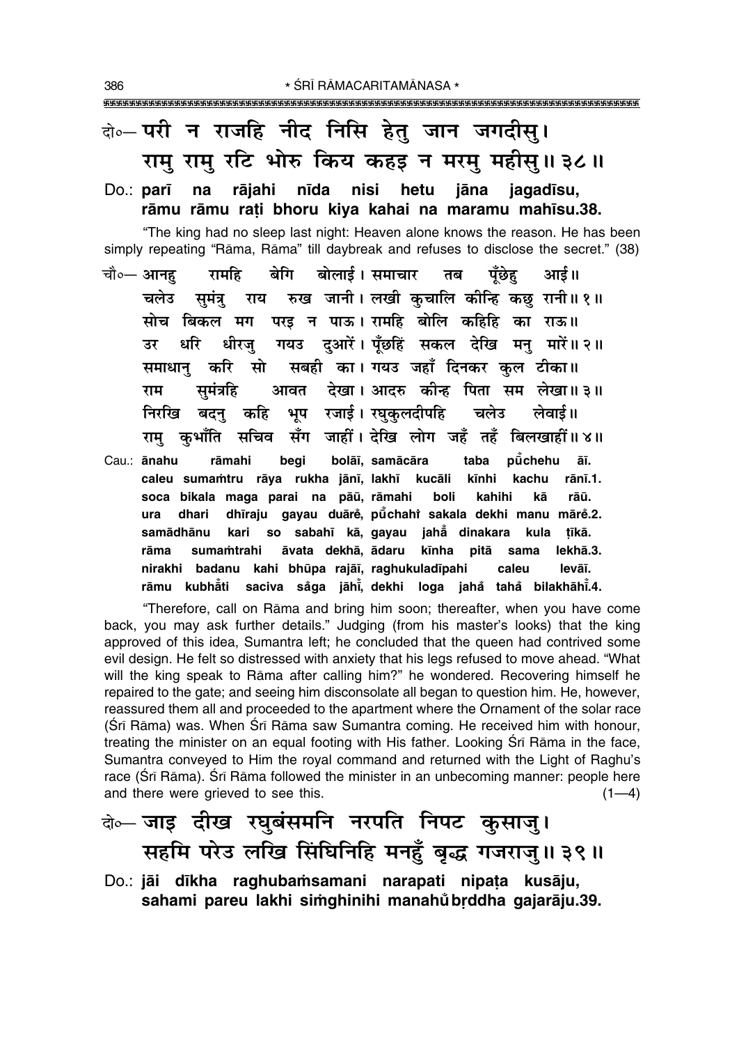दो०— परी न राजहि नीद निसि हेतु जान जगदीसु।
रामु रामु रटि भोरु किय कहइ न मरमु महीसु॥ ३८॥

Do.: **parī na rājahi nīda nisi hetu jāna jagadīsu,**
**rāmu rāmu raṭi bhoru kiya kahai na maramu mahīsu.38.**

"The king had no sleep last night: Heaven alone knows the reason. He has been simply repeating "Rāma, Rāma" till daybreak and refuses to disclose the secret." (38)

चौ०— आनहु रामहि बेगि बोलाई। समाचार तब पूँछेहु आई॥
चलेउ सुमंत्रु राय रुख जानी। लखी कुचालि कीन्हि कछु रानी॥ १॥
सोच बिकल मग परइ न पाऊ। रामहि बोलि कहिहि का राऊ॥
उर धरि धीरजु गयउ दुआरें। पूँछहिं सकल देखि मनु मारें॥ २॥
समाधानु करि सो सबही का। गयउ जहाँ दिनकर कुल टीका॥
राम सुमंत्रहि आवत देखा। आदरु कीन्ह पिता सम लेखा॥ ३॥
निरखि बदनु कहि भूप रजाई। रघुकुलदीपहि चलेउ लेवाई॥
रामु कुभाँति सचिव सँग जाहीं। देखि लोग जहँ तहँ बिलखाहीं॥ ४॥

Cau.: **ānahu rāmahi begi bolāī, samācāra taba pū̐chehu āī.**
**caleu sumaṁtru rāya rukha jānī, lakhī kucāli kīnhi kachu rānī.1.**
**soca bikala maga parai na pāū, rāmahi boli kahihi kā rāū.**
**ura dhari dhīraju gayau duārě, pū̐chahì sakala dekhi manu mārě.2.**
**samādhānu kari so sabahī kā, gayau jahā̐ dinakara kula ṭīkā.**
**rāma sumaṁtrahi āvata dekhā, ādaru kīnha pitā sama lekhā.3.**
**nirakhi badanu kahi bhūpa rajāī, raghukuladīpahi caleu levāī.**
**rāmu kubhā̐ti saciva sa̐ga jāhī̐, dekhi loga jaha̐ taha̐ bilakhāhī̐.4.**

"Therefore, call on Rāma and bring him soon; thereafter, when you have come back, you may ask further details." Judging (from his master's looks) that the king approved of this idea, Sumantra left; he concluded that the queen had contrived some evil design. He felt so distressed with anxiety that his legs refused to move ahead. "What will the king speak to Rāma after calling him?" he wondered. Recovering himself he repaired to the gate; and seeing him disconsolate all began to question him. He, however, reassured them all and proceeded to the apartment where the Ornament of the solar race (Śrī Rāma) was. When Śrī Rāma saw Sumantra coming. He received him with honour, treating the minister on an equal footing with His father. Looking Śrī Rāma in the face, Sumantra conveyed to Him the royal command and returned with the Light of Raghu's race (Śrī Rāma). Śrī Rāma followed the minister in an unbecoming manner: people here and there were grieved to see this. (1—4)

दो०— जाइ दीख रघुबंसमनि नरपति निपट कुसाजु।
सहमि परेउ लखि सिंघिनिहि मनहुँ बृद्ध गजराजु॥ ३९॥

Do.: **jāi dīkha raghubaṁsamani narapati nipaṭa kusāju,**
**sahami pareu lakhi siṁghinihi manahů̐ bṛddha gajarāju.39.**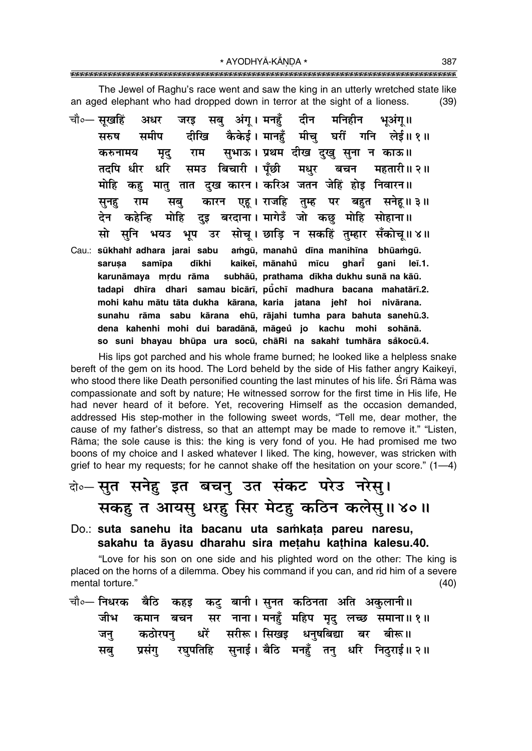The Jewel of Raghu's race went and saw the king in an utterly wretched state like an aged elephant who had dropped down in terror at the sight of a lioness. (39)

चौ०— सूखहिं अधर जरइ सबु अंगू। मनहुँ दीन मनिहीन भुअंगू॥
सरुष समीप दीखि कैकेई। मानहुँ मीचु घरीं गनि लेई॥ १॥
करुनामय मृदु राम सुभाऊ। प्रथम दीख दुखु सुना न काऊ॥
तदपि धीर धरि समउ बिचारी। पूँछी मधुर बचन महतारी॥ २॥
मोहि कहु मातु तात दुख कारन। करिअ जतन जेहिं होइ निवारन॥
सुनहु राम सबु कारन एहू। राजहि तुम्ह पर बहुत सनेहू॥ ३॥
देन कहेन्हि मोहि दुइ बरदाना। मागेउँ जो कछु मोहि सोहाना॥
सो सुनि भयउ भूप उर सोचू। छाड़ि न सकहिं तुम्हार सँकोचू॥ ४॥

Cau.: sūkhahi̐ adhara jarai sabu aṁgū, manahu̐ dīna manihīna bhuaṁgū.
saruṣa samīpa dīkhi kaikeī, mānahu̐ mīcu gharī̐ gani leī.1.
karunāmaya mṛdu rāma subhāū, prathama dīkha dukhu sunā na kāū.
tadapi dhīra dhari samau bicārī, pū̐chī madhura bacana mahatārī.2.
mohi kahu mātu tāta dukha kārana, karia jatana jehi̐ hoi nivārana.
sunahu rāma sabu kārana ehū, rājahi tumha para bahuta sanehū.3.
dena kahenhi mohi dui baradānā, māgeu̐ jo kachu mohi sohānā.
so suni bhayau bhūpa ura socū, chāRi na sakahi̐ tumhāra sa̐kocū.4.

His lips got parched and his whole frame burned; he looked like a helpless snake bereft of the gem on its hood. The Lord beheld by the side of His father angry Kaikeyī, who stood there like Death personified counting the last minutes of his life. Śrī Rāma was compassionate and soft by nature; He witnessed sorrow for the first time in His life, He had never heard of it before. Yet, recovering Himself as the occasion demanded, addressed His step-mother in the following sweet words, "Tell me, dear mother, the cause of my father's distress, so that an attempt may be made to remove it." "Listen, Rāma; the sole cause is this: the king is very fond of you. He had promised me two boons of my choice and I asked whatever I liked. The king, however, was stricken with grief to hear my requests; for he cannot shake off the hesitation on your score." (1—4)

दो०— सुत सनेहु इत बचनु उत संकट परेउ नरेसु।
सकहु त आयसु धरहु सिर मेटहु कठिन कलेसु॥ ४०॥

Do.: suta sanehu ita bacanu uta saṁkaṭa pareu naresu,
sakahu ta āyasu dharahu sira meṭahu kaṭhina kalesu.40.

"Love for his son on one side and his plighted word on the other: The king is placed on the horns of a dilemma. Obey his command if you can, and rid him of a severe mental torture." (40)

चौ०— निधरक बैठि कहइ कटु बानी। सुनत कठिनता अति अकुलानी॥
जीभ कमान बचन सर नाना। मनहुँ महिप मृदु लच्छ समाना॥ १॥
जनु कठोरपनु धरें सरीरू। सिखइ धनुषबिद्या बर बीरू॥
सबु प्रसंगु रघुपतिहि सुनाई। बैठि मनहुँ तनु धरि निठुराई॥ २॥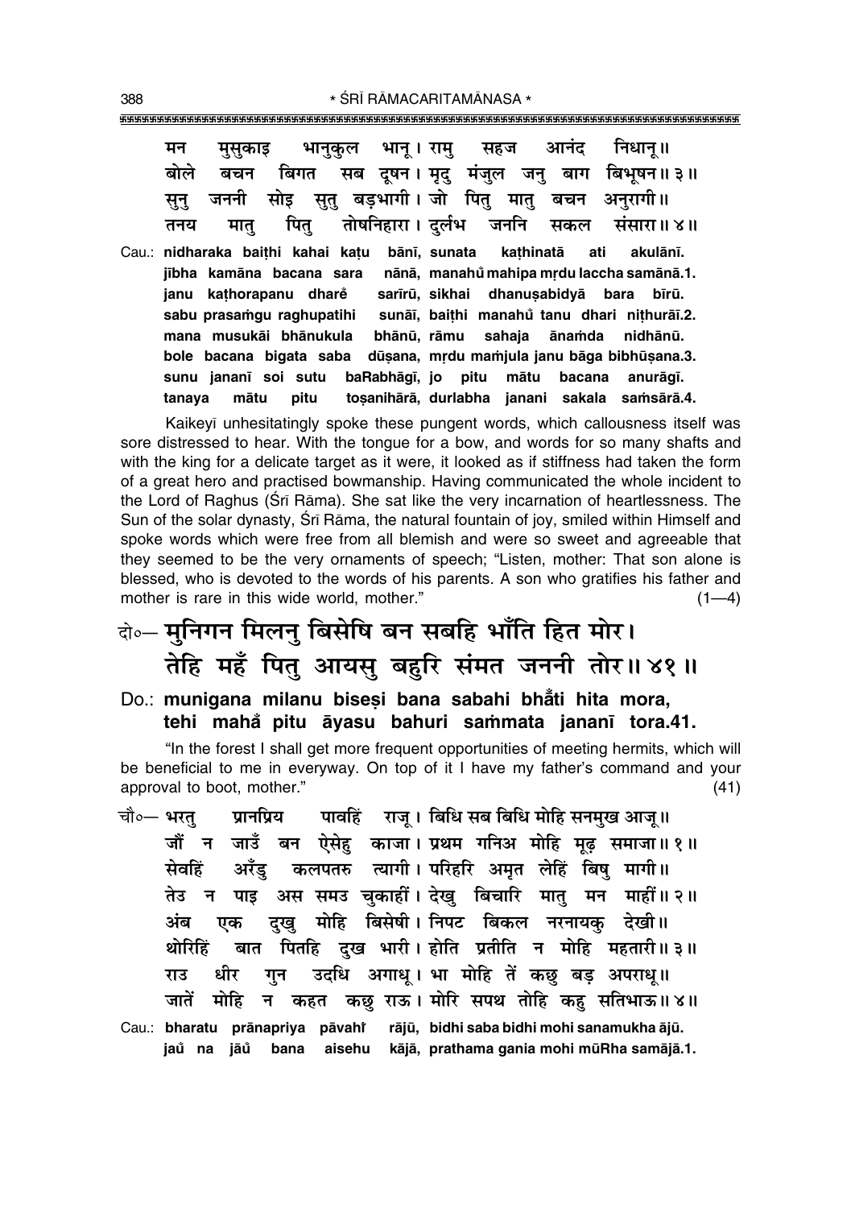मन मुसुकाइ भानुकुल भानू। रामु सहज आनंद निधानू॥
बोले बचन बिगत सब दूषन। मृदु मंजुल जनु बाग बिभूषन॥ ३॥
सुनु जननी सोइ सुतु बड़भागी। जो पितु मातु बचन अनुरागी॥
तनय मातु पितु तोषनिहारा। दुर्लभ जननि सकल संसारा॥ ४॥

Cau.: **nidharaka baiṭhi kahai kaṭu bānī, sunata kaṭhinatā ati akulānī.**
**jībha kamāna bacana sara nānā, manahů mahipa mṛdu laccha samānā.1.**
**janu kaṭhorapanu dhare sarīrū, sikhai dhanuṣabidyā bara bīrū.**
**sabu prasaṁgu raghupatihi sunāī, baiṭhi manahů tanu dhari niṭhurāī.2.**
**mana musukāi bhānukula bhānū, rāmu sahaja ānaṁda nidhānū.**
**bole bacana bigata saba dūṣana, mṛdu maṁjula janu bāga bibhūṣana.3.**
**sunu jananī soi sutu baRabhāgī, jo pitu mātu bacana anurāgī.**
**tanaya mātu pitu toṣanihārā, durlabha janani sakala saṁsārā.4.**

Kaikeyī unhesitatingly spoke these pungent words, which callousness itself was sore distressed to hear. With the tongue for a bow, and words for so many shafts and with the king for a delicate target as it were, it looked as if stiffness had taken the form of a great hero and practised bowmanship. Having communicated the whole incident to the Lord of Raghus (Śrī Rāma). She sat like the very incarnation of heartlessness. The Sun of the solar dynasty, Śrī Rāma, the natural fountain of joy, smiled within Himself and spoke words which were free from all blemish and were so sweet and agreeable that they seemed to be the very ornaments of speech; "Listen, mother: That son alone is blessed, who is devoted to the words of his parents. A son who gratifies his father and mother is rare in this wide world, mother." (1—4)

## दो०— मुनिगन मिलनु बिसेषि बन सबहि भाँति हित मोर। तेहि महँ पितु आयसु बहुरि संमत जननी तोर॥ ४१॥

Do.: **munigana milanu biseṣi bana sabahi bhā̃ti hita mora, tehi mahå̃ pitu āyasu bahuri saṁmata jananī tora.41.**

"In the forest I shall get more frequent opportunities of meeting hermits, which will be beneficial to me in everyway. On top of it I have my father's command and your approval to boot, mother." (41)

चौ०— भरतु प्रानप्रिय पावहिं राजू। बिधि सब बिधि मोहि सनमुख आजू॥
जौं न जाउँ बन ऐसेहु काजा। प्रथम गनिअ मोहि मूढ़ समाजा॥ १॥
सेवहिं अरँडु कलपतरु त्यागी। परिहरि अमृत लेहिं बिषु मागी॥
तेउ न पाइ अस समउ चुकाहीं। देखु बिचारि मातु मन माहीं॥ २॥
अंब एक दुखु मोहि बिसेषी। निपट बिकल नरनायकु देखी॥
थोरिहिं बात पितहि दुख भारी। होति प्रतीति न मोहि महतारी॥ ३॥
राउ धीर गुन उदधि अगाधू। भा मोहि तें कछु बड़ अपराधू॥
जातें मोहि न कहत कछु राऊ। मोरि सपथ तोहि कहु सतिभाऊ॥ ४॥

Cau.: **bharatu prānapriya pāvahiṁ rājū, bidhi saba bidhi mohi sanamukha ājū.**
**jaů na jāů bana aisehu kājā, prathama gania mohi mūRha samājā.1.**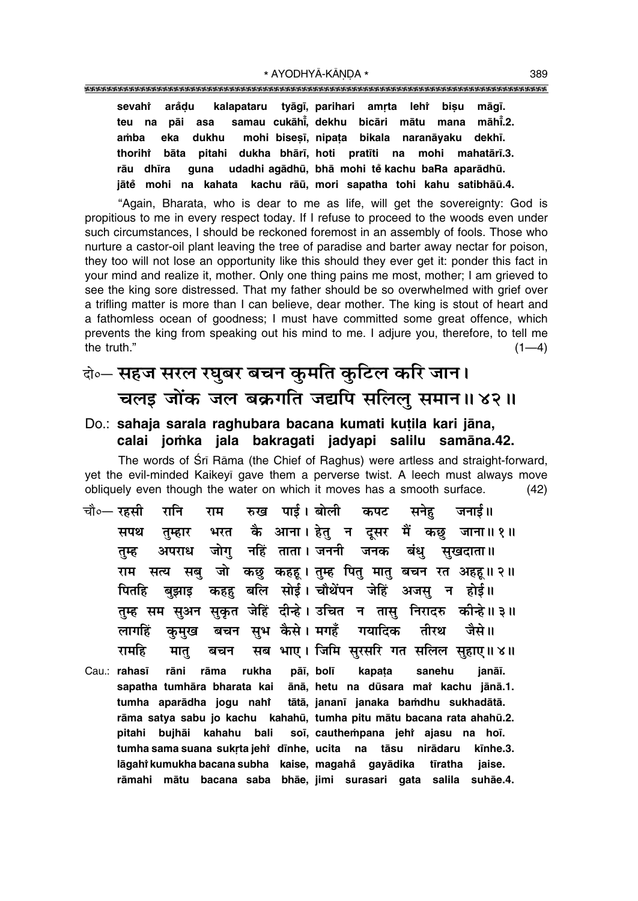**sevahiÚ araÚçu kalapataru tyågø, parihari amæta lehiÚ bi¶u mågø.**
**teu na påi asa samau cukåhÚ, dekhu bicåri måtu mana måhÚ.2.**
**a≈ba eka dukhu mohi bise¶ø, nipa¢a bikala naranåyaku dekhø.**
**thorihiÚ båta pitahi dukha bhårø, hoti pratøti na mohi mahatårø.3.**
**råu dhøra guna udadhi agådhµu, bhå mohi te kachu baRa aparådhµu.**
**jåte mohi na kahata kachu råµu, mori sapatha tohi kahu satibhåµu.4.**

"Again, Bharata, who is dear to me as life, will get the sovereignty: God is propitious to me in every respect today. If I refuse to proceed to the woods even under such circumstances, I should be reckoned foremost in an assembly of fools. Those who nurture a castor-oil plant leaving the tree of paradise and barter away nectar for poison, they too will not lose an opportunity like this should they ever get it: ponder this fact in your mind and realize it, mother. Only one thing pains me most, mother; I am grieved to see the king sore distressed. That my father should be so overwhelmed with grief over a trifling matter is more than I can believe, dear mother. The king is stout of heart and a fathomless ocean of goodness; I must have committed some great offence, which prevents the king from speaking out his mind to me. I adjure you, therefore, to tell me the truth." (1—4)

## दो०— सहज सरल रघुबर बचन कुमति कुटिल करि जान। चलइ जोंक जल बक्रगति जद्यपि सलिलु समान॥ ४२॥

**Do.: sahaja sarala raghubara bacana kumati ku¢ila kari jåna, calai jo≈ka jala bakragati jadyapi salilu samåna.42.**

The words of Śrī Rāma (the Chief of Raghus) were artless and straight-forward, yet the evil-minded Kaikeyī gave them a perverse twist. A leech must always move obliquely even though the water on which it moves has a smooth surface. (42)

चौ०— रहसी रानि राम रुख पाई। बोली कपट सनेहु जनाई॥
सपथ तुम्हार भरत कै आना। हेतु न दूसर मैं कछु जाना॥ १॥
तुम्ह अपराध जोगु नहिं ताता। जननी जनक बंधु सुखदाता॥
राम सत्य सबु जो कछु कहहू। तुम्ह पितु मातु बचन रत अहहू॥ २॥
पितहि बुझाइ कहहु बलि सोई। चौथेंपन जेहिं अजसु न होई॥
तुम्ह सम सुअन सुकृत जेहिं दीन्हे। उचित न तासु निरादरु कीन्हे॥ ३॥
लागहिं कुमुख बचन सुभ कैसे। मगहँ गयादिक तीरथ जैसे॥
रामहि मातु बचन सब भाए। जिमि सुरसरि गत सलिल सुहाए॥ ४॥

**Cau.: rahasø råni råma rukha påø, bolø kapa¢a sanehu janåø.**
**sapatha tumhåra bharata kai ånå, hetu na dµusara maiÚ kachu jånå.1.**
**tumha aparådha jogu nahiÚ tåtå, jananø janaka ba≈dhu sukhadåtå.**
**råma satya sabu jo kachu kahahµu, tumha pitu måtu bacana rata ahahµu.2.**
**pitahi bujhåi kahahu bali soø, cauthe≈pana jehiÚ ajasu na hoø.**
**tumha sama suana suk¨ta jehiÚ dønhe, ucita na tåsu niråda ru kønhe.3.**
**lågahiÚ kumukha bacana subha kaise, magahaÚ gayådika tøratha jaise.**
**råmahi måtu bacana saba bhåe, jimi surasari gata salila suhåe.4.**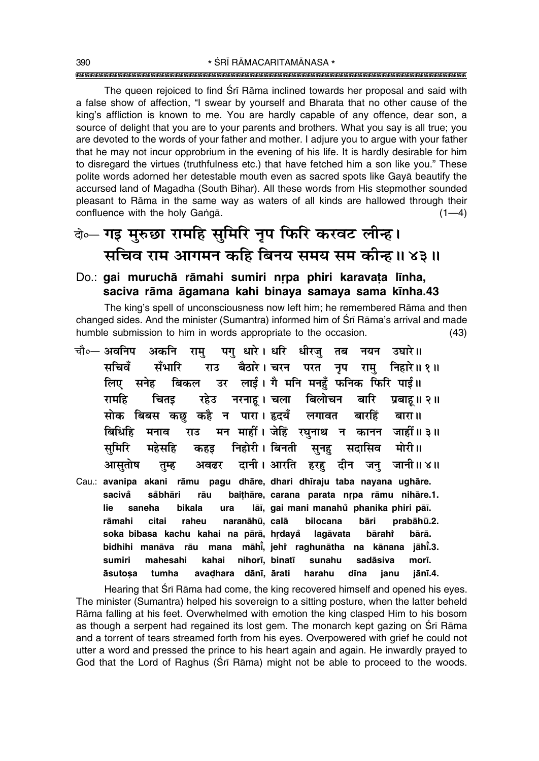The queen rejoiced to find Śrī Rāma inclined towards her proposal and said with a false show of affection, "I swear by yourself and Bharata that no other cause of the king's affliction is known to me. You are hardly capable of any offence, dear son, a source of delight that you are to your parents and brothers. What you say is all true; you are devoted to the words of your father and mother. I adjure you to argue with your father that he may not incur opprobrium in the evening of his life. It is hardly desirable for him to disregard the virtues (truthfulness etc.) that have fetched him a son like you." These polite words adorned her detestable mouth even as sacred spots like Gayā beautify the accursed land of Magadha (South Bihar). All these words from His stepmother sounded pleasant to Rāma in the same way as waters of all kinds are hallowed through their confluence with the holy Gaṅgā. (1—4)

## दो०— गइ मुरुछा रामहि सुमिरि नृप फिरि करवट लीन्ह। सचिव राम आगमन कहि बिनय समय सम कीन्ह॥ ४३॥

### Do.: gai muruchā rāmahi sumiri nṛpa phiri karavaṭa līnha, saciva rāma āgamana kahi binaya samaya sama kīnha.43

The king's spell of unconsciousness now left him; he remembered Rāma and then changed sides. And the minister (Sumantra) informed him of Śrī Rāma's arrival and made humble submission to him in words appropriate to the occasion. (43)

चौ०— अवनिप अकनि रामु पगु धारे। धरि धीरजु तब नयन उघारे॥
सचिवँ सँभारि राउ बैठारे। चरन परत नृप रामु निहारे॥ १॥
लिए सनेह बिकल उर लाई। गै मनि मनहुँ फनिक फिरि पाई॥
रामहि चितइ रहेउ नरनाहू। चला बिलोचन बारि प्रबाहू॥ २॥
सोक बिबस कछु कहै न पारा। हृदयँ लगावत बारहिं बारा॥
बिधिहि मनाव राउ मन माहीं। जेहिं रघुनाथ न कानन जाहीं॥ ३॥
सुमिरि महेसहि कहइ निहोरी। बिनती सुनहु सदासिव मोरी॥
आसुतोष तुम्ह अवढर दानी। आरति हरहु दीन जनु जानी॥ ४॥

Cau.: avanipa akani rāmu pagu dhāre, dhari dhīraju taba nayana ughāre.
sacivå̐ så̐bhāri rāu baiṭhāre, carana parata nṛpa rāmu nihāre.1.
lie saneha bikala ura lāī, gai mani manahů̐ phanika phiri pāī.
rāmahi citai raheu naranāhū, calā bilocana bāri prabāhū.2.
soka bibasa kachu kahai na pārā, hṛdayå̐ lagāvata bārahiṁ bārā.
bidhihi manāva rāu mana māhī̐, jehiṁ raghunātha na kānana jāhī̐.3.
sumiri mahesahi kahai nihorī, binatī sunahu sadāsiva morī.
āsutoṣa tumha avaḍhara dānī, ārati harahu dīna janu jānī.4.

Hearing that Śrī Rāma had come, the king recovered himself and opened his eyes. The minister (Sumantra) helped his sovereign to a sitting posture, when the latter beheld Rāma falling at his feet. Overwhelmed with emotion the king clasped Him to his bosom as though a serpent had regained its lost gem. The monarch kept gazing on Śrī Rāma and a torrent of tears streamed forth from his eyes. Overpowered with grief he could not utter a word and pressed the prince to his heart again and again. He inwardly prayed to God that the Lord of Raghus (Śrī Rāma) might not be able to proceed to the woods.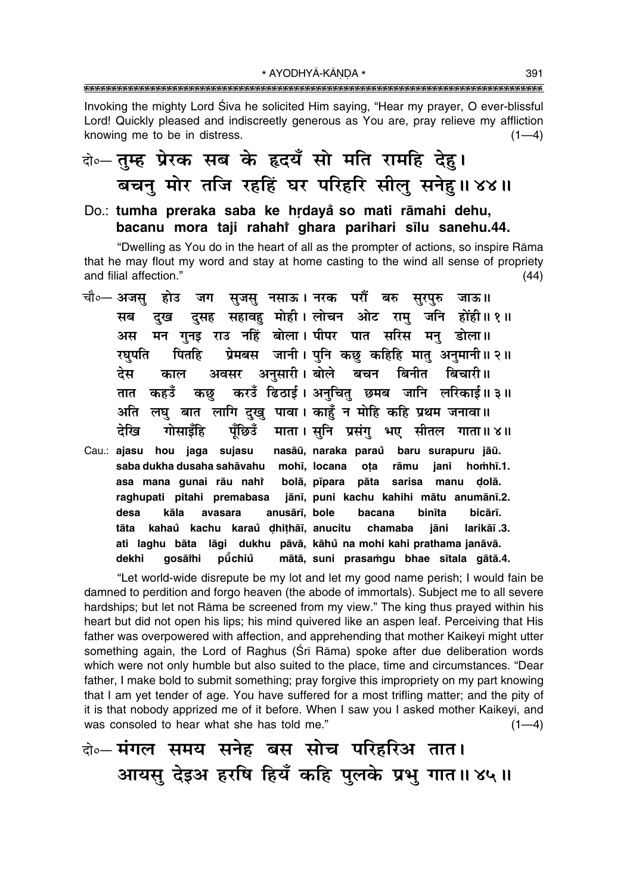Invoking the mighty Lord Śiva he solicited Him saying, "Hear my prayer, O ever-blissful Lord! Quickly pleased and indiscreetly generous as You are, pray relieve my affliction knowing me to be in distress. (1—4)

दो०— तुम्ह प्रेरक सब के हृदयँ सो मति रामहि देहु।
बचनु मोर तजि रहहिं घर परिहरि सीलु सनेहु॥ ४४॥

**Do.: tumha preraka saba ke hṛdayå̐ so mati rāmahi dehu,**
**bacanu mora taji rahahiṁ ghara parihari sīlu sanehu.44.**

"Dwelling as You do in the heart of all as the prompter of actions, so inspire Rāma that he may flout my word and stay at home casting to the wind all sense of propriety and filial affection." (44)

चौ०— अजसु होउ जग सुजसु नसाऊ। नरक परौं बरु सुरपुरु जाऊ॥
सब दुख दुसह सहावहु मोही। लोचन ओट रामु जनि होंही॥ १॥
अस मन गुनइ राउ नहिं बोला। पीपर पात सरिस मनु डोला॥
रघुपति पितहि प्रेमबस जानी। पुनि कछु कहिहि मातु अनुमानी॥ २॥
देस काल अवसर अनुसारी। बोले बचन बिनीत बिचारी॥
तात कहउँ कछु करउँ ढिठाई। अनुचितु छमब जानि लरिकाई॥ ३॥
अति लघु बात लागि दुखु पावा। काहुँ न मोहि कहि प्रथम जनावा॥
देखि गोसाइँहि पूँछिउँ माता। सुनि प्रसंगु भए सीतल गाता॥ ४॥

**Cau.: ajasu hou jaga sujasu nasāū, naraka parau̐ baru surapuru jāū.**
**saba dukha dusaha sahāvahu mohī, locana oṭa rāmu jani hoṁhī.1.**
**asa mana gunai rāu nahiṁ bolā, pīpara pāta sarisa manu ḍolā.**
**raghupati pitahi premabasa jānī, puni kachu kahihi mātu anumānī.2.**
**desa kāla avasara anusārī, bole bacana binīta bicārī.**
**tāta kahau̐ kachu karau̐ ḍhiṭhāī, anucitu chamaba jāni larikāī.3.**
**ati laghu bāta lāgi dukhu pāvā, kāhū̐ na mohi kahi prathama janāvā.**
**dekhi gosāīṁhi pū̐chiu̐ mātā, suni prasaṁgu bhae sītala gātā.4.**

"Let world-wide disrepute be my lot and let my good name perish; I would fain be damned to perdition and forgo heaven (the abode of immortals). Subject me to all severe hardships; but let not Rāma be screened from my view." The king thus prayed within his heart but did not open his lips; his mind quivered like an aspen leaf. Perceiving that His father was overpowered with affection, and apprehending that mother Kaikeyī might utter something again, the Lord of Raghus (Śrī Rāma) spoke after due deliberation words which were not only humble but also suited to the place, time and circumstances. "Dear father, I make bold to submit something; pray forgive this impropriety on my part knowing that I am yet tender of age. You have suffered for a most trifling matter; and the pity of it is that nobody apprized me of it before. When I saw you I asked mother Kaikeyī, and was consoled to hear what she has told me." (1—4)

दो०— मंगल समय सनेह बस सोच परिहरिअ तात।
आयसु देइअ हरषि हियँ कहि पुलके प्रभु गात॥ ४५॥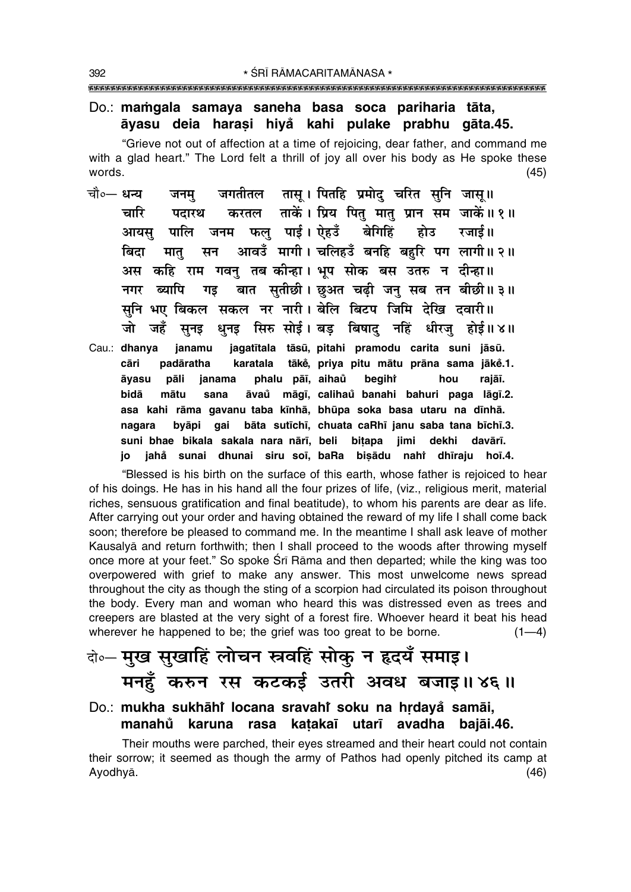Do.: **maṁgala samaya saneha basa soca pariharia tāta, āyasu deia haraṣi hiyaÁ kahi pulake prabhu gāta.45.**

"Grieve not out of affection at a time of rejoicing, dear father, and command me with a glad heart." The Lord felt a thrill of joy all over his body as He spoke these words. (45)

चौ०— धन्य जनमु जगतीतल तासू। पितहि प्रमोदु चरित सुनि जासू॥
चारि पदारथ करतल ताकें। प्रिय पितु मातु प्रान सम जाकें॥ १॥
आयसु पालि जनम फलु पाई। ऐहउँ बेगिहिं होउ रजाई॥
बिदा मातु सन आवउँ मागी। चलिहउँ बनहि बहुरि पग लागी॥ २॥
अस कहि राम गवनु तब कीन्हा। भूप सोक बस उतरु न दीन्हा॥
नगर ब्यापि गइ बात सुतीछी। छुअत चढ़ी जनु सब तन बीछी॥ ३॥
सुनि भए बिकल सकल नर नारी। बेलि बिटप जिमि देखि दवारी॥
जो जहँ सुनइ धुनइ सिरु सोई। बड़ बिषादु नहिं धीरजु होई॥ ४॥

Cau.: **dhanya janamu jagatītala tāsū, pitahi pramodu carita suni jāsū.**
**cāri padāratha karatala tākeÁ, priya pitu mātu prāna sama jākeÁ.1.**
**āyasu pāli janama phalu pāī, aihauÁ begihiÁ hou rajāī.**
**bidā mātu sana āvauÁ māgī, calihauÁ banahi bahuri paga lāgī.2.**
**asa kahi rāma gavanu taba kīnhā, bhūpa soka basa utaru na dīnhā.**
**nagara byāpi gai bāta sutīchī, chuata caRhī janu saba tana bīchī.3.**
**suni bhae bikala sakala nara nārī, beli biṭapa jimi dekhi davārī.**
**jo jahaÁ sunai dhunai siru soī, baRa biṣādu nahiÁ dhīraju hoī.4.**

"Blessed is his birth on the surface of this earth, whose father is rejoiced to hear of his doings. He has in his hand all the four prizes of life, (viz., religious merit, material riches, sensuous gratification and final beatitude), to whom his parents are dear as life. After carrying out your order and having obtained the reward of my life I shall come back soon; therefore be pleased to command me. In the meantime I shall ask leave of mother Kausalyā and return forthwith; then I shall proceed to the woods after throwing myself once more at your feet." So spoke Śrī Rāma and then departed; while the king was too overpowered with grief to make any answer. This most unwelcome news spread throughout the city as though the sting of a scorpion had circulated its poison throughout the body. Every man and woman who heard this was distressed even as trees and creepers are blasted at the very sight of a forest fire. Whoever heard it beat his head wherever he happened to be; the grief was too great to be borne. (1—4)

दो०— मुख सुखाहिं लोचन स्रवहिं सोकु न हृदयँ समाइ।
मनहुँ करुन रस कटकई उतरी अवध बजाइ॥ ४६॥

Do.: **mukha sukhāhiÁ locana sravahiÁ soku na hṛdayaÁ samāi, manahuÁ karuna rasa kaṭakaī utarī avadha bajāi.46.**

Their mouths were parched, their eyes streamed and their heart could not contain their sorrow; it seemed as though the army of Pathos had openly pitched its camp at Ayodhyā. (46)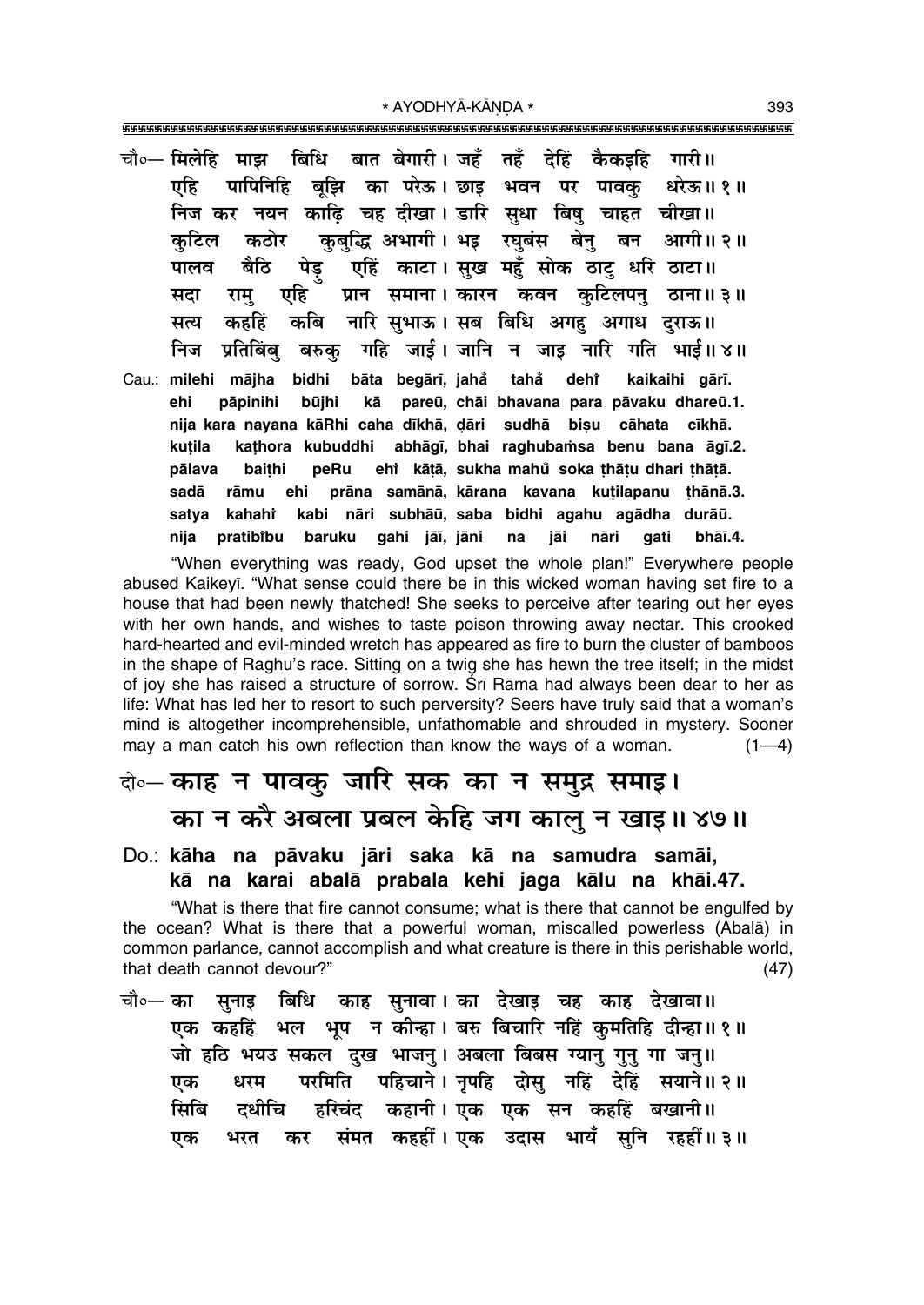चौ०— मिलेहि माझ बिधि बात बेगारी। जहँ तहँ देहिं कैकइहि गारी॥
एहि पापिनिहि बूझि का परेऊ। छाइ भवन पर पावकु धरेऊ॥ १॥
निज कर नयन काढ़ि चह दीखा। डारि सुधा बिषु चाहत चीखा॥
कुटिल कठोर कुबुद्धि अभागी। भइ रघुबंस बेनु बन आगी॥ २॥
पालव बैठि पेड़ु एहिं काटा। सुख महुँ सोक ठाटु धरि ठाटा॥
सदा रामु एहि प्रान समाना। कारन कवन कुटिलपनु ठाना॥ ३॥
सत्य कहहिं कबि नारि सुभाऊ। सब बिधि अगहु अगाध दुराऊ॥
निज प्रतिबिंबु बरुकु गहि जाई। जानि न जाइ नारि गति भाई॥ ४॥

Cau.: milehi mājha bidhi bāta begārī, jahå̐ tahå̐ dehi̐ kaikaihi gārī.
ehi pāpinihi būjhi kā pareū, chāi bhavana para pāvaku dhareū.1.
nija kara nayana kāRhi caha dīkhā, ḍāri sudhā biṣu cāhata cīkhā.
kuṭila kaṭhora kubuddhi abhāgī, bhai raghubaṁsa benu bana āgī.2.
pālava baiṭhi peRu ehi̐ kāṭā, sukha mahů̐ soka ṭhāṭu dhari ṭhāṭā.
sadā rāmu ehi prāna samānā, kārana kavana kuṭilapanu ṭhānā.3.
satya kahahi̐ kabi nāri subhāū, saba bidhi agahu agādha durāū.
nija pratibi̐bu baruku gahi jāī, jāni na jāi nāri gati bhāī.4.

"When everything was ready, God upset the whole plan!" Everywhere people abused Kaikeyī. "What sense could there be in this wicked woman having set fire to a house that had been newly thatched! She seeks to perceive after tearing out her eyes with her own hands, and wishes to taste poison throwing away nectar. This crooked hard-hearted and evil-minded wretch has appeared as fire to burn the cluster of bamboos in the shape of Raghu's race. Sitting on a twig she has hewn the tree itself; in the midst of joy she has raised a structure of sorrow. Śrī Rāma had always been dear to her as life: What has led her to resort to such perversity? Seers have truly said that a woman's mind is altogether incomprehensible, unfathomable and shrouded in mystery. Sooner may a man catch his own reflection than know the ways of a woman. (1—4)

## दो०— काह न पावकु जारि सक का न समुद्र समाइ। का न करै अबला प्रबल केहि जग कालु न खाइ॥ ४७॥

### Do.: kāha na pāvaku jāri saka kā na samudra samāi, kā na karai abalā prabala kehi jaga kālu na khāi.47.

"What is there that fire cannot consume; what is there that cannot be engulfed by the ocean? What is there that a powerful woman, miscalled powerless (Abalā) in common parlance, cannot accomplish and what creature is there in this perishable world, that death cannot devour?" (47)

चौ०— का सुनाइ बिधि काह सुनावा। का देखाइ चह काह देखावा॥
एक कहहिं भल भूप न कीन्हा। बरु बिचारि नहिं कुमतिहि दीन्हा॥ १॥
जो हठि भयउ सकल दुख भाजनु। अबला बिबस ग्यानु गुनु गा जनु॥
एक धरम परमिति पहिचाने। नृपहि दोसु नहिं देहिं सयाने॥ २॥
सिबि दधीचि हरिचंद कहानी। एक एक सन कहहिं बखानी॥
एक भरत कर संमत कहहीं। एक उदास भायँ सुनि रहहीं॥ ३॥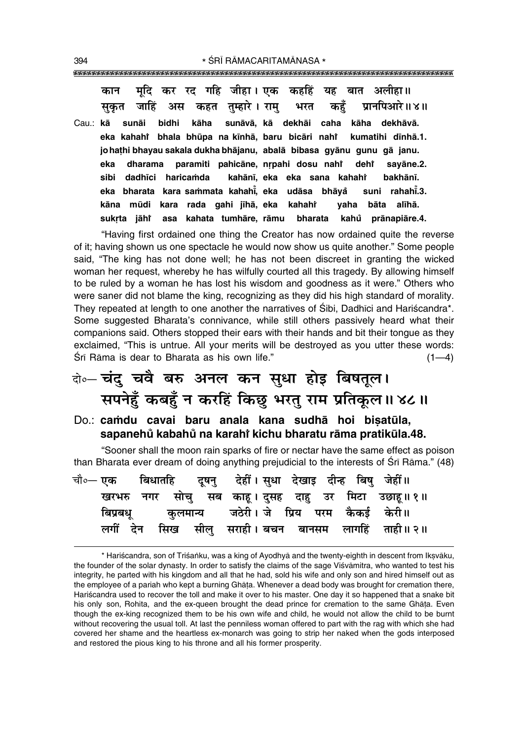कान मूदि कर रद गहि जीहा। एक कहहिं यह बात अलीहा॥
सुकृत जाहिं अस कहत तुम्हारे। रामु भरत कहुँ प्रानपिआरे॥४॥

Cau.: **kā sunāi bidhi kāha sunāvā, kā dekhāi caha kāha dekhāvā.**
**eka kahahi̐ bhala bhūpa na kīnhā, baru bicāri nahi̐ kumatihi dīnhā.1.**
**jo haṭhi bhayau sakala dukha bhājanu, abalā bibasa gyānu gunu gā janu.**
**eka dharama paramiti pahicāne, nṛpahi dosu nahi̐ dehi̐ sayāne.2.**
**sibi dadhīci haricaṁda kahānī, eka eka sana kahahi̐ bakhānī.**
**eka bharata kara saṁmata kahahī̐, eka udāsa bhāya̐ suni rahahī̐.3.**
**kāna mūdi kara rada gahi jīhā, eka kahahi̐ yaha bāta alīhā.**
**sukṛta jāhi̐ asa kahata tumhāre, rāmu bharata kahu̐ prānapiāre.4.**

"Having first ordained one thing the Creator has now ordained quite the reverse of it; having shown us one spectacle he would now show us quite another." Some people said, "The king has not done well; he has not been discreet in granting the wicked woman her request, whereby he has wilfully courted all this tragedy. By allowing himself to be ruled by a woman he has lost his wisdom and goodness as it were." Others who were saner did not blame the king, recognizing as they did his high standard of morality. They repeated at length to one another the narratives of Śibi, Dadhīci and Hariścandra*. Some suggested Bharata's connivance, while still others passively heard what their companions said. Others stopped their ears with their hands and bit their tongue as they exclaimed, "This is untrue. All your merits will be destroyed as you utter these words: Śrī Rāma is dear to Bharata as his own life." (1—4)

दो०— **चंदु चवै बरु अनल कन सुधा होइ बिषतूल।**
**सपनेहुँ कबहुँ न करहिं किछु भरतु राम प्रतिकूल॥४८॥**

Do.: **caṁdu cavai baru anala kana sudhā hoi biṣatūla,**
**sapanehu̐ kabahu̐ na karahi̐ kichu bharatu rāma pratikūla.48.**

"Sooner shall the moon rain sparks of fire or nectar have the same effect as poison than Bharata ever dream of doing anything prejudicial to the interests of Śrī Rāma." (48)

चौ०— एक बिधातहि दूषनु देहीं। सुधा देखाइ दीन्ह बिषु जेहीं॥
खरभरु नगर सोचु सब काहू। दुसह दाहु उर मिटा उछाहू॥१॥
बिप्रबधू कुलमान्य जठेरी। जे प्रिय परम कैकई केरी॥
लगीं देन सिख सीलु सराही। बचन बानसम लागहिं ताही॥२॥

---

* Hariścandra, son of Triśaṅku, was a king of Ayodhyā and the twenty-eighth in descent from Ikṣvāku, the founder of the solar dynasty. In order to satisfy the claims of the sage Viśvāmitra, who wanted to test his integrity, he parted with his kingdom and all that he had, sold his wife and only son and hired himself out as the employee of a pariah who kept a burning Ghāṭa. Whenever a dead body was brought for cremation there, Hariścandra used to recover the toll and make it over to his master. One day it so happened that a snake bit his only son, Rohita, and the ex-queen brought the dead prince for cremation to the same Ghāṭa. Even though the ex-king recognized them to be his own wife and child, he would not allow the child to be burnt without recovering the usual toll. At last the penniless woman offered to part with the rag with which she had covered her shame and the heartless ex-monarch was going to strip her naked when the gods interposed and restored the pious king to his throne and all his former prosperity.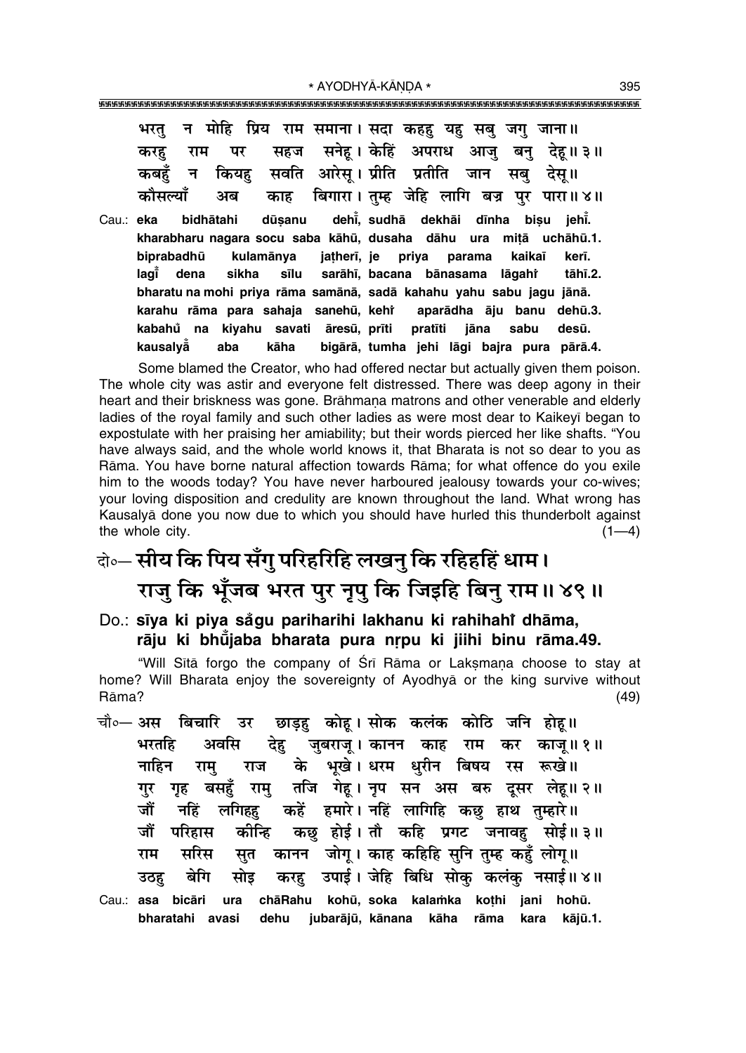भरतु न मोहि प्रिय राम समाना। सदा कहहु यहु सबु जगु जाना॥
करहु राम पर सहज सनेहू। केहिं अपराध आजु बनु देहू॥ ३॥
कबहुँ न कियहु सवति आरेसू। प्रीति प्रतीति जान सबु देसू॥
कौसल्याँ अब काह बिगारा। तुम्ह जेहि लागि बज्र पुर पारा॥ ४॥

Cau.: eka bidhātahi dūṣanu dehı̐, sudhā dekhāi dīnha biṣu jehı̐.
kharabharu nagara socu saba kāhū, dusaha dāhu ura miṭā uchāhū.1.
biprabadhū kulamānya jaṭherī, je priya parama kaikaī kerī.
lagı̐ dena sikha sīlu sarāhī, bacana bānasama lāgahı̐ tāhī.2.
bharatu na mohi priya rāma samānā, sadā kahahu yahu sabu jagu jānā.
karahu rāma para sahaja sanehū, kehı̐ aparādha āju banu dehū.3.
kabahũ na kiyahu savati āresū, prīti pratīti jāna sabu desū.
kausalyā̐ aba kāha bigārā, tumha jehi lāgi bajra pura pārā.4.

Some blamed the Creator, who had offered nectar but actually given them poison. The whole city was astir and everyone felt distressed. There was deep agony in their heart and their briskness was gone. Brāhmaṇa matrons and other venerable and elderly ladies of the royal family and such other ladies as were most dear to Kaikeyī began to expostulate with her praising her amiability; but their words pierced her like shafts. "You have always said, and the whole world knows it, that Bharata is not so dear to you as Rāma. You have borne natural affection towards Rāma; for what offence do you exile him to the woods today? You have never harboured jealousy towards your co-wives; your loving disposition and credulity are known throughout the land. What wrong has Kausalyā done you now due to which you should have hurled this thunderbolt against the whole city. (1—4)

## दो०— सीय कि पिय सँगु परिहरिहि लखनु कि रहिहहिं धाम। राजु कि भूँजब भरत पुर नृपु कि जिइहि बिनु राम॥ ४९॥

**Do.: sīya ki piya sãgu pariharihi lakhanu ki rahihahı̐ dhāma, rāju ki bhũjaba bharata pura nṛpu ki jiihi binu rāma.49.**

"Will Sītā forgo the company of Śrī Rāma or Lakṣmaṇa choose to stay at home? Will Bharata enjoy the sovereignty of Ayodhyā or the king survive without Rāma? (49)

चौ०— अस बिचारि उर छाड़हु कोहू। सोक कलंक कोठि जनि होहू॥
भरतहि अवसि देहु जुबराजू। कानन काह राम कर काजू॥ १॥
नाहिन रामु राज के भूखे। धरम धुरीन बिषय रस रूखे॥
गुर गृह बसहुँ रामु तजि गेहू। नृप सन अस बरु दूसर लेहू॥ २॥
जौं नहिं लगिहहु कहें हमारे। नहिं लागिहि कछु हाथ तुम्हारे॥
जौं परिहास कीन्हि कछु होई। तौ कहि प्रगट जनावहु सोई॥ ३॥
राम सरिस सुत कानन जोगू। काह कहिहि सुनि तुम्ह कहुँ लोगू॥
उठहु बेगि सोइ करहु उपाई। जेहि बिधि सोकु कलंकु नसाई॥ ४॥

Cau.: asa bicāri ura chāRahu kohū, soka kalaṁka koṭhi jani hohū.
bharatahi avasi dehu jubarājū, kānana kāha rāma kara kājū.1.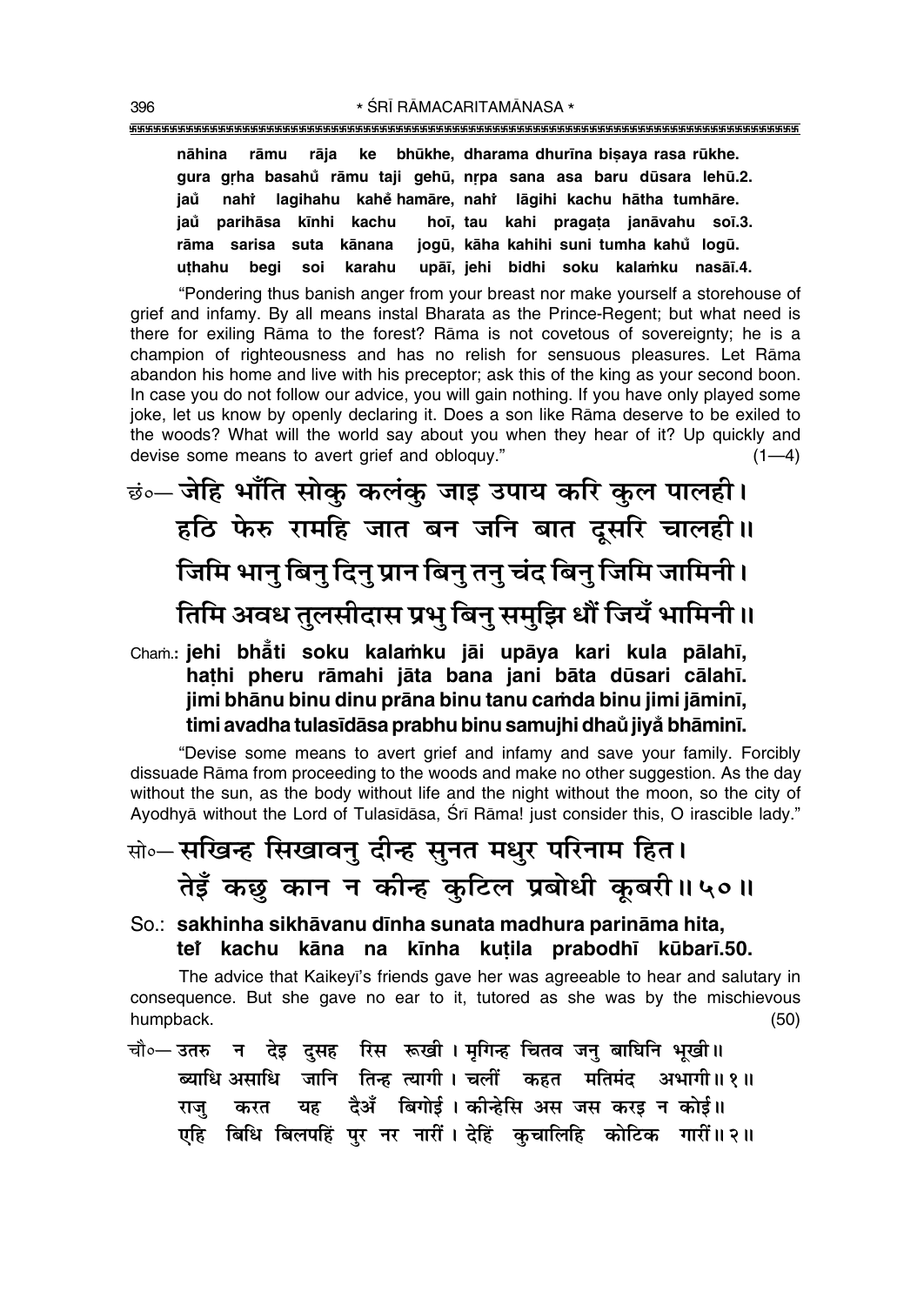**nāhina rāmu rāja ke bhūkhe, dharama dhurīna biṣaya rasa rūkhe.**
**gura gṛha basahu̐ rāmu taji gehū, nṛpa sana asa baru dūsara lehū.2.**
**jau̐ nahi̐ lagihahu kahe̐ hamāre, nahi̐ lāgihi kachu hātha tumhāre.**
**jau̐ parihāsa kīnhi kachu hoī, tau kahi pragaṭa janāvahu soī.3.**
**rāma sarisa suta kānana jogū, kāha kahihi suni tumha kahu̐ logū.**
**uṭhahu begi soi karahu upāī, jehi bidhi soku kalaṁku nasāī.4.**

"Pondering thus banish anger from your breast nor make yourself a storehouse of grief and infamy. By all means instal Bharata as the Prince-Regent; but what need is there for exiling Rāma to the forest? Rāma is not covetous of sovereignty; he is a champion of righteousness and has no relish for sensuous pleasures. Let Rāma abandon his home and live with his preceptor; ask this of the king as your second boon. In case you do not follow our advice, you will gain nothing. If you have only played some joke, let us know by openly declaring it. Does a son like Rāma deserve to be exiled to the woods? What will the world say about you when they hear of it? Up quickly and devise some means to avert grief and obloquy." (1—4)

छं०— जेहि भाँति सोकु कलंकु जाइ उपाय करि कुल पालही।
हठि फेरु रामहि जात बन जनि बात दूसरि चालही॥
जिमि भानु बिनु दिनु प्रान बिनु तनु चंद बिनु जिमि जामिनी।
तिमि अवध तुलसीदास प्रभु बिनु समुझि धौं जियँ भामिनी॥

Chaṁ.: **jehi bhā̐ti soku kalaṁku jāi upāya kari kula pālahī,**
**haṭhi pheru rāmahi jāta bana jani bāta dūsari cālahī.**
**jimi bhānu binu dinu prāna binu tanu caṁda binu jimi jāminī,**
**timi avadha tulasīdāsa prabhu binu samujhi dhau̐ jiya̐ bhāminī.**

"Devise some means to avert grief and infamy and save your family. Forcibly dissuade Rāma from proceeding to the woods and make no other suggestion. As the day without the sun, as the body without life and the night without the moon, so the city of Ayodhyā without the Lord of Tulasīdāsa, Śrī Rāma! just consider this, O irascible lady."

सो०— सखिन्ह सिखावनु दीन्ह सुनत मधुर परिनाम हित।
तेइँ कछु कान न कीन्ह कुटिल प्रबोधी कूबरी॥५०॥

So.: **sakhinha sikhāvanu dīnha sunata madhura parināma hita,**
**teĩ kachu kāna na kīnha kuṭila prabodhī kūbarī.50.**

The advice that Kaikeyī's friends gave her was agreeable to hear and salutary in consequence. But she gave no ear to it, tutored as she was by the mischievous humpback. (50)

चौ०— उतरु न देइ दुसह रिस रूखी। मृगिन्ह चितव जनु बाघिनि भूखी॥
ब्याधि असाधि जानि तिन्ह त्यागी। चलीं कहत मतिमंद अभागी॥१॥
राजु करत यह दैअँ बिगोई। कीन्हेसि अस जस करइ न कोई॥
एहि बिधि बिलपहिं पुर नर नारीं। देहिं कुचालिहि कोटिक गारीं॥२॥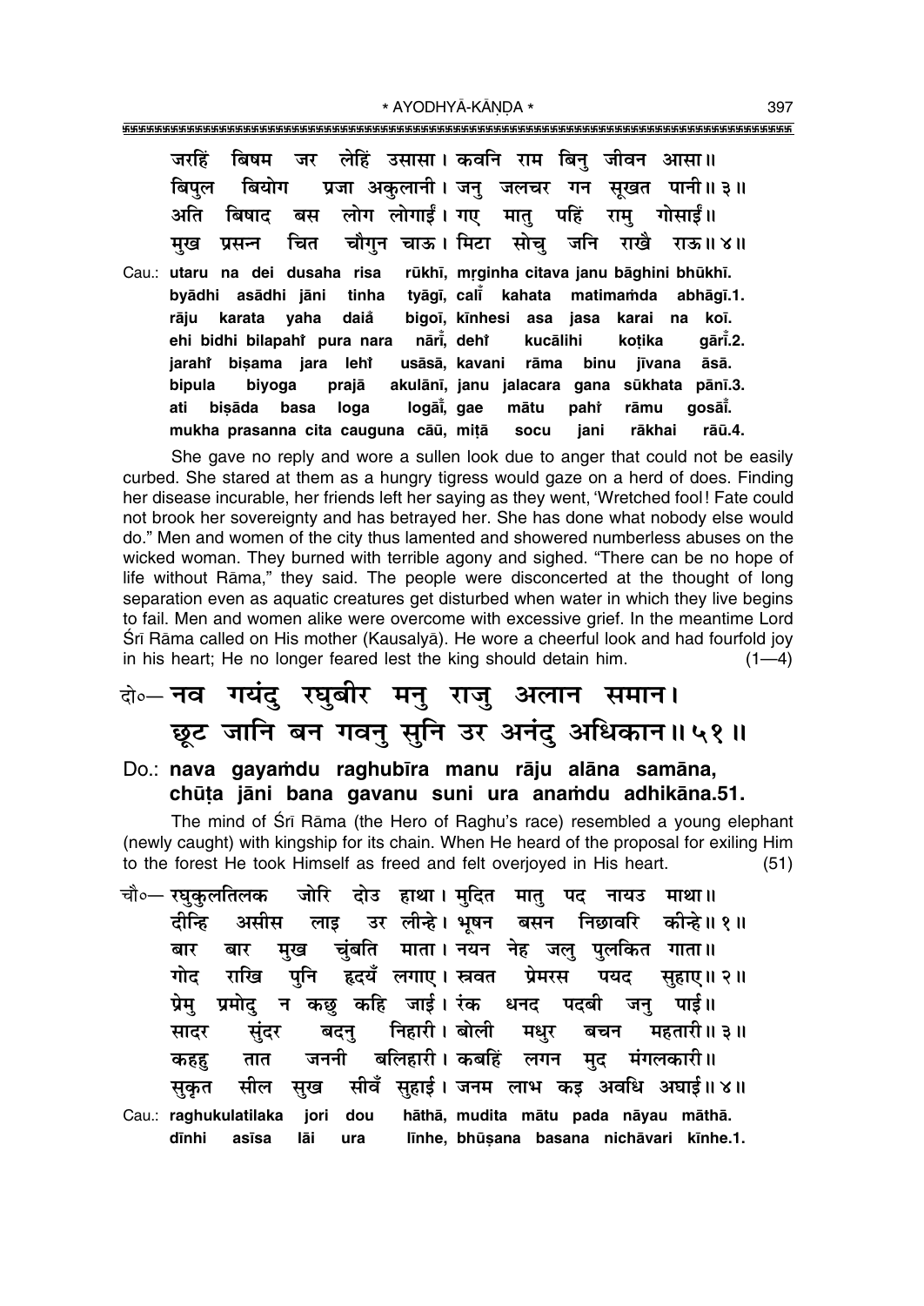जरहिं बिषम जर लेहिं उसासा। कवनि राम बिनु जीवन आसा॥
बिपुल बियोग प्रजा अकुलानी। जनु जलचर गन सूखत पानी॥ ३॥
अति बिषाद बस लोग लोगाईं। गए मातु पहिं रामु गोसाईं॥
मुख प्रसन्न चित चौगुन चाऊ। मिटा सोचु जनि राखै राऊ॥ ४॥

Cau.: **utaru na dei dusaha risa rūkhī, mṛginha citava janu bāghini bhūkhī.**
**byādhi asādhi jāni tinha tyāgī, calī̐ kahata matimaṁda abhāgī.1.**
**rāju karata yaha daiа̐ bigoī, kīnhesi asa jasa karai na koī.**
**ehi bidhi bilapahiṁ pura nara nārī̐, dehiṁ kucālihi koṭika gārī̐.2.**
**jarahiṁ biṣama jara lehiṁ usāsā, kavani rāma binu jīvana āsā.**
**bipula biyoga prajā akulānī, janu jalacara gana sūkhata pānī.3.**
**ati biṣāda basa loga logāī̐, gae mātu pahiṁ rāmu gosāī̐.**
**mukha prasanna cita cauguna cāū, miṭā socu jani rākhai rāū.4.**

She gave no reply and wore a sullen look due to anger that could not be easily curbed. She stared at them as a hungry tigress would gaze on a herd of does. Finding her disease incurable, her friends left her saying as they went, 'Wretched fool! Fate could not brook her sovereignty and has betrayed her. She has done what nobody else would do." Men and women of the city thus lamented and showered numberless abuses on the wicked woman. They burned with terrible agony and sighed. "There can be no hope of life without Rāma," they said. The people were disconcerted at the thought of long separation even as aquatic creatures get disturbed when water in which they live begins to fail. Men and women alike were overcome with excessive grief. In the meantime Lord Śrī Rāma called on His mother (Kausalyā). He wore a cheerful look and had fourfold joy in his heart; He no longer feared lest the king should detain him. (1—4)

दो०— **नव गयंदु रघुबीर मनु राजु अलान समान।**
**छूट जानि बन गवनु सुनि उर अनंदु अधिकान॥ ५१॥**

Do.: **nava gayaṁdu raghubīra manu rāju alāna samāna,**
**chūṭa jāni bana gavanu suni ura anaṁdu adhikāna.51.**

The mind of Śrī Rāma (the Hero of Raghu's race) resembled a young elephant (newly caught) with kingship for its chain. When He heard of the proposal for exiling Him to the forest He took Himself as freed and felt overjoyed in His heart. (51)

चौ०— रघुकुलतिलक जोरि दोउ हाथा। मुदित मातु पद नायउ माथा॥
दीन्हि असीस लाइ उर लीन्हे। भूषन बसन निछावरि कीन्हे॥ १॥
बार बार मुख चुंबति माता। नयन नेह जलु पुलकित गाता॥
गोद राखि पुनि हृदयँ लगाए। स्त्रवत प्रेमरस पयद सुहाए॥ २॥
प्रेमु प्रमोदु न कछु कहि जाई। रंक धनद पदबी जनु पाई॥
सादर सुंदर बदनु निहारी। बोली मधुर बचन महतारी॥ ३॥
कहहु तात जननी बलिहारी। कबहिं लगन मुद मंगलकारी॥
सुकृत सील सुख सीवँ सुहाई। जनम लाभ कइ अवधि अघाई॥ ४॥

Cau.: **raghukulatilaka jori dou hāthā, mudita mātu pada nāyau māthā.**
**dīnhi asīsa lāi ura līnhe, bhūṣana basana nichāvari kīnhe.1.**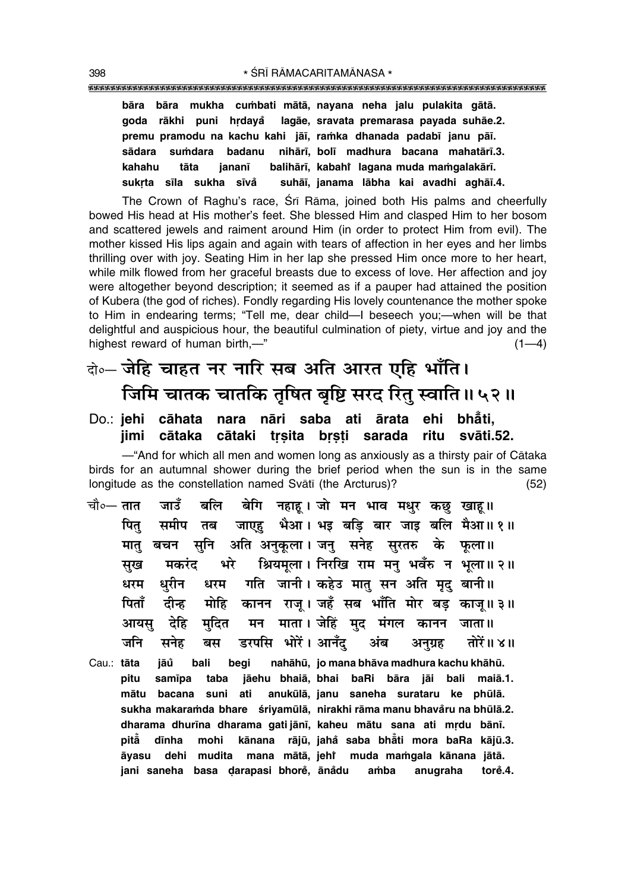bāra bāra mukha cuṁbati mātā, nayana neha jalu pulakita gātā.
goda rākhi puni hṛdayå̐ lagāe, sravata premarasa payada suhāe.2.
premu pramodu na kachu kahi jāī, raṁka dhanada padabī janu pāī.
sādara suṁdara badanu nihārī, bolī madhura bacana mahatārī.3.
kahahu tāta jananī balihārī, kabahiṁ lagana muda maṁgalakārī.
sukṛta sīla sukha sīvå̐ suhāī, janama lābha kai avadhi aghāī.4.

The Crown of Raghu's race, Śrī Rāma, joined both His palms and cheerfully bowed His head at His mother's feet. She blessed Him and clasped Him to her bosom and scattered jewels and raiment around Him (in order to protect Him from evil). The mother kissed His lips again and again with tears of affection in her eyes and her limbs thrilling over with joy. Seating Him in her lap she pressed Him once more to her heart, while milk flowed from her graceful breasts due to excess of love. Her affection and joy were altogether beyond description; it seemed as if a pauper had attained the position of Kubera (the god of riches). Fondly regarding His lovely countenance the mother spoke to Him in endearing terms; "Tell me, dear child—I beseech you;—when will be that delightful and auspicious hour, the beautiful culmination of piety, virtue and joy and the highest reward of human birth,—" (1—4)

दो०— जेहि चाहत नर नारि सब अति आरत एहि भाँति।
जिमि चातक चातकि तृषित बृष्टि सरद रितु स्वाति॥ ५२॥

Do.: jehi cāhata nara nāri saba ati ārata ehi bhå̐ti,
jimi cātaka cātaki tṛṣita bṛṣṭi sarada ritu svāti.52.

—"And for which all men and women long as anxiously as a thirsty pair of Cātaka birds for an autumnal shower during the brief period when the sun is in the same longitude as the constellation named Svātī (the Arcturus)? (52)

चौ०— तात जाउँ बलि बेगि नहाहू। जो मन भाव मधुर कछु खाहू॥
पितु समीप तब जाएहु भैआ। भइ बड़ि बार जाइ बलि मैआ॥ १॥
मातु बचन सुनि अति अनुकूला। जनु सनेह सुरतरु के फूला॥
सुख मकरंद भरे श्रियमूला। निरखि राम मनु भवँरु न भूला॥ २॥
धरम धुरीन धरम गति जानी। कहेउ मातु सन अति मृदु बानी॥
पिताँ दीन्ह मोहि कानन राजू। जहँ सब भाँति मोर बड़ काजू॥ ३॥
आयसु देहि मुदित मन माता। जेहिं मुद मंगल कानन जाता॥
जनि सनेह बस डरपसि भोरें। आनँदु अंब अनुग्रह तोरें॥ ४॥

Cau.: tāta jāů̐ bali begi nahāhū, jo mana bhāva madhura kachu khāhū.
pitu samīpa taba jāehu bhaiā, bhai baRi bāra jāi bali maiā.1.
mātu bacana suni ati anukūlā, janu saneha surataru ke phūlā.
sukha makaraṁda bhare śriyamūlā, nirakhi rāma manu bhavå̐ru na bhūlā.2.
dharama dhurīna dharama gati jānī, kaheu mātu sana ati mṛdu bānī.
pitå̐ dīnha mohi kānana rājū, jahå̐ saba bhå̐ti mora baRa kājū.3.
āyasu dehi mudita mana mātā, jehiṁ muda maṁgala kānana jātā.
jani saneha basa ḍarapasi bhoreṁ, ānå̐du aṁba anugraha toreṁ.4.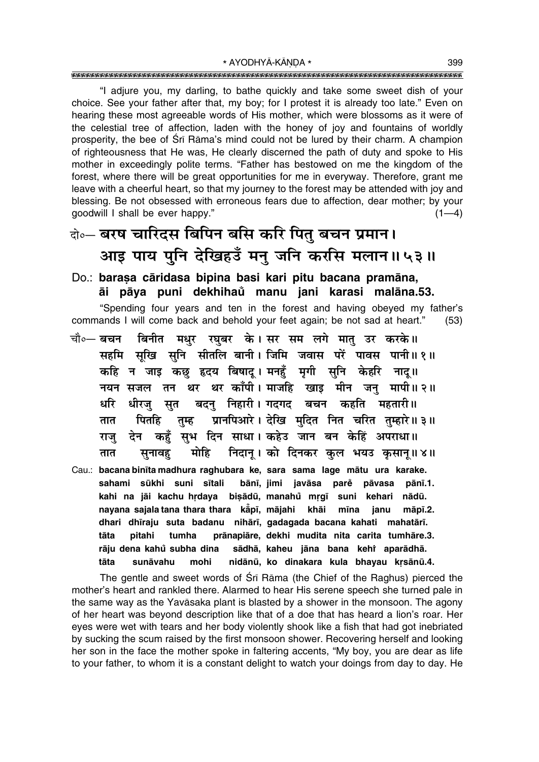"I adjure you, my darling, to bathe quickly and take some sweet dish of your choice. See your father after that, my boy; for I protest it is already too late." Even on hearing these most agreeable words of His mother, which were blossoms as it were of the celestial tree of affection, laden with the honey of joy and fountains of worldly prosperity, the bee of Śrī Rāma's mind could not be lured by their charm. A champion of righteousness that He was, He clearly discerned the path of duty and spoke to His mother in exceedingly polite terms. "Father has bestowed on me the kingdom of the forest, where there will be great opportunities for me in everyway. Therefore, grant me leave with a cheerful heart, so that my journey to the forest may be attended with joy and blessing. Be not obsessed with erroneous fears due to affection, dear mother; by your goodwill I shall be ever happy." (1—4)

**दो०— बरष चारिदस बिपिन बसि करि पितु बचन प्रमान।**
**आइ पाय पुनि देखिहउँ मनु जनि करसि मलान॥५३॥**

**Do.: baraṣa cāridasa bipina basi kari pitu bacana pramāna,**
**āi pāya puni dekhihaů manu jani karasi malāna.53.**

"Spending four years and ten in the forest and having obeyed my father's commands I will come back and behold your feet again; be not sad at heart." (53)

**चौ०— बचन बिनीत मधुर रघुबर के। सर सम लगे मातु उर करके॥**
**सहमि सूखि सुनि सीतलि बानी। जिमि जवास परें पावस पानी॥१॥**
**कहि न जाइ कछु हृदय बिषादू। मनहुँ मृगी सुनि केहरि नादू॥**
**नयन सजल तन थर थर काँपी। माजहि खाइ मीन जनु मापी॥२॥**
**धरि धीरजु सुत बदनु निहारी। गदगद बचन कहति महतारी॥**
**तात पितहि तुम्ह प्रानपिआरे। देखि मुदित नित चरित तुम्हारे॥३॥**
**राजु देन कहुँ सुभ दिन साधा। कहेउ जान बन केहिं अपराधा॥**
**तात सुनावहु मोहि निदानू। को दिनकर कुल भयउ कृसानू॥४॥**

**Cau.: bacana binīta madhura raghubara ke, sara sama lage mātu ura karake.**
**sahami sūkhi suni sītali bānī, jimi javāsa parẽ pāvasa pānī.1.**
**kahi na jāi kachu hṛdaya biṣādū, manahů mṛgī suni kehari nādū.**
**nayana sajala tana thara thara kā̃pī, mājahi khāi mīna janu māpī.2.**
**dhari dhīraju suta badanu nihārī, gadagada bacana kahati mahatārī.**
**tāta pitahi tumha prānapiāre, dekhi mudita nita carita tumhāre.3.**
**rāju dena kahů subha dina sādhā, kaheu jāna bana kehĩ aparādhā.**
**tāta sunāvahu mohi nidānū, ko dinakara kula bhayau kṛsānū.4.**

The gentle and sweet words of Śrī Rāma (the Chief of the Raghus) pierced the mother's heart and rankled there. Alarmed to hear His serene speech she turned pale in the same way as the Yavāsaka plant is blasted by a shower in the monsoon. The agony of her heart was beyond description like that of a doe that has heard a lion's roar. Her eyes were wet with tears and her body violently shook like a fish that had got inebriated by sucking the scum raised by the first monsoon shower. Recovering herself and looking her son in the face the mother spoke in faltering accents, "My boy, you are dear as life to your father, to whom it is a constant delight to watch your doings from day to day. He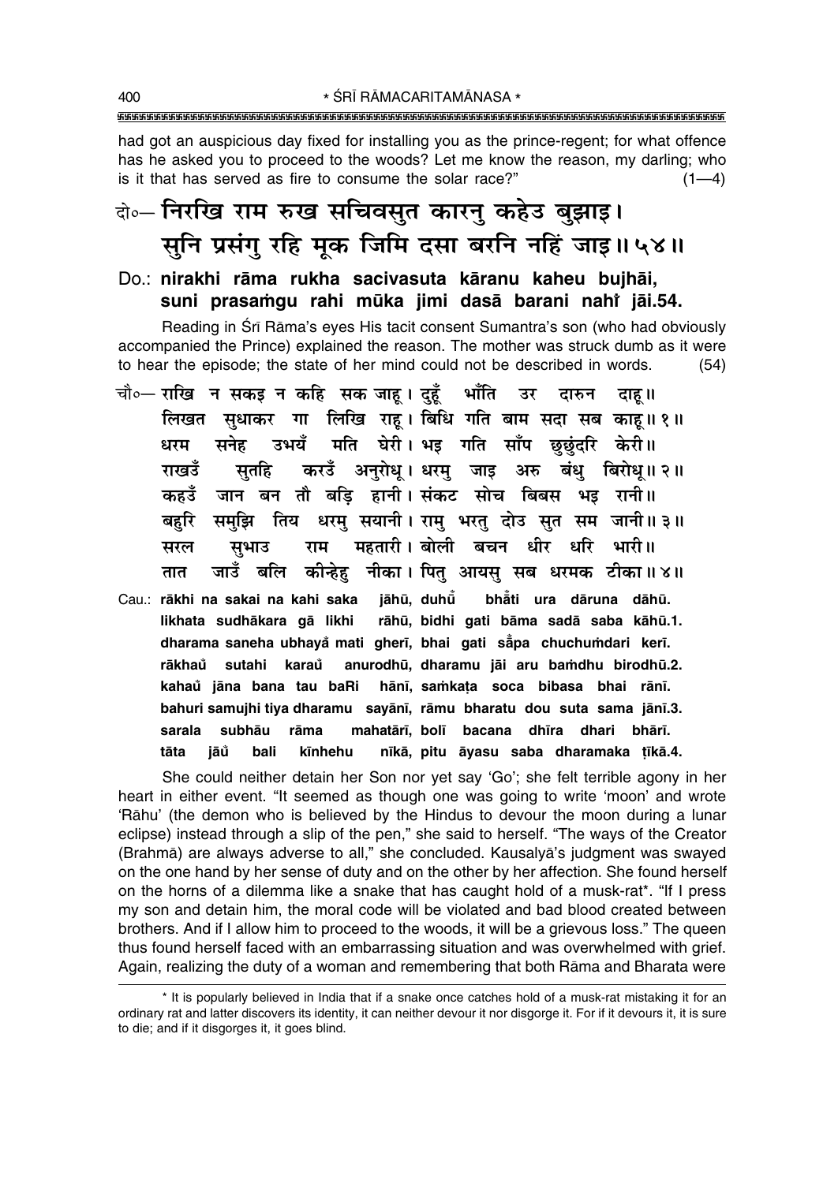had got an auspicious day fixed for installing you as the prince-regent; for what offence has he asked you to proceed to the woods? Let me know the reason, my darling; who is it that has served as fire to consume the solar race?" (1—4)

दो०— निरखि राम रुख सचिवसुत कारनु कहेउ बुझाइ।
सुनि प्रसंगु रहि मूक जिमि दसा बरनि नहिं जाइ॥ ५४॥

Do.: **nirakhi rāma rukha sacivasuta kāranu kaheu bujhāi, suni prasaṁgu rahi mūka jimi dasā barani nahi jāi.54.**

Reading in Śrī Rāma's eyes His tacit consent Sumantra's son (who had obviously accompanied the Prince) explained the reason. The mother was struck dumb as it were to hear the episode; the state of her mind could not be described in words. (54)

चौ०— राखि न सकइ न कहि सक जाहू। दुहूँ भाँति उर दारुन दाहू॥
लिखत सुधाकर गा लिखि राहू। बिधि गति बाम सदा सब काहू॥ १॥
धरम सनेह उभयँ मति घेरी। भइ गति साँप छुछुंदरि केरी॥
राखउँ सुतहि करउँ अनुरोधू। धरमु जाइ अरु बंधु बिरोधू॥ २॥
कहउँ जान बन तौ बड़ि हानी। संकट सोच बिबस भइ रानी॥
बहुरि समुझि तिय धरमु सयानी। रामु भरतु दोउ सुत सम जानी॥ ३॥
सरल सुभाउ राम महतारी। बोली बचन धीर धरि भारी॥
तात जाउँ बलि कीन्हेहु नीका। पितु आयसु सब धरमक टीका॥ ४॥

Cau.: **rākhi na sakai na kahi saka jāhū, duhū̃ bhā̃ti ura dāruna dāhū. likhata sudhākara gā likhi rāhū, bidhi gati bāma sadā saba kāhū.1. dharama saneha ubhayā̃ mati gherī, bhai gati sā̃pa chuchuṁdari kerī. rākhau̇̃ sutahi karau̇̃ anurodhū, dharamu jāi aru baṁdhu birodhū.2. kahau̇̃ jāna bana tau baRi hānī, saṁkaṭa soca bibasa bhai rānī. bahuri samujhi tiya dharamu sayānī, rāmu bharatu dou suta sama jānī.3. sarala subhāu rāma mahatārī, bolī bacana dhīra dhari bhārī. tāta jāu̇̃ bali kīnhehu nīkā, pitu āyasu saba dharamaka ṭīkā.4.**

She could neither detain her Son nor yet say 'Go'; she felt terrible agony in her heart in either event. "It seemed as though one was going to write 'moon' and wrote 'Rāhu' (the demon who is believed by the Hindus to devour the moon during a lunar eclipse) instead through a slip of the pen," she said to herself. "The ways of the Creator (Brahmā) are always adverse to all," she concluded. Kausalyā's judgment was swayed on the one hand by her sense of duty and on the other by her affection. She found herself on the horns of a dilemma like a snake that has caught hold of a musk-rat*. "If I press my son and detain him, the moral code will be violated and bad blood created between brothers. And if I allow him to proceed to the woods, it will be a grievous loss." The queen thus found herself faced with an embarrassing situation and was overwhelmed with grief. Again, realizing the duty of a woman and remembering that both Rāma and Bharata were

---

* It is popularly believed in India that if a snake once catches hold of a musk-rat mistaking it for an ordinary rat and latter discovers its identity, it can neither devour it nor disgorge it. For if it devours it, it is sure to die; and if it disgorges it, it goes blind.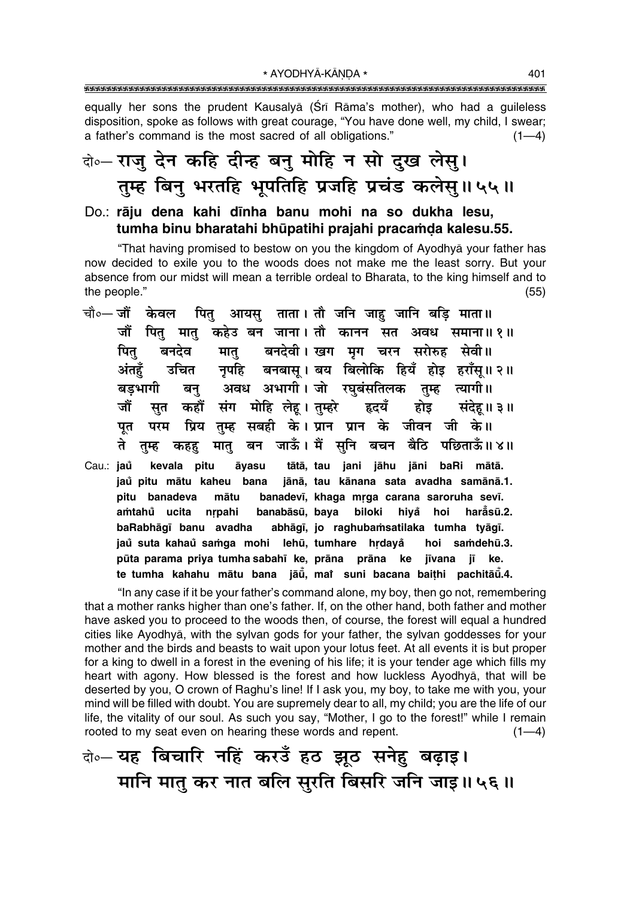equally her sons the prudent Kausalyā (Śrī Rāma's mother), who had a guileless disposition, spoke as follows with great courage, "You have done well, my child, I swear; a father's command is the most sacred of all obligations." (1—4)

दो०— राजु देन कहि दीन्ह बनु मोहि न सो दुख लेसु।
तुम्ह बिनु भरतहि भूपतिहि प्रजहि प्रचंड कलेसु॥ ५५॥

**Do.: rāju dena kahi dīnha banu mohi na so dukha lesu,**
**tumha binu bharatahi bhūpatihi prajahi pracaṁḍa kalesu.55.**

"That having promised to bestow on you the kingdom of Ayodhyā your father has now decided to exile you to the woods does not make me the least sorry. But your absence from our midst will mean a terrible ordeal to Bharata, to the king himself and to the people." (55)

चौ०— जौं केवल पितु आयसु ताता। तौ जनि जाहु जानि बड़ि माता॥
जौं पितु मातु कहेउ बन जाना। तौ कानन सत अवध समाना॥ १॥
पितु बनदेव मातु बनदेवी। खग मृग चरन सरोरुह सेवी॥
अंतहुँ उचित नृपहि बनबासू। बय बिलोकि हियँ होइ हराँसू॥ २॥
बड़भागी बनु अवध अभागी। जो रघुबंसतिलक तुम्ह त्यागी॥
जौं सुत कहौं संग मोहि लेहू। तुम्हरे हृदयँ होइ संदेहू॥ ३॥
पूत परम प्रिय तुम्ह सबही के। प्रान प्रान के जीवन जी के॥
ते तुम्ह कहहु मातु बन जाऊँ। मैं सुनि बचन बैठि पछिताऊँ॥ ४॥

**Cau.: jau̐ kevala pitu āyasu tātā, tau jani jāhu jāni baRi mātā.**
**jau̐ pitu mātu kaheu bana jānā, tau kānana sata avadha samānā.1.**
**pitu banadeva mātu banadevī, khaga mṛga carana saroruha sevī.**
**aṁtahu̐ ucita nṛpahi banabāsū, baya biloki hiya̐ hoi harā̐sū.2.**
**baRabhāgī banu avadha abhāgī, jo raghubaṁsatilaka tumha tyāgī.**
**jau̐ suta kahau̐ saṁga mohi lehū, tumhare hṛdaya̐ hoi saṁdehū.3.**
**pūta parama priya tumha sabahī ke, prāna prāna ke jīvana jī ke.**
**te tumha kahahu mātu bana jāū̐, maiṁ suni bacana baiṭhi pachitāū̐.4.**

"In any case if it be your father's command alone, my boy, then go not, remembering that a mother ranks higher than one's father. If, on the other hand, both father and mother have asked you to proceed to the woods then, of course, the forest will equal a hundred cities like Ayodhyā, with the sylvan gods for your father, the sylvan goddesses for your mother and the birds and beasts to wait upon your lotus feet. At all events it is but proper for a king to dwell in a forest in the evening of his life; it is your tender age which fills my heart with agony. How blessed is the forest and how luckless Ayodhyā, that will be deserted by you, O crown of Raghu's line! If I ask you, my boy, to take me with you, your mind will be filled with doubt. You are supremely dear to all, my child; you are the life of our life, the vitality of our soul. As such you say, "Mother, I go to the forest!" while I remain rooted to my seat even on hearing these words and repent. (1—4)

दो०— यह बिचारि नहिं करउँ हठ झूठ सनेहु बढ़ाइ।
मानि मातु कर नात बलि सुरति बिसरि जनि जाइ॥ ५६॥